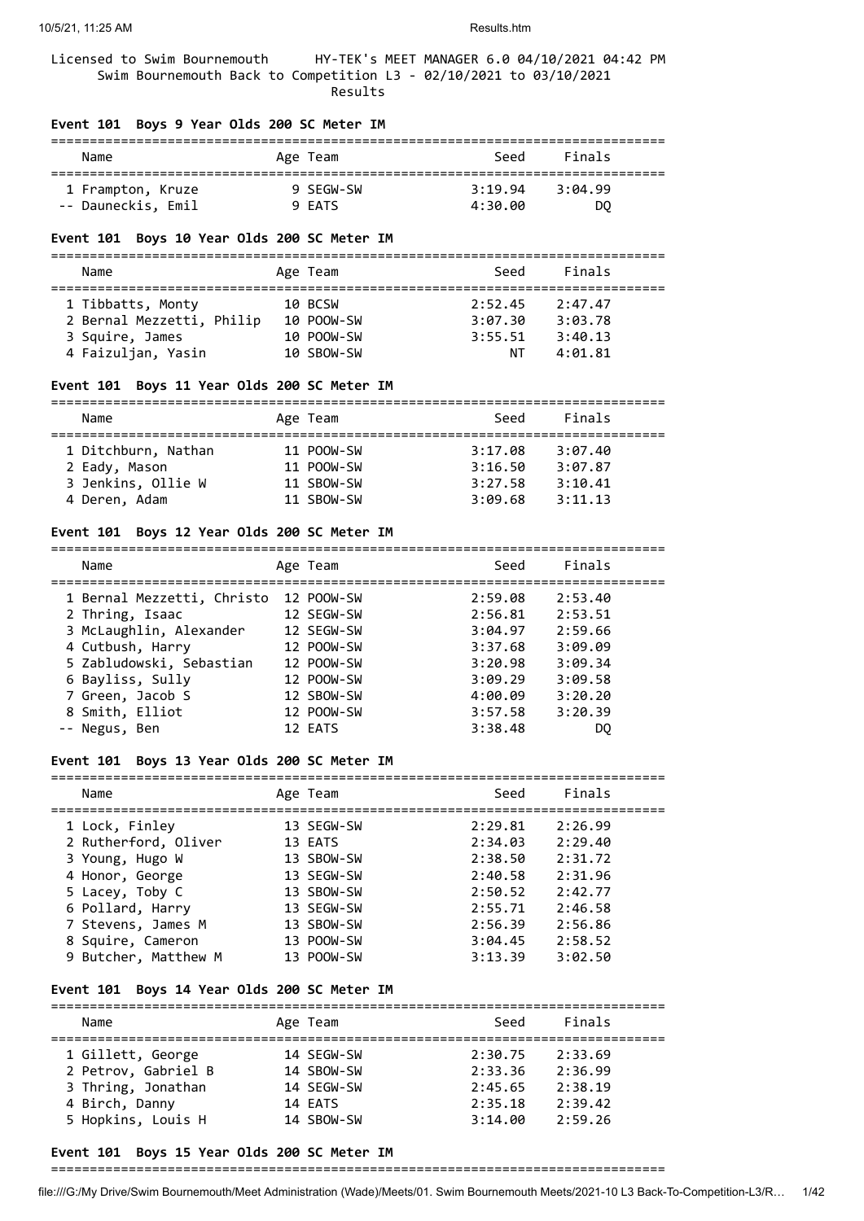Licensed to Swim Bournemouth HY-TEK's MEET MANAGER 6.0 04/10/2021 04:42 PM

Swim Bournemouth Back to Competition L3 - 02/10/2021 to 03/10/2021

Results

### Event 101 Boys 9 Year Olds 200 SC Meter IM

| | Name | Age | Team | Seed | Finals |
|---|---|---|---|---|---|
| 1 | Frampton, Kruze | 9 | SEGW-SW | 3:19.94 | 3:04.99 |
| -- | Dauneckis, Emil | 9 | EATS | 4:30.00 | DQ |

### Event 101 Boys 10 Year Olds 200 SC Meter IM

| | Name | Age | Team | Seed | Finals |
|---|---|---|---|---|---|
| 1 | Tibbatts, Monty | 10 | BCSW | 2:52.45 | 2:47.47 |
| 2 | Bernal Mezzetti, Philip | 10 | POOW-SW | 3:07.30 | 3:03.78 |
| 3 | Squire, James | 10 | POOW-SW | 3:55.51 | 3:40.13 |
| 4 | Faizuljan, Yasin | 10 | SBOW-SW | NT | 4:01.81 |

### Event 101 Boys 11 Year Olds 200 SC Meter IM

| | Name | Age | Team | Seed | Finals |
|---|---|---|---|---|---|
| 1 | Ditchburn, Nathan | 11 | POOW-SW | 3:17.08 | 3:07.40 |
| 2 | Eady, Mason | 11 | POOW-SW | 3:16.50 | 3:07.87 |
| 3 | Jenkins, Ollie W | 11 | SBOW-SW | 3:27.58 | 3:10.41 |
| 4 | Deren, Adam | 11 | SBOW-SW | 3:09.68 | 3:11.13 |

### Event 101 Boys 12 Year Olds 200 SC Meter IM

| | Name | Age | Team | Seed | Finals |
|---|---|---|---|---|---|
| 1 | Bernal Mezzetti, Christo | 12 | POOW-SW | 2:59.08 | 2:53.40 |
| 2 | Thring, Isaac | 12 | SEGW-SW | 2:56.81 | 2:53.51 |
| 3 | McLaughlin, Alexander | 12 | SEGW-SW | 3:04.97 | 2:59.66 |
| 4 | Cutbush, Harry | 12 | POOW-SW | 3:37.68 | 3:09.09 |
| 5 | Zabludowski, Sebastian | 12 | POOW-SW | 3:20.98 | 3:09.34 |
| 6 | Bayliss, Sully | 12 | POOW-SW | 3:09.29 | 3:09.58 |
| 7 | Green, Jacob S | 12 | SBOW-SW | 4:00.09 | 3:20.20 |
| 8 | Smith, Elliot | 12 | POOW-SW | 3:57.58 | 3:20.39 |
| -- | Negus, Ben | 12 | EATS | 3:38.48 | DQ |

### Event 101 Boys 13 Year Olds 200 SC Meter IM

| | Name | Age | Team | Seed | Finals |
|---|---|---|---|---|---|
| 1 | Lock, Finley | 13 | SEGW-SW | 2:29.81 | 2:26.99 |
| 2 | Rutherford, Oliver | 13 | EATS | 2:34.03 | 2:29.40 |
| 3 | Young, Hugo W | 13 | SBOW-SW | 2:38.50 | 2:31.72 |
| 4 | Honor, George | 13 | SEGW-SW | 2:40.58 | 2:31.96 |
| 5 | Lacey, Toby C | 13 | SBOW-SW | 2:50.52 | 2:42.77 |
| 6 | Pollard, Harry | 13 | SEGW-SW | 2:55.71 | 2:46.58 |
| 7 | Stevens, James M | 13 | SBOW-SW | 2:56.39 | 2:56.86 |
| 8 | Squire, Cameron | 13 | POOW-SW | 3:04.45 | 2:58.52 |
| 9 | Butcher, Matthew M | 13 | POOW-SW | 3:13.39 | 3:02.50 |

### Event 101 Boys 14 Year Olds 200 SC Meter IM

| | Name | Age | Team | Seed | Finals |
|---|---|---|---|---|---|
| 1 | Gillett, George | 14 | SEGW-SW | 2:30.75 | 2:33.69 |
| 2 | Petrov, Gabriel B | 14 | SBOW-SW | 2:33.36 | 2:36.99 |
| 3 | Thring, Jonathan | 14 | SEGW-SW | 2:45.65 | 2:38.19 |
| 4 | Birch, Danny | 14 | EATS | 2:35.18 | 2:39.42 |
| 5 | Hopkins, Louis H | 14 | SBOW-SW | 3:14.00 | 2:59.26 |

### Event 101 Boys 15 Year Olds 200 SC Meter IM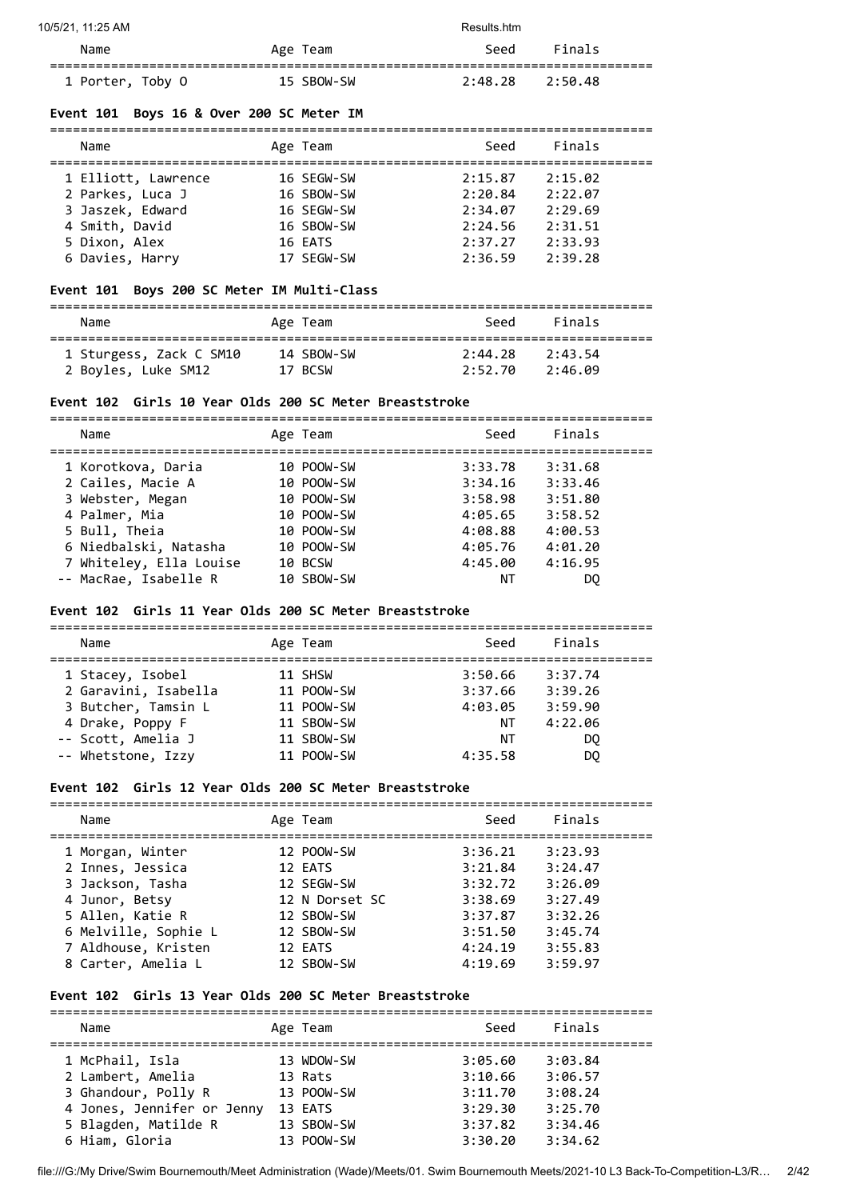| Name | Age | Team | Seed | Finals |
|---|---|---|---|---|
| 1 Porter, Toby O | 15 | SBOW-SW | 2:48.28 | 2:50.48 |

### Event 101 Boys 16 & Over 200 SC Meter IM

| Name | Age | Team | Seed | Finals |
|---|---|---|---|---|
| 1 Elliott, Lawrence | 16 | SEGW-SW | 2:15.87 | 2:15.02 |
| 2 Parkes, Luca J | 16 | SBOW-SW | 2:20.84 | 2:22.07 |
| 3 Jaszek, Edward | 16 | SEGW-SW | 2:34.07 | 2:29.69 |
| 4 Smith, David | 16 | SBOW-SW | 2:24.56 | 2:31.51 |
| 5 Dixon, Alex | 16 | EATS | 2:37.27 | 2:33.93 |
| 6 Davies, Harry | 17 | SEGW-SW | 2:36.59 | 2:39.28 |

### Event 101 Boys 200 SC Meter IM Multi-Class

| Name | Age | Team | Seed | Finals |
|---|---|---|---|---|
| 1 Sturgess, Zack C SM10 | 14 | SBOW-SW | 2:44.28 | 2:43.54 |
| 2 Boyles, Luke SM12 | 17 | BCSW | 2:52.70 | 2:46.09 |

### Event 102 Girls 10 Year Olds 200 SC Meter Breaststroke

| Name | Age | Team | Seed | Finals |
|---|---|---|---|---|
| 1 Korotkova, Daria | 10 | POOW-SW | 3:33.78 | 3:31.68 |
| 2 Cailes, Macie A | 10 | POOW-SW | 3:34.16 | 3:33.46 |
| 3 Webster, Megan | 10 | POOW-SW | 3:58.98 | 3:51.80 |
| 4 Palmer, Mia | 10 | POOW-SW | 4:05.65 | 3:58.52 |
| 5 Bull, Theia | 10 | POOW-SW | 4:08.88 | 4:00.53 |
| 6 Niedbalski, Natasha | 10 | POOW-SW | 4:05.76 | 4:01.20 |
| 7 Whiteley, Ella Louise | 10 | BCSW | 4:45.00 | 4:16.95 |
| -- MacRae, Isabelle R | 10 | SBOW-SW | NT | DQ |

### Event 102 Girls 11 Year Olds 200 SC Meter Breaststroke

| Name | Age | Team | Seed | Finals |
|---|---|---|---|---|
| 1 Stacey, Isobel | 11 | SHSW | 3:50.66 | 3:37.74 |
| 2 Garavini, Isabella | 11 | POOW-SW | 3:37.66 | 3:39.26 |
| 3 Butcher, Tamsin L | 11 | POOW-SW | 4:03.05 | 3:59.90 |
| 4 Drake, Poppy F | 11 | SBOW-SW | NT | 4:22.06 |
| -- Scott, Amelia J | 11 | SBOW-SW | NT | DQ |
| -- Whetstone, Izzy | 11 | POOW-SW | 4:35.58 | DQ |

### Event 102 Girls 12 Year Olds 200 SC Meter Breaststroke

| Name | Age | Team | Seed | Finals |
|---|---|---|---|---|
| 1 Morgan, Winter | 12 | POOW-SW | 3:36.21 | 3:23.93 |
| 2 Innes, Jessica | 12 | EATS | 3:21.84 | 3:24.47 |
| 3 Jackson, Tasha | 12 | SEGW-SW | 3:32.72 | 3:26.09 |
| 4 Junor, Betsy | 12 | N Dorset SC | 3:38.69 | 3:27.49 |
| 5 Allen, Katie R | 12 | SBOW-SW | 3:37.87 | 3:32.26 |
| 6 Melville, Sophie L | 12 | SBOW-SW | 3:51.50 | 3:45.74 |
| 7 Aldhouse, Kristen | 12 | EATS | 4:24.19 | 3:55.83 |
| 8 Carter, Amelia L | 12 | SBOW-SW | 4:19.69 | 3:59.97 |

### Event 102 Girls 13 Year Olds 200 SC Meter Breaststroke

| Name | Age | Team | Seed | Finals |
|---|---|---|---|---|
| 1 McPhail, Isla | 13 | WDOW-SW | 3:05.60 | 3:03.84 |
| 2 Lambert, Amelia | 13 | Rats | 3:10.66 | 3:06.57 |
| 3 Ghandour, Polly R | 13 | POOW-SW | 3:11.70 | 3:08.24 |
| 4 Jones, Jennifer or Jenny | 13 | EATS | 3:29.30 | 3:25.70 |
| 5 Blagden, Matilde R | 13 | SBOW-SW | 3:37.82 | 3:34.46 |
| 6 Hiam, Gloria | 13 | POOW-SW | 3:30.20 | 3:34.62 |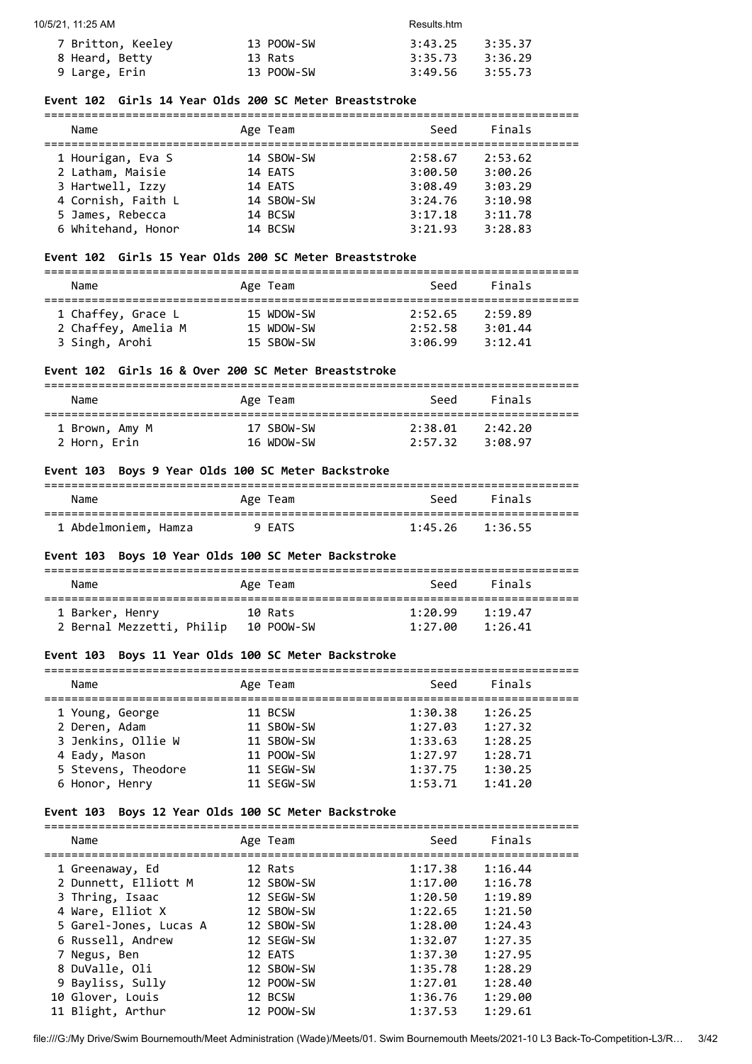| Name | Age | Team | Seed | Finals |
|---|---|---|---|---|
| 7 Britton, Keeley | 13 | POOW-SW | 3:43.25 | 3:35.37 |
| 8 Heard, Betty | 13 | Rats | 3:35.73 | 3:36.29 |
| 9 Large, Erin | 13 | POOW-SW | 3:49.56 | 3:55.73 |

### Event 102 Girls 14 Year Olds 200 SC Meter Breaststroke

| Name | Age | Team | Seed | Finals |
|---|---|---|---|---|
| 1 Hourigan, Eva S | 14 | SBOW-SW | 2:58.67 | 2:53.62 |
| 2 Latham, Maisie | 14 | EATS | 3:00.50 | 3:00.26 |
| 3 Hartwell, Izzy | 14 | EATS | 3:08.49 | 3:03.29 |
| 4 Cornish, Faith L | 14 | SBOW-SW | 3:24.76 | 3:10.98 |
| 5 James, Rebecca | 14 | BCSW | 3:17.18 | 3:11.78 |
| 6 Whitehand, Honor | 14 | BCSW | 3:21.93 | 3:28.83 |

### Event 102 Girls 15 Year Olds 200 SC Meter Breaststroke

| Name | Age | Team | Seed | Finals |
|---|---|---|---|---|
| 1 Chaffey, Grace L | 15 | WDOW-SW | 2:52.65 | 2:59.89 |
| 2 Chaffey, Amelia M | 15 | WDOW-SW | 2:52.58 | 3:01.44 |
| 3 Singh, Arohi | 15 | SBOW-SW | 3:06.99 | 3:12.41 |

### Event 102 Girls 16 & Over 200 SC Meter Breaststroke

| Name | Age | Team | Seed | Finals |
|---|---|---|---|---|
| 1 Brown, Amy M | 17 | SBOW-SW | 2:38.01 | 2:42.20 |
| 2 Horn, Erin | 16 | WDOW-SW | 2:57.32 | 3:08.97 |

### Event 103 Boys 9 Year Olds 100 SC Meter Backstroke

| Name | Age | Team | Seed | Finals |
|---|---|---|---|---|
| 1 Abdelmoniem, Hamza | 9 | EATS | 1:45.26 | 1:36.55 |

### Event 103 Boys 10 Year Olds 100 SC Meter Backstroke

| Name | Age | Team | Seed | Finals |
|---|---|---|---|---|
| 1 Barker, Henry | 10 | Rats | 1:20.99 | 1:19.47 |
| 2 Bernal Mezzetti, Philip | 10 | POOW-SW | 1:27.00 | 1:26.41 |

### Event 103 Boys 11 Year Olds 100 SC Meter Backstroke

| Name | Age | Team | Seed | Finals |
|---|---|---|---|---|
| 1 Young, George | 11 | BCSW | 1:30.38 | 1:26.25 |
| 2 Deren, Adam | 11 | SBOW-SW | 1:27.03 | 1:27.32 |
| 3 Jenkins, Ollie W | 11 | SBOW-SW | 1:33.63 | 1:28.25 |
| 4 Eady, Mason | 11 | POOW-SW | 1:27.97 | 1:28.71 |
| 5 Stevens, Theodore | 11 | SEGW-SW | 1:37.75 | 1:30.25 |
| 6 Honor, Henry | 11 | SEGW-SW | 1:53.71 | 1:41.20 |

### Event 103 Boys 12 Year Olds 100 SC Meter Backstroke

| Name | Age | Team | Seed | Finals |
|---|---|---|---|---|
| 1 Greenaway, Ed | 12 | Rats | 1:17.38 | 1:16.44 |
| 2 Dunnett, Elliott M | 12 | SBOW-SW | 1:17.00 | 1:16.78 |
| 3 Thring, Isaac | 12 | SEGW-SW | 1:20.50 | 1:19.89 |
| 4 Ware, Elliot X | 12 | SBOW-SW | 1:22.65 | 1:21.50 |
| 5 Garel-Jones, Lucas A | 12 | SBOW-SW | 1:28.00 | 1:24.43 |
| 6 Russell, Andrew | 12 | SEGW-SW | 1:32.07 | 1:27.35 |
| 7 Negus, Ben | 12 | EATS | 1:37.30 | 1:27.95 |
| 8 DuValle, Oli | 12 | SBOW-SW | 1:35.78 | 1:28.29 |
| 9 Bayliss, Sully | 12 | POOW-SW | 1:27.01 | 1:28.40 |
| 10 Glover, Louis | 12 | BCSW | 1:36.76 | 1:29.00 |
| 11 Blight, Arthur | 12 | POOW-SW | 1:37.53 | 1:29.61 |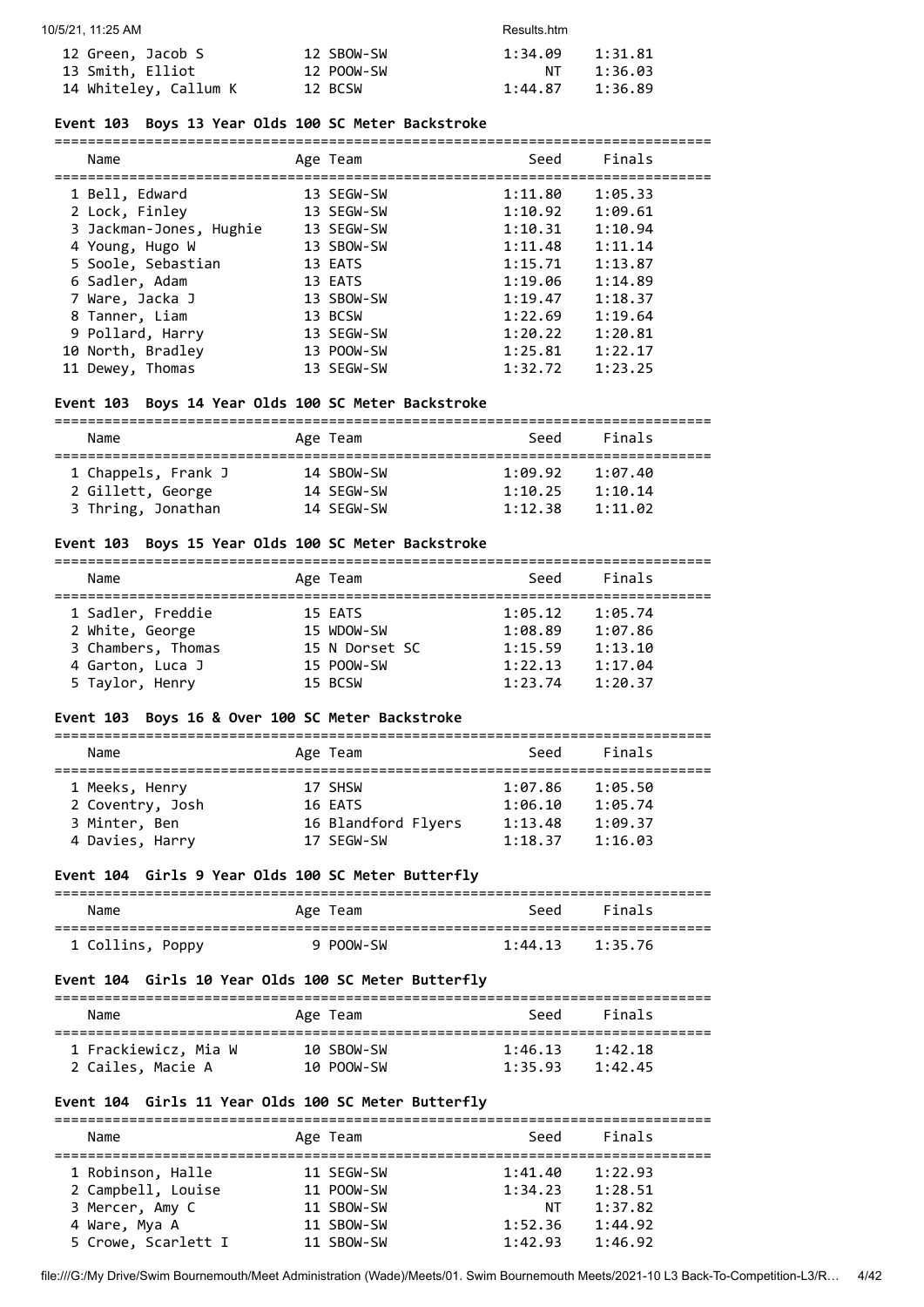| Name | Age | Team | Seed | Finals |
|---|---|---|---|---|
| 12 Green, Jacob S | 12 | SBOW-SW | 1:34.09 | 1:31.81 |
| 13 Smith, Elliot | 12 | POOW-SW | NT | 1:36.03 |
| 14 Whiteley, Callum K | 12 | BCSW | 1:44.87 | 1:36.89 |

### Event 103 Boys 13 Year Olds 100 SC Meter Backstroke

| Name | Age | Team | Seed | Finals |
|---|---|---|---|---|
| 1 Bell, Edward | 13 | SEGW-SW | 1:11.80 | 1:05.33 |
| 2 Lock, Finley | 13 | SEGW-SW | 1:10.92 | 1:09.61 |
| 3 Jackman-Jones, Hughie | 13 | SEGW-SW | 1:10.31 | 1:10.94 |
| 4 Young, Hugo W | 13 | SBOW-SW | 1:11.48 | 1:11.14 |
| 5 Soole, Sebastian | 13 | EATS | 1:15.71 | 1:13.87 |
| 6 Sadler, Adam | 13 | EATS | 1:19.06 | 1:14.89 |
| 7 Ware, Jacka J | 13 | SBOW-SW | 1:19.47 | 1:18.37 |
| 8 Tanner, Liam | 13 | BCSW | 1:22.69 | 1:19.64 |
| 9 Pollard, Harry | 13 | SEGW-SW | 1:20.22 | 1:20.81 |
| 10 North, Bradley | 13 | POOW-SW | 1:25.81 | 1:22.17 |
| 11 Dewey, Thomas | 13 | SEGW-SW | 1:32.72 | 1:23.25 |

### Event 103 Boys 14 Year Olds 100 SC Meter Backstroke

| Name | Age | Team | Seed | Finals |
|---|---|---|---|---|
| 1 Chappels, Frank J | 14 | SBOW-SW | 1:09.92 | 1:07.40 |
| 2 Gillett, George | 14 | SEGW-SW | 1:10.25 | 1:10.14 |
| 3 Thring, Jonathan | 14 | SEGW-SW | 1:12.38 | 1:11.02 |

### Event 103 Boys 15 Year Olds 100 SC Meter Backstroke

| Name | Age | Team | Seed | Finals |
|---|---|---|---|---|
| 1 Sadler, Freddie | 15 | EATS | 1:05.12 | 1:05.74 |
| 2 White, George | 15 | WDOW-SW | 1:08.89 | 1:07.86 |
| 3 Chambers, Thomas | 15 | N Dorset SC | 1:15.59 | 1:13.10 |
| 4 Garton, Luca J | 15 | POOW-SW | 1:22.13 | 1:17.04 |
| 5 Taylor, Henry | 15 | BCSW | 1:23.74 | 1:20.37 |

### Event 103 Boys 16 & Over 100 SC Meter Backstroke

| Name | Age | Team | Seed | Finals |
|---|---|---|---|---|
| 1 Meeks, Henry | 17 | SHSW | 1:07.86 | 1:05.50 |
| 2 Coventry, Josh | 16 | EATS | 1:06.10 | 1:05.74 |
| 3 Minter, Ben | 16 | Blandford Flyers | 1:13.48 | 1:09.37 |
| 4 Davies, Harry | 17 | SEGW-SW | 1:18.37 | 1:16.03 |

### Event 104 Girls 9 Year Olds 100 SC Meter Butterfly

| Name | Age | Team | Seed | Finals |
|---|---|---|---|---|
| 1 Collins, Poppy | 9 | POOW-SW | 1:44.13 | 1:35.76 |

### Event 104 Girls 10 Year Olds 100 SC Meter Butterfly

| Name | Age | Team | Seed | Finals |
|---|---|---|---|---|
| 1 Frackiewicz, Mia W | 10 | SBOW-SW | 1:46.13 | 1:42.18 |
| 2 Cailes, Macie A | 10 | POOW-SW | 1:35.93 | 1:42.45 |

### Event 104 Girls 11 Year Olds 100 SC Meter Butterfly

| Name | Age | Team | Seed | Finals |
|---|---|---|---|---|
| 1 Robinson, Halle | 11 | SEGW-SW | 1:41.40 | 1:22.93 |
| 2 Campbell, Louise | 11 | POOW-SW | 1:34.23 | 1:28.51 |
| 3 Mercer, Amy C | 11 | SBOW-SW | NT | 1:37.82 |
| 4 Ware, Mya A | 11 | SBOW-SW | 1:52.36 | 1:44.92 |
| 5 Crowe, Scarlett I | 11 | SBOW-SW | 1:42.93 | 1:46.92 |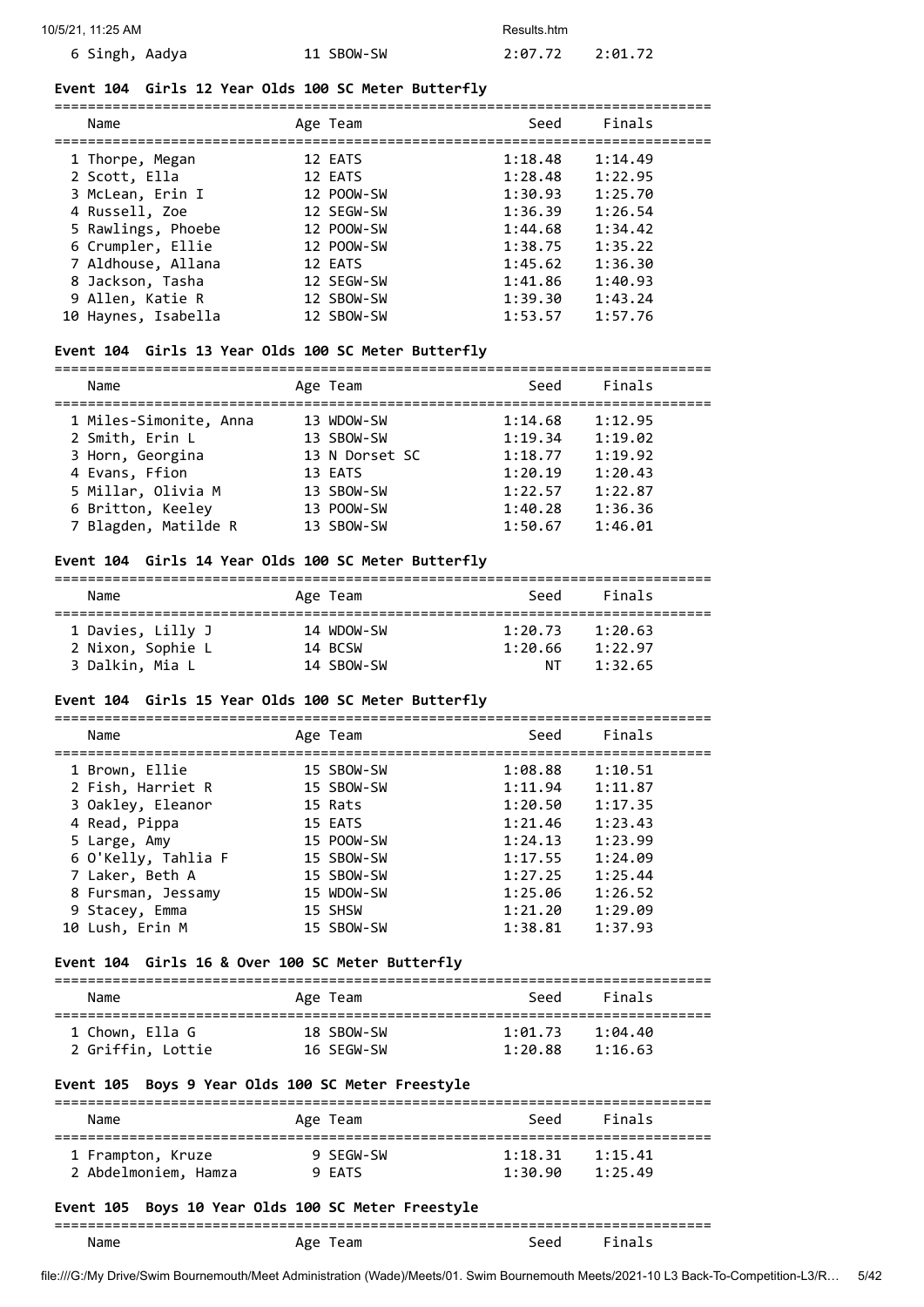| 6 Singh, Aadya | 11 SBOW-SW | 2:07.72 | 2:01.72 |
|---|---|---|---|

### Event 104 Girls 12 Year Olds 100 SC Meter Butterfly

| Name | Age Team | Seed | Finals |
|---|---|---|---|
| 1 Thorpe, Megan | 12 EATS | 1:18.48 | 1:14.49 |
| 2 Scott, Ella | 12 EATS | 1:28.48 | 1:22.95 |
| 3 McLean, Erin I | 12 POOW-SW | 1:30.93 | 1:25.70 |
| 4 Russell, Zoe | 12 SEGW-SW | 1:36.39 | 1:26.54 |
| 5 Rawlings, Phoebe | 12 POOW-SW | 1:44.68 | 1:34.42 |
| 6 Crumpler, Ellie | 12 POOW-SW | 1:38.75 | 1:35.22 |
| 7 Aldhouse, Allana | 12 EATS | 1:45.62 | 1:36.30 |
| 8 Jackson, Tasha | 12 SEGW-SW | 1:41.86 | 1:40.93 |
| 9 Allen, Katie R | 12 SBOW-SW | 1:39.30 | 1:43.24 |
| 10 Haynes, Isabella | 12 SBOW-SW | 1:53.57 | 1:57.76 |

### Event 104 Girls 13 Year Olds 100 SC Meter Butterfly

| Name | Age Team | Seed | Finals |
|---|---|---|---|
| 1 Miles-Simonite, Anna | 13 WDOW-SW | 1:14.68 | 1:12.95 |
| 2 Smith, Erin L | 13 SBOW-SW | 1:19.34 | 1:19.02 |
| 3 Horn, Georgina | 13 N Dorset SC | 1:18.77 | 1:19.92 |
| 4 Evans, Ffion | 13 EATS | 1:20.19 | 1:20.43 |
| 5 Millar, Olivia M | 13 SBOW-SW | 1:22.57 | 1:22.87 |
| 6 Britton, Keeley | 13 POOW-SW | 1:40.28 | 1:36.36 |
| 7 Blagden, Matilde R | 13 SBOW-SW | 1:50.67 | 1:46.01 |

### Event 104 Girls 14 Year Olds 100 SC Meter Butterfly

| Name | Age Team | Seed | Finals |
|---|---|---|---|
| 1 Davies, Lilly J | 14 WDOW-SW | 1:20.73 | 1:20.63 |
| 2 Nixon, Sophie L | 14 BCSW | 1:20.66 | 1:22.97 |
| 3 Dalkin, Mia L | 14 SBOW-SW | NT | 1:32.65 |

### Event 104 Girls 15 Year Olds 100 SC Meter Butterfly

| Name | Age Team | Seed | Finals |
|---|---|---|---|
| 1 Brown, Ellie | 15 SBOW-SW | 1:08.88 | 1:10.51 |
| 2 Fish, Harriet R | 15 SBOW-SW | 1:11.94 | 1:11.87 |
| 3 Oakley, Eleanor | 15 Rats | 1:20.50 | 1:17.35 |
| 4 Read, Pippa | 15 EATS | 1:21.46 | 1:23.43 |
| 5 Large, Amy | 15 POOW-SW | 1:24.13 | 1:23.99 |
| 6 O'Kelly, Tahlia F | 15 SBOW-SW | 1:17.55 | 1:24.09 |
| 7 Laker, Beth A | 15 SBOW-SW | 1:27.25 | 1:25.44 |
| 8 Fursman, Jessamy | 15 WDOW-SW | 1:25.06 | 1:26.52 |
| 9 Stacey, Emma | 15 SHSW | 1:21.20 | 1:29.09 |
| 10 Lush, Erin M | 15 SBOW-SW | 1:38.81 | 1:37.93 |

### Event 104 Girls 16 & Over 100 SC Meter Butterfly

| Name | Age Team | Seed | Finals |
|---|---|---|---|
| 1 Chown, Ella G | 18 SBOW-SW | 1:01.73 | 1:04.40 |
| 2 Griffin, Lottie | 16 SEGW-SW | 1:20.88 | 1:16.63 |

### Event 105 Boys 9 Year Olds 100 SC Meter Freestyle

| Name | Age Team | Seed | Finals |
|---|---|---|---|
| 1 Frampton, Kruze | 9 SEGW-SW | 1:18.31 | 1:15.41 |
| 2 Abdelmoniem, Hamza | 9 EATS | 1:30.90 | 1:25.49 |

### Event 105 Boys 10 Year Olds 100 SC Meter Freestyle

| Name | Age Team | Seed | Finals |
|---|---|---|---|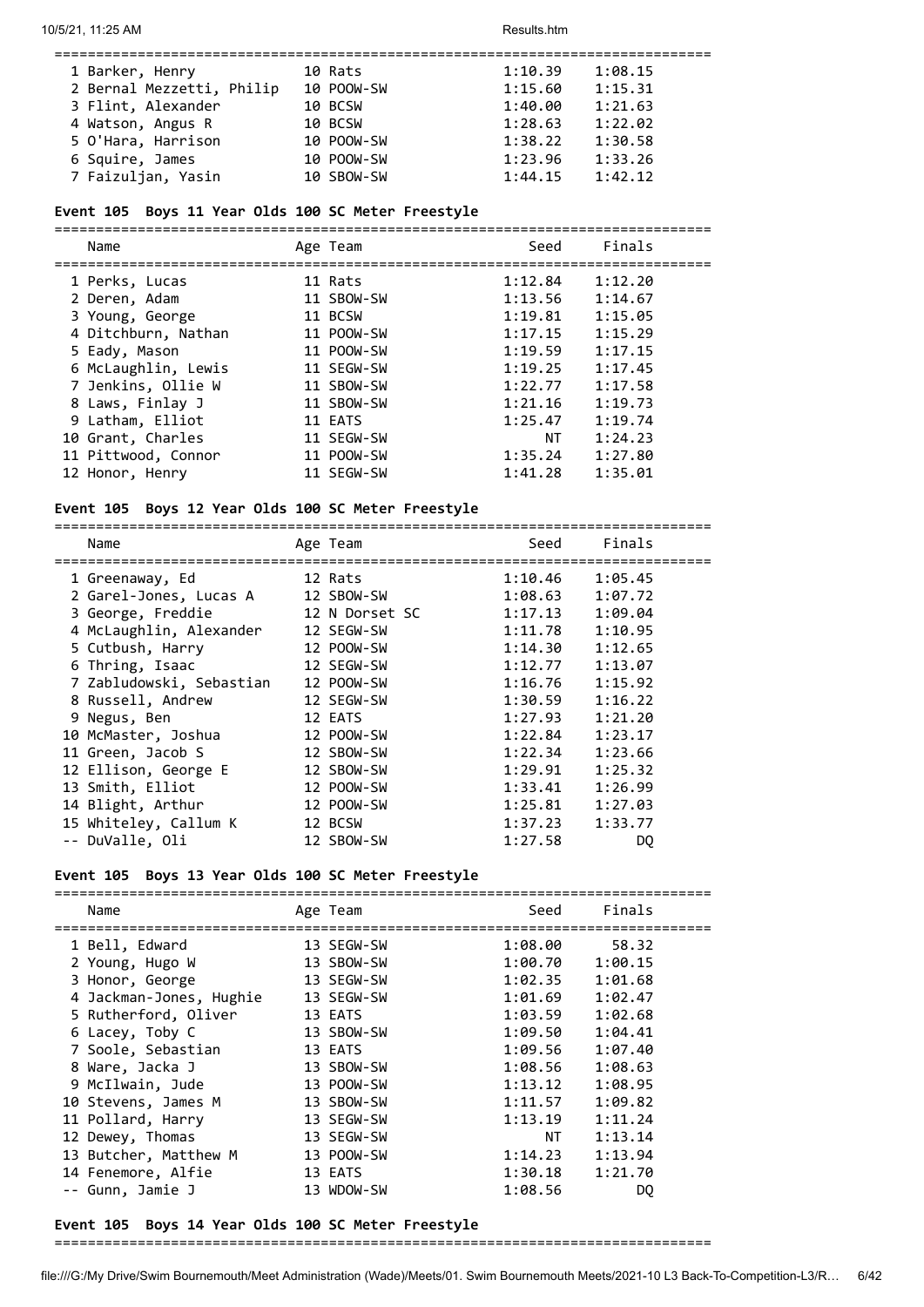| | Name | Age | Team | Seed | Finals |
|---|---|---|---|---|---|
| 1 | Barker, Henry | 10 | Rats | 1:10.39 | 1:08.15 |
| 2 | Bernal Mezzetti, Philip | 10 | POOW-SW | 1:15.60 | 1:15.31 |
| 3 | Flint, Alexander | 10 | BCSW | 1:40.00 | 1:21.63 |
| 4 | Watson, Angus R | 10 | BCSW | 1:28.63 | 1:22.02 |
| 5 | O'Hara, Harrison | 10 | POOW-SW | 1:38.22 | 1:30.58 |
| 6 | Squire, James | 10 | POOW-SW | 1:23.96 | 1:33.26 |
| 7 | Faizuljan, Yasin | 10 | SBOW-SW | 1:44.15 | 1:42.12 |

**Event 105 Boys 11 Year Olds 100 SC Meter Freestyle**

| | Name | Age | Team | Seed | Finals |
|---|---|---|---|---|---|
| 1 | Perks, Lucas | 11 | Rats | 1:12.84 | 1:12.20 |
| 2 | Deren, Adam | 11 | SBOW-SW | 1:13.56 | 1:14.67 |
| 3 | Young, George | 11 | BCSW | 1:19.81 | 1:15.05 |
| 4 | Ditchburn, Nathan | 11 | POOW-SW | 1:17.15 | 1:15.29 |
| 5 | Eady, Mason | 11 | POOW-SW | 1:19.59 | 1:17.15 |
| 6 | McLaughlin, Lewis | 11 | SEGW-SW | 1:19.25 | 1:17.45 |
| 7 | Jenkins, Ollie W | 11 | SBOW-SW | 1:22.77 | 1:17.58 |
| 8 | Laws, Finlay J | 11 | SBOW-SW | 1:21.16 | 1:19.73 |
| 9 | Latham, Elliot | 11 | EATS | 1:25.47 | 1:19.74 |
| 10 | Grant, Charles | 11 | SEGW-SW | NT | 1:24.23 |
| 11 | Pittwood, Connor | 11 | POOW-SW | 1:35.24 | 1:27.80 |
| 12 | Honor, Henry | 11 | SEGW-SW | 1:41.28 | 1:35.01 |

**Event 105 Boys 12 Year Olds 100 SC Meter Freestyle**

| | Name | Age | Team | Seed | Finals |
|---|---|---|---|---|---|
| 1 | Greenaway, Ed | 12 | Rats | 1:10.46 | 1:05.45 |
| 2 | Garel-Jones, Lucas A | 12 | SBOW-SW | 1:08.63 | 1:07.72 |
| 3 | George, Freddie | 12 | N Dorset SC | 1:17.13 | 1:09.04 |
| 4 | McLaughlin, Alexander | 12 | SEGW-SW | 1:11.78 | 1:10.95 |
| 5 | Cutbush, Harry | 12 | POOW-SW | 1:14.30 | 1:12.65 |
| 6 | Thring, Isaac | 12 | SEGW-SW | 1:12.77 | 1:13.07 |
| 7 | Zabludowski, Sebastian | 12 | POOW-SW | 1:16.76 | 1:15.92 |
| 8 | Russell, Andrew | 12 | SEGW-SW | 1:30.59 | 1:16.22 |
| 9 | Negus, Ben | 12 | EATS | 1:27.93 | 1:21.20 |
| 10 | McMaster, Joshua | 12 | POOW-SW | 1:22.84 | 1:23.17 |
| 11 | Green, Jacob S | 12 | SBOW-SW | 1:22.34 | 1:23.66 |
| 12 | Ellison, George E | 12 | SBOW-SW | 1:29.91 | 1:25.32 |
| 13 | Smith, Elliot | 12 | POOW-SW | 1:33.41 | 1:26.99 |
| 14 | Blight, Arthur | 12 | POOW-SW | 1:25.81 | 1:27.03 |
| 15 | Whiteley, Callum K | 12 | BCSW | 1:37.23 | 1:33.77 |
| -- | DuValle, Oli | 12 | SBOW-SW | 1:27.58 | DQ |

**Event 105 Boys 13 Year Olds 100 SC Meter Freestyle**

| | Name | Age | Team | Seed | Finals |
|---|---|---|---|---|---|
| 1 | Bell, Edward | 13 | SEGW-SW | 1:08.00 | 58.32 |
| 2 | Young, Hugo W | 13 | SBOW-SW | 1:00.70 | 1:00.15 |
| 3 | Honor, George | 13 | SEGW-SW | 1:02.35 | 1:01.68 |
| 4 | Jackman-Jones, Hughie | 13 | SEGW-SW | 1:01.69 | 1:02.47 |
| 5 | Rutherford, Oliver | 13 | EATS | 1:03.59 | 1:02.68 |
| 6 | Lacey, Toby C | 13 | SBOW-SW | 1:09.50 | 1:04.41 |
| 7 | Soole, Sebastian | 13 | EATS | 1:09.56 | 1:07.40 |
| 8 | Ware, Jacka J | 13 | SBOW-SW | 1:08.56 | 1:08.63 |
| 9 | McIlwain, Jude | 13 | POOW-SW | 1:13.12 | 1:08.95 |
| 10 | Stevens, James M | 13 | SBOW-SW | 1:11.57 | 1:09.82 |
| 11 | Pollard, Harry | 13 | SEGW-SW | 1:13.19 | 1:11.24 |
| 12 | Dewey, Thomas | 13 | SEGW-SW | NT | 1:13.14 |
| 13 | Butcher, Matthew M | 13 | POOW-SW | 1:14.23 | 1:13.94 |
| 14 | Fenemore, Alfie | 13 | EATS | 1:30.18 | 1:21.70 |
| -- | Gunn, Jamie J | 13 | WDOW-SW | 1:08.56 | DQ |

**Event 105 Boys 14 Year Olds 100 SC Meter Freestyle**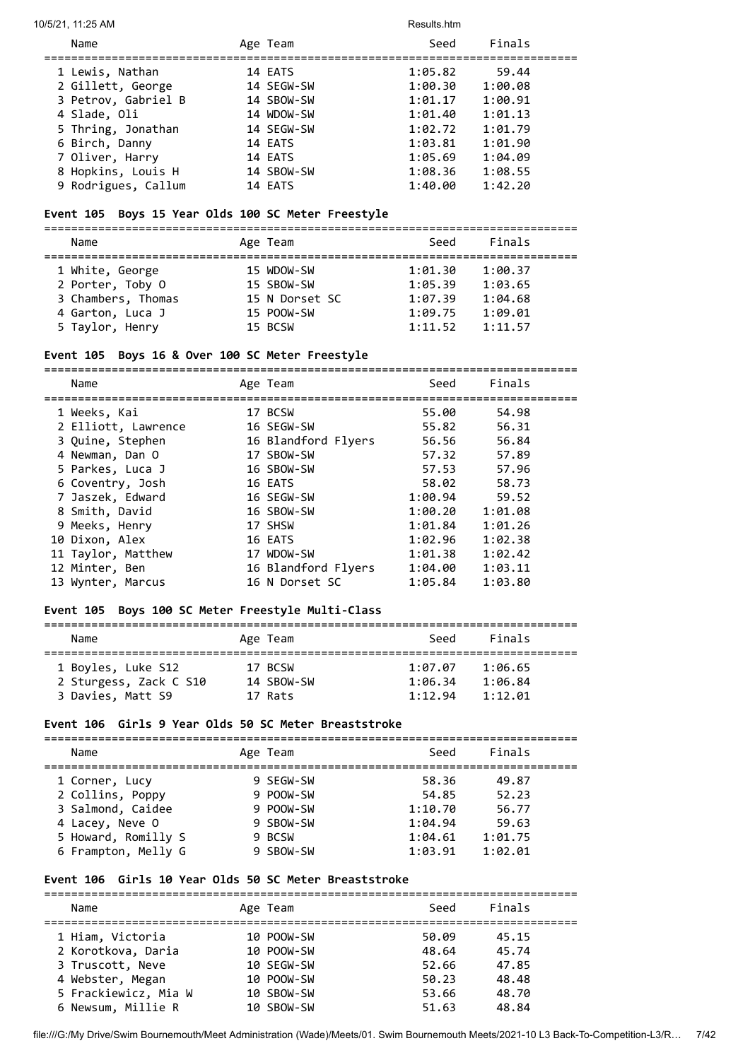| Name | Age | Team | Seed | Finals |
|---|---|---|---|---|
| 1 Lewis, Nathan | 14 | EATS | 1:05.82 | 59.44 |
| 2 Gillett, George | 14 | SEGW-SW | 1:00.30 | 1:00.08 |
| 3 Petrov, Gabriel B | 14 | SBOW-SW | 1:01.17 | 1:00.91 |
| 4 Slade, Oli | 14 | WDOW-SW | 1:01.40 | 1:01.13 |
| 5 Thring, Jonathan | 14 | SEGW-SW | 1:02.72 | 1:01.79 |
| 6 Birch, Danny | 14 | EATS | 1:03.81 | 1:01.90 |
| 7 Oliver, Harry | 14 | EATS | 1:05.69 | 1:04.09 |
| 8 Hopkins, Louis H | 14 | SBOW-SW | 1:08.36 | 1:08.55 |
| 9 Rodrigues, Callum | 14 | EATS | 1:40.00 | 1:42.20 |

### Event 105 Boys 15 Year Olds 100 SC Meter Freestyle

| Name | Age | Team | Seed | Finals |
|---|---|---|---|---|
| 1 White, George | 15 | WDOW-SW | 1:01.30 | 1:00.37 |
| 2 Porter, Toby O | 15 | SBOW-SW | 1:05.39 | 1:03.65 |
| 3 Chambers, Thomas | 15 | N Dorset SC | 1:07.39 | 1:04.68 |
| 4 Garton, Luca J | 15 | POOW-SW | 1:09.75 | 1:09.01 |
| 5 Taylor, Henry | 15 | BCSW | 1:11.52 | 1:11.57 |

### Event 105 Boys 16 & Over 100 SC Meter Freestyle

| Name | Age | Team | Seed | Finals |
|---|---|---|---|---|
| 1 Weeks, Kai | 17 | BCSW | 55.00 | 54.98 |
| 2 Elliott, Lawrence | 16 | SEGW-SW | 55.82 | 56.31 |
| 3 Quine, Stephen | 16 | Blandford Flyers | 56.56 | 56.84 |
| 4 Newman, Dan O | 17 | SBOW-SW | 57.32 | 57.89 |
| 5 Parkes, Luca J | 16 | SBOW-SW | 57.53 | 57.96 |
| 6 Coventry, Josh | 16 | EATS | 58.02 | 58.73 |
| 7 Jaszek, Edward | 16 | SEGW-SW | 1:00.94 | 59.52 |
| 8 Smith, David | 16 | SBOW-SW | 1:00.20 | 1:01.08 |
| 9 Meeks, Henry | 17 | SHSW | 1:01.84 | 1:01.26 |
| 10 Dixon, Alex | 16 | EATS | 1:02.96 | 1:02.38 |
| 11 Taylor, Matthew | 17 | WDOW-SW | 1:01.38 | 1:02.42 |
| 12 Minter, Ben | 16 | Blandford Flyers | 1:04.00 | 1:03.11 |
| 13 Wynter, Marcus | 16 | N Dorset SC | 1:05.84 | 1:03.80 |

### Event 105 Boys 100 SC Meter Freestyle Multi-Class

| Name | Age | Team | Seed | Finals |
|---|---|---|---|---|
| 1 Boyles, Luke S12 | 17 | BCSW | 1:07.07 | 1:06.65 |
| 2 Sturgess, Zack C S10 | 14 | SBOW-SW | 1:06.34 | 1:06.84 |
| 3 Davies, Matt S9 | 17 | Rats | 1:12.94 | 1:12.01 |

### Event 106 Girls 9 Year Olds 50 SC Meter Breaststroke

| Name | Age | Team | Seed | Finals |
|---|---|---|---|---|
| 1 Corner, Lucy | 9 | SEGW-SW | 58.36 | 49.87 |
| 2 Collins, Poppy | 9 | POOW-SW | 54.85 | 52.23 |
| 3 Salmond, Caidee | 9 | POOW-SW | 1:10.70 | 56.77 |
| 4 Lacey, Neve O | 9 | SBOW-SW | 1:04.94 | 59.63 |
| 5 Howard, Romilly S | 9 | BCSW | 1:04.61 | 1:01.75 |
| 6 Frampton, Melly G | 9 | SBOW-SW | 1:03.91 | 1:02.01 |

### Event 106 Girls 10 Year Olds 50 SC Meter Breaststroke

| Name | Age | Team | Seed | Finals |
|---|---|---|---|---|
| 1 Hiam, Victoria | 10 | POOW-SW | 50.09 | 45.15 |
| 2 Korotkova, Daria | 10 | POOW-SW | 48.64 | 45.74 |
| 3 Truscott, Neve | 10 | SEGW-SW | 52.66 | 47.85 |
| 4 Webster, Megan | 10 | POOW-SW | 50.23 | 48.48 |
| 5 Frackiewicz, Mia W | 10 | SBOW-SW | 53.66 | 48.70 |
| 6 Newsum, Millie R | 10 | SBOW-SW | 51.63 | 48.84 |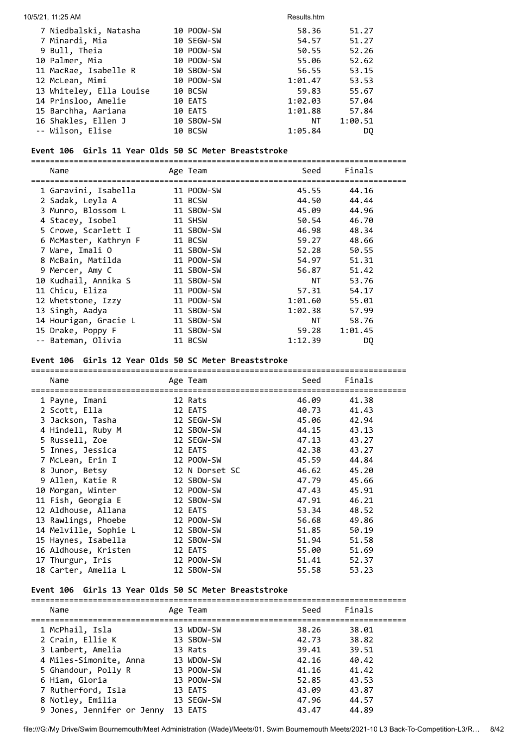| Place | Name | Age | Team | Seed | Finals |
|---|---|---|---|---|---|
| 7 | Niedbalski, Natasha | 10 | POOW-SW | 58.36 | 51.27 |
| 7 | Minardi, Mia | 10 | SEGW-SW | 54.57 | 51.27 |
| 9 | Bull, Theia | 10 | POOW-SW | 50.55 | 52.26 |
| 10 | Palmer, Mia | 10 | POOW-SW | 55.06 | 52.62 |
| 11 | MacRae, Isabelle R | 10 | SBOW-SW | 56.55 | 53.15 |
| 12 | McLean, Mimi | 10 | POOW-SW | 1:01.47 | 53.53 |
| 13 | Whiteley, Ella Louise | 10 | BCSW | 59.83 | 55.67 |
| 14 | Prinsloo, Amelie | 10 | EATS | 1:02.03 | 57.04 |
| 15 | Barchha, Aariana | 10 | EATS | 1:01.88 | 57.84 |
| 16 | Shakles, Ellen J | 10 | SBOW-SW | NT | 1:00.51 |
| -- | Wilson, Elise | 10 | BCSW | 1:05.84 | DQ |

**Event 106 Girls 11 Year Olds 50 SC Meter Breaststroke**

| Place | Name | Age | Team | Seed | Finals |
|---|---|---|---|---|---|
| 1 | Garavini, Isabella | 11 | POOW-SW | 45.55 | 44.16 |
| 2 | Sadak, Leyla A | 11 | BCSW | 44.50 | 44.44 |
| 3 | Munro, Blossom L | 11 | SBOW-SW | 45.09 | 44.96 |
| 4 | Stacey, Isobel | 11 | SHSW | 50.54 | 46.70 |
| 5 | Crowe, Scarlett I | 11 | SBOW-SW | 46.98 | 48.34 |
| 6 | McMaster, Kathryn F | 11 | BCSW | 59.27 | 48.66 |
| 7 | Ware, Imali O | 11 | SBOW-SW | 52.28 | 50.55 |
| 8 | McBain, Matilda | 11 | POOW-SW | 54.97 | 51.31 |
| 9 | Mercer, Amy C | 11 | SBOW-SW | 56.87 | 51.42 |
| 10 | Kudhail, Annika S | 11 | SBOW-SW | NT | 53.76 |
| 11 | Chicu, Eliza | 11 | POOW-SW | 57.31 | 54.17 |
| 12 | Whetstone, Izzy | 11 | POOW-SW | 1:01.60 | 55.01 |
| 13 | Singh, Aadya | 11 | SBOW-SW | 1:02.38 | 57.99 |
| 14 | Hourigan, Gracie L | 11 | SBOW-SW | NT | 58.76 |
| 15 | Drake, Poppy F | 11 | SBOW-SW | 59.28 | 1:01.45 |
| -- | Bateman, Olivia | 11 | BCSW | 1:12.39 | DQ |

**Event 106 Girls 12 Year Olds 50 SC Meter Breaststroke**

| Place | Name | Age | Team | Seed | Finals |
|---|---|---|---|---|---|
| 1 | Payne, Imani | 12 | Rats | 46.09 | 41.38 |
| 2 | Scott, Ella | 12 | EATS | 40.73 | 41.43 |
| 3 | Jackson, Tasha | 12 | SEGW-SW | 45.06 | 42.94 |
| 4 | Hindell, Ruby M | 12 | SBOW-SW | 44.15 | 43.13 |
| 5 | Russell, Zoe | 12 | SEGW-SW | 47.13 | 43.27 |
| 5 | Innes, Jessica | 12 | EATS | 42.38 | 43.27 |
| 7 | McLean, Erin I | 12 | POOW-SW | 45.59 | 44.84 |
| 8 | Junor, Betsy | 12 | N Dorset SC | 46.62 | 45.20 |
| 9 | Allen, Katie R | 12 | SBOW-SW | 47.79 | 45.66 |
| 10 | Morgan, Winter | 12 | POOW-SW | 47.43 | 45.91 |
| 11 | Fish, Georgia E | 12 | SBOW-SW | 47.91 | 46.21 |
| 12 | Aldhouse, Allana | 12 | EATS | 53.34 | 48.52 |
| 13 | Rawlings, Phoebe | 12 | POOW-SW | 56.68 | 49.86 |
| 14 | Melville, Sophie L | 12 | SBOW-SW | 51.85 | 50.19 |
| 15 | Haynes, Isabella | 12 | SBOW-SW | 51.94 | 51.58 |
| 16 | Aldhouse, Kristen | 12 | EATS | 55.00 | 51.69 |
| 17 | Thurgur, Iris | 12 | POOW-SW | 51.41 | 52.37 |
| 18 | Carter, Amelia L | 12 | SBOW-SW | 55.58 | 53.23 |

**Event 106 Girls 13 Year Olds 50 SC Meter Breaststroke**

| Place | Name | Age | Team | Seed | Finals |
|---|---|---|---|---|---|
| 1 | McPhail, Isla | 13 | WDOW-SW | 38.26 | 38.01 |
| 2 | Crain, Ellie K | 13 | SBOW-SW | 42.73 | 38.82 |
| 3 | Lambert, Amelia | 13 | Rats | 39.41 | 39.51 |
| 4 | Miles-Simonite, Anna | 13 | WDOW-SW | 42.16 | 40.42 |
| 5 | Ghandour, Polly R | 13 | POOW-SW | 41.16 | 41.42 |
| 6 | Hiam, Gloria | 13 | POOW-SW | 52.85 | 43.53 |
| 7 | Rutherford, Isla | 13 | EATS | 43.09 | 43.87 |
| 8 | Notley, Emilia | 13 | SEGW-SW | 47.96 | 44.57 |
| 9 | Jones, Jennifer or Jenny | 13 | EATS | 43.47 | 44.89 |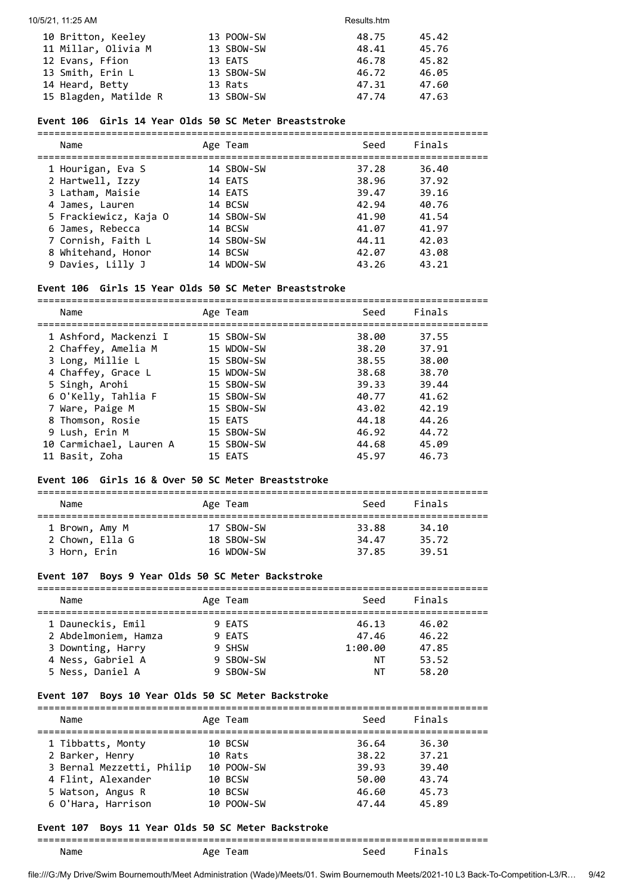| Name | Age | Team | Seed | Finals |
|---|---|---|---|---|
| 10 Britton, Keeley | 13 | POOW-SW | 48.75 | 45.42 |
| 11 Millar, Olivia M | 13 | SBOW-SW | 48.41 | 45.76 |
| 12 Evans, Ffion | 13 | EATS | 46.78 | 45.82 |
| 13 Smith, Erin L | 13 | SBOW-SW | 46.72 | 46.05 |
| 14 Heard, Betty | 13 | Rats | 47.31 | 47.60 |
| 15 Blagden, Matilde R | 13 | SBOW-SW | 47.74 | 47.63 |

**Event 106 Girls 14 Year Olds 50 SC Meter Breaststroke**

| Name | Age | Team | Seed | Finals |
|---|---|---|---|---|
| 1 Hourigan, Eva S | 14 | SBOW-SW | 37.28 | 36.40 |
| 2 Hartwell, Izzy | 14 | EATS | 38.96 | 37.92 |
| 3 Latham, Maisie | 14 | EATS | 39.47 | 39.16 |
| 4 James, Lauren | 14 | BCSW | 42.94 | 40.76 |
| 5 Frackiewicz, Kaja O | 14 | SBOW-SW | 41.90 | 41.54 |
| 6 James, Rebecca | 14 | BCSW | 41.07 | 41.97 |
| 7 Cornish, Faith L | 14 | SBOW-SW | 44.11 | 42.03 |
| 8 Whitehand, Honor | 14 | BCSW | 42.07 | 43.08 |
| 9 Davies, Lilly J | 14 | WDOW-SW | 43.26 | 43.21 |

**Event 106 Girls 15 Year Olds 50 SC Meter Breaststroke**

| Name | Age | Team | Seed | Finals |
|---|---|---|---|---|
| 1 Ashford, Mackenzi I | 15 | SBOW-SW | 38.00 | 37.55 |
| 2 Chaffey, Amelia M | 15 | WDOW-SW | 38.20 | 37.91 |
| 3 Long, Millie L | 15 | SBOW-SW | 38.55 | 38.00 |
| 4 Chaffey, Grace L | 15 | WDOW-SW | 38.68 | 38.70 |
| 5 Singh, Arohi | 15 | SBOW-SW | 39.33 | 39.44 |
| 6 O'Kelly, Tahlia F | 15 | SBOW-SW | 40.77 | 41.62 |
| 7 Ware, Paige M | 15 | SBOW-SW | 43.02 | 42.19 |
| 8 Thomson, Rosie | 15 | EATS | 44.18 | 44.26 |
| 9 Lush, Erin M | 15 | SBOW-SW | 46.92 | 44.72 |
| 10 Carmichael, Lauren A | 15 | SBOW-SW | 44.68 | 45.09 |
| 11 Basit, Zoha | 15 | EATS | 45.97 | 46.73 |

**Event 106 Girls 16 & Over 50 SC Meter Breaststroke**

| Name | Age | Team | Seed | Finals |
|---|---|---|---|---|
| 1 Brown, Amy M | 17 | SBOW-SW | 33.88 | 34.10 |
| 2 Chown, Ella G | 18 | SBOW-SW | 34.47 | 35.72 |
| 3 Horn, Erin | 16 | WDOW-SW | 37.85 | 39.51 |

**Event 107 Boys 9 Year Olds 50 SC Meter Backstroke**

| Name | Age | Team | Seed | Finals |
|---|---|---|---|---|
| 1 Dauneckis, Emil | 9 | EATS | 46.13 | 46.02 |
| 2 Abdelmoniem, Hamza | 9 | EATS | 47.46 | 46.22 |
| 3 Downting, Harry | 9 | SHSW | 1:00.00 | 47.85 |
| 4 Ness, Gabriel A | 9 | SBOW-SW | NT | 53.52 |
| 5 Ness, Daniel A | 9 | SBOW-SW | NT | 58.20 |

**Event 107 Boys 10 Year Olds 50 SC Meter Backstroke**

| Name | Age | Team | Seed | Finals |
|---|---|---|---|---|
| 1 Tibbatts, Monty | 10 | BCSW | 36.64 | 36.30 |
| 2 Barker, Henry | 10 | Rats | 38.22 | 37.21 |
| 3 Bernal Mezzetti, Philip | 10 | POOW-SW | 39.93 | 39.40 |
| 4 Flint, Alexander | 10 | BCSW | 50.00 | 43.74 |
| 5 Watson, Angus R | 10 | BCSW | 46.60 | 45.73 |
| 6 O'Hara, Harrison | 10 | POOW-SW | 47.44 | 45.89 |

**Event 107 Boys 11 Year Olds 50 SC Meter Backstroke**

| Name | Age | Team | Seed | Finals |
|---|---|---|---|---|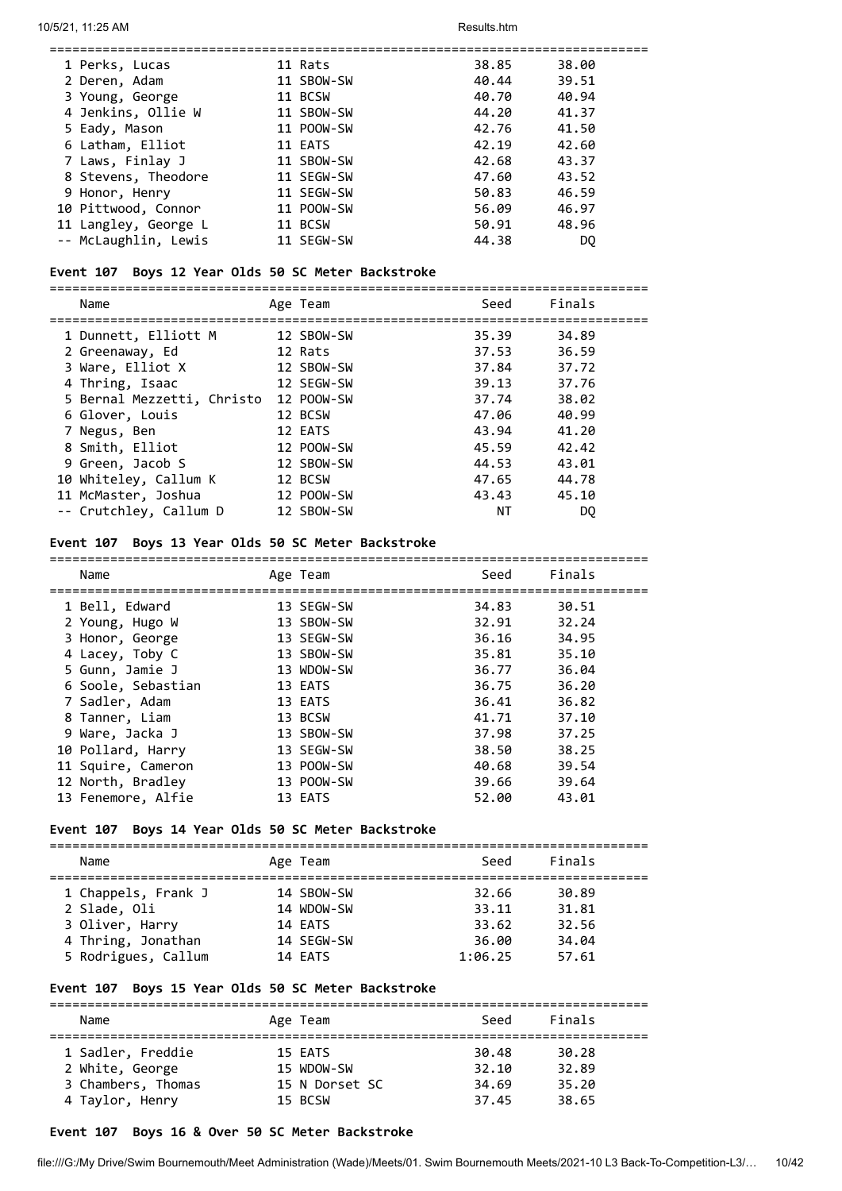| Name | Age | Team | Seed | Finals |
|---|---|---|---|---|
| 1 Perks, Lucas | 11 | Rats | 38.85 | 38.00 |
| 2 Deren, Adam | 11 | SBOW-SW | 40.44 | 39.51 |
| 3 Young, George | 11 | BCSW | 40.70 | 40.94 |
| 4 Jenkins, Ollie W | 11 | SBOW-SW | 44.20 | 41.37 |
| 5 Eady, Mason | 11 | POOW-SW | 42.76 | 41.50 |
| 6 Latham, Elliot | 11 | EATS | 42.19 | 42.60 |
| 7 Laws, Finlay J | 11 | SBOW-SW | 42.68 | 43.37 |
| 8 Stevens, Theodore | 11 | SEGW-SW | 47.60 | 43.52 |
| 9 Honor, Henry | 11 | SEGW-SW | 50.83 | 46.59 |
| 10 Pittwood, Connor | 11 | POOW-SW | 56.09 | 46.97 |
| 11 Langley, George L | 11 | BCSW | 50.91 | 48.96 |
| -- McLaughlin, Lewis | 11 | SEGW-SW | 44.38 | DQ |

### Event 107 Boys 12 Year Olds 50 SC Meter Backstroke

| Name | Age | Team | Seed | Finals |
|---|---|---|---|---|
| 1 Dunnett, Elliott M | 12 | SBOW-SW | 35.39 | 34.89 |
| 2 Greenaway, Ed | 12 | Rats | 37.53 | 36.59 |
| 3 Ware, Elliot X | 12 | SBOW-SW | 37.84 | 37.72 |
| 4 Thring, Isaac | 12 | SEGW-SW | 39.13 | 37.76 |
| 5 Bernal Mezzetti, Christo | 12 | POOW-SW | 37.74 | 38.02 |
| 6 Glover, Louis | 12 | BCSW | 47.06 | 40.99 |
| 7 Negus, Ben | 12 | EATS | 43.94 | 41.20 |
| 8 Smith, Elliot | 12 | POOW-SW | 45.59 | 42.42 |
| 9 Green, Jacob S | 12 | SBOW-SW | 44.53 | 43.01 |
| 10 Whiteley, Callum K | 12 | BCSW | 47.65 | 44.78 |
| 11 McMaster, Joshua | 12 | POOW-SW | 43.43 | 45.10 |
| -- Crutchley, Callum D | 12 | SBOW-SW | NT | DQ |

### Event 107 Boys 13 Year Olds 50 SC Meter Backstroke

| Name | Age | Team | Seed | Finals |
|---|---|---|---|---|
| 1 Bell, Edward | 13 | SEGW-SW | 34.83 | 30.51 |
| 2 Young, Hugo W | 13 | SBOW-SW | 32.91 | 32.24 |
| 3 Honor, George | 13 | SEGW-SW | 36.16 | 34.95 |
| 4 Lacey, Toby C | 13 | SBOW-SW | 35.81 | 35.10 |
| 5 Gunn, Jamie J | 13 | WDOW-SW | 36.77 | 36.04 |
| 6 Soole, Sebastian | 13 | EATS | 36.75 | 36.20 |
| 7 Sadler, Adam | 13 | EATS | 36.41 | 36.82 |
| 8 Tanner, Liam | 13 | BCSW | 41.71 | 37.10 |
| 9 Ware, Jacka J | 13 | SBOW-SW | 37.98 | 37.25 |
| 10 Pollard, Harry | 13 | SEGW-SW | 38.50 | 38.25 |
| 11 Squire, Cameron | 13 | POOW-SW | 40.68 | 39.54 |
| 12 North, Bradley | 13 | POOW-SW | 39.66 | 39.64 |
| 13 Fenemore, Alfie | 13 | EATS | 52.00 | 43.01 |

### Event 107 Boys 14 Year Olds 50 SC Meter Backstroke

| Name | Age | Team | Seed | Finals |
|---|---|---|---|---|
| 1 Chappels, Frank J | 14 | SBOW-SW | 32.66 | 30.89 |
| 2 Slade, Oli | 14 | WDOW-SW | 33.11 | 31.81 |
| 3 Oliver, Harry | 14 | EATS | 33.62 | 32.56 |
| 4 Thring, Jonathan | 14 | SEGW-SW | 36.00 | 34.04 |
| 5 Rodrigues, Callum | 14 | EATS | 1:06.25 | 57.61 |

### Event 107 Boys 15 Year Olds 50 SC Meter Backstroke

| Name | Age | Team | Seed | Finals |
|---|---|---|---|---|
| 1 Sadler, Freddie | 15 | EATS | 30.48 | 30.28 |
| 2 White, George | 15 | WDOW-SW | 32.10 | 32.89 |
| 3 Chambers, Thomas | 15 | N Dorset SC | 34.69 | 35.20 |
| 4 Taylor, Henry | 15 | BCSW | 37.45 | 38.65 |

### Event 107 Boys 16 & Over 50 SC Meter Backstroke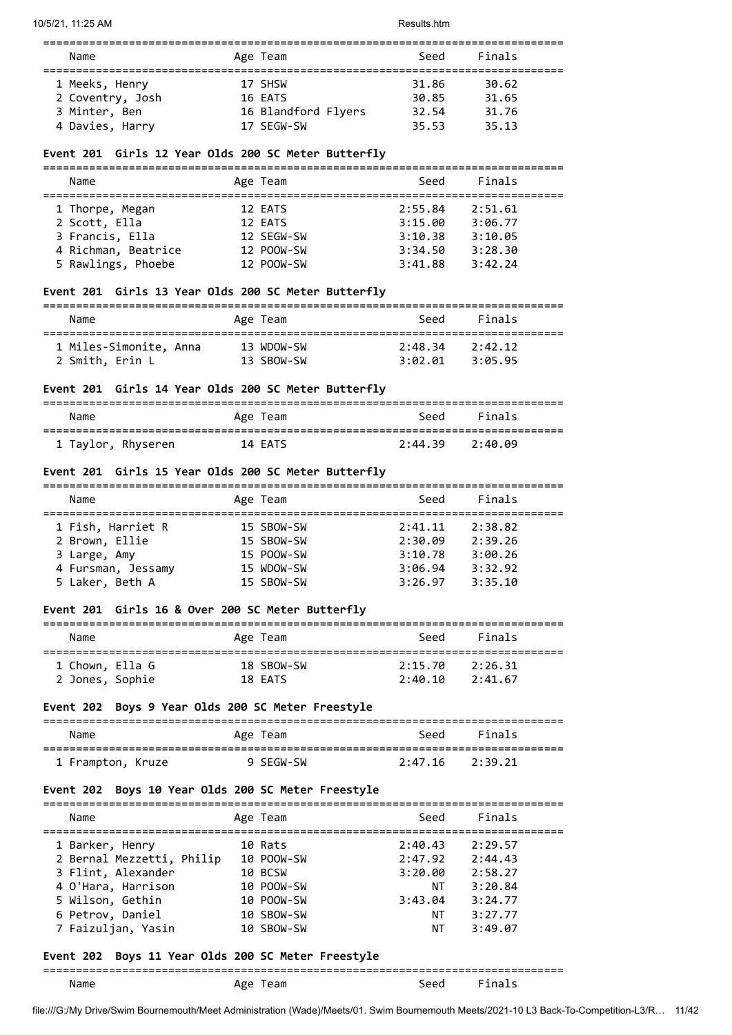| Name | Age | Team | Seed | Finals |
|---|---|---|---|---|
| 1 Meeks, Henry | 17 | SHSW | 31.86 | 30.62 |
| 2 Coventry, Josh | 16 | EATS | 30.85 | 31.65 |
| 3 Minter, Ben | 16 | Blandford Flyers | 32.54 | 31.76 |
| 4 Davies, Harry | 17 | SEGW-SW | 35.53 | 35.13 |

### Event 201 Girls 12 Year Olds 200 SC Meter Butterfly

| Name | Age | Team | Seed | Finals |
|---|---|---|---|---|
| 1 Thorpe, Megan | 12 | EATS | 2:55.84 | 2:51.61 |
| 2 Scott, Ella | 12 | EATS | 3:15.00 | 3:06.77 |
| 3 Francis, Ella | 12 | SEGW-SW | 3:10.38 | 3:10.05 |
| 4 Richman, Beatrice | 12 | POOW-SW | 3:34.50 | 3:28.30 |
| 5 Rawlings, Phoebe | 12 | POOW-SW | 3:41.88 | 3:42.24 |

### Event 201 Girls 13 Year Olds 200 SC Meter Butterfly

| Name | Age | Team | Seed | Finals |
|---|---|---|---|---|
| 1 Miles-Simonite, Anna | 13 | WDOW-SW | 2:48.34 | 2:42.12 |
| 2 Smith, Erin L | 13 | SBOW-SW | 3:02.01 | 3:05.95 |

### Event 201 Girls 14 Year Olds 200 SC Meter Butterfly

| Name | Age | Team | Seed | Finals |
|---|---|---|---|---|
| 1 Taylor, Rhyseren | 14 | EATS | 2:44.39 | 2:40.09 |

### Event 201 Girls 15 Year Olds 200 SC Meter Butterfly

| Name | Age | Team | Seed | Finals |
|---|---|---|---|---|
| 1 Fish, Harriet R | 15 | SBOW-SW | 2:41.11 | 2:38.82 |
| 2 Brown, Ellie | 15 | SBOW-SW | 2:30.09 | 2:39.26 |
| 3 Large, Amy | 15 | POOW-SW | 3:10.78 | 3:00.26 |
| 4 Fursman, Jessamy | 15 | WDOW-SW | 3:06.94 | 3:32.92 |
| 5 Laker, Beth A | 15 | SBOW-SW | 3:26.97 | 3:35.10 |

### Event 201 Girls 16 & Over 200 SC Meter Butterfly

| Name | Age | Team | Seed | Finals |
|---|---|---|---|---|
| 1 Chown, Ella G | 18 | SBOW-SW | 2:15.70 | 2:26.31 |
| 2 Jones, Sophie | 18 | EATS | 2:40.10 | 2:41.67 |

### Event 202 Boys 9 Year Olds 200 SC Meter Freestyle

| Name | Age | Team | Seed | Finals |
|---|---|---|---|---|
| 1 Frampton, Kruze | 9 | SEGW-SW | 2:47.16 | 2:39.21 |

### Event 202 Boys 10 Year Olds 200 SC Meter Freestyle

| Name | Age | Team | Seed | Finals |
|---|---|---|---|---|
| 1 Barker, Henry | 10 | Rats | 2:40.43 | 2:29.57 |
| 2 Bernal Mezzetti, Philip | 10 | POOW-SW | 2:47.92 | 2:44.43 |
| 3 Flint, Alexander | 10 | BCSW | 3:20.00 | 2:58.27 |
| 4 O'Hara, Harrison | 10 | POOW-SW | NT | 3:20.84 |
| 5 Wilson, Gethin | 10 | POOW-SW | 3:43.04 | 3:24.77 |
| 6 Petrov, Daniel | 10 | SBOW-SW | NT | 3:27.77 |
| 7 Faizuljan, Yasin | 10 | SBOW-SW | NT | 3:49.07 |

### Event 202 Boys 11 Year Olds 200 SC Meter Freestyle

| Name | Age | Team | Seed | Finals |
|---|---|---|---|---|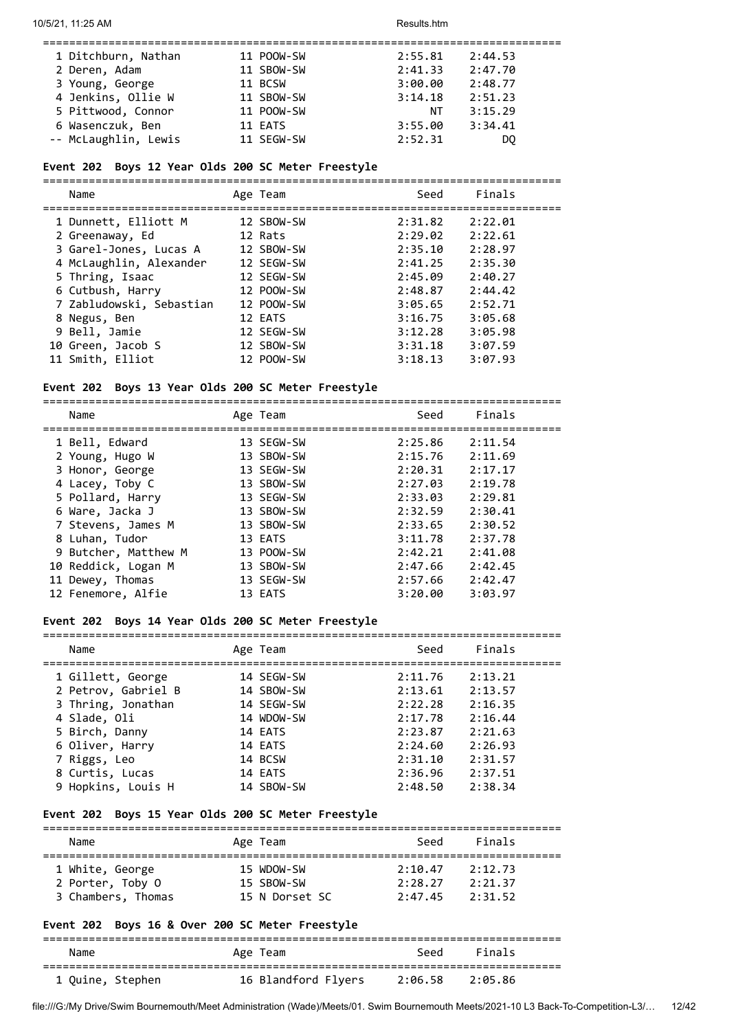| Name | Age | Team | Seed | Finals |
|---|---|---|---|---|
| 1 Ditchburn, Nathan | 11 | POOW-SW | 2:55.81 | 2:44.53 |
| 2 Deren, Adam | 11 | SBOW-SW | 2:41.33 | 2:47.70 |
| 3 Young, George | 11 | BCSW | 3:00.00 | 2:48.77 |
| 4 Jenkins, Ollie W | 11 | SBOW-SW | 3:14.18 | 2:51.23 |
| 5 Pittwood, Connor | 11 | POOW-SW | NT | 3:15.29 |
| 6 Wasenczuk, Ben | 11 | EATS | 3:55.00 | 3:34.41 |
| -- McLaughlin, Lewis | 11 | SEGW-SW | 2:52.31 | DQ |

### Event 202 Boys 12 Year Olds 200 SC Meter Freestyle

| Name | Age | Team | Seed | Finals |
|---|---|---|---|---|
| 1 Dunnett, Elliott M | 12 | SBOW-SW | 2:31.82 | 2:22.01 |
| 2 Greenaway, Ed | 12 | Rats | 2:29.02 | 2:22.61 |
| 3 Garel-Jones, Lucas A | 12 | SBOW-SW | 2:35.10 | 2:28.97 |
| 4 McLaughlin, Alexander | 12 | SEGW-SW | 2:41.25 | 2:35.30 |
| 5 Thring, Isaac | 12 | SEGW-SW | 2:45.09 | 2:40.27 |
| 6 Cutbush, Harry | 12 | POOW-SW | 2:48.87 | 2:44.42 |
| 7 Zabludowski, Sebastian | 12 | POOW-SW | 3:05.65 | 2:52.71 |
| 8 Negus, Ben | 12 | EATS | 3:16.75 | 3:05.68 |
| 9 Bell, Jamie | 12 | SEGW-SW | 3:12.28 | 3:05.98 |
| 10 Green, Jacob S | 12 | SBOW-SW | 3:31.18 | 3:07.59 |
| 11 Smith, Elliot | 12 | POOW-SW | 3:18.13 | 3:07.93 |

### Event 202 Boys 13 Year Olds 200 SC Meter Freestyle

| Name | Age | Team | Seed | Finals |
|---|---|---|---|---|
| 1 Bell, Edward | 13 | SEGW-SW | 2:25.86 | 2:11.54 |
| 2 Young, Hugo W | 13 | SBOW-SW | 2:15.76 | 2:11.69 |
| 3 Honor, George | 13 | SEGW-SW | 2:20.31 | 2:17.17 |
| 4 Lacey, Toby C | 13 | SBOW-SW | 2:27.03 | 2:19.78 |
| 5 Pollard, Harry | 13 | SEGW-SW | 2:33.03 | 2:29.81 |
| 6 Ware, Jacka J | 13 | SBOW-SW | 2:32.59 | 2:30.41 |
| 7 Stevens, James M | 13 | SBOW-SW | 2:33.65 | 2:30.52 |
| 8 Luhan, Tudor | 13 | EATS | 3:11.78 | 2:37.78 |
| 9 Butcher, Matthew M | 13 | POOW-SW | 2:42.21 | 2:41.08 |
| 10 Reddick, Logan M | 13 | SBOW-SW | 2:47.66 | 2:42.45 |
| 11 Dewey, Thomas | 13 | SEGW-SW | 2:57.66 | 2:42.47 |
| 12 Fenemore, Alfie | 13 | EATS | 3:20.00 | 3:03.97 |

### Event 202 Boys 14 Year Olds 200 SC Meter Freestyle

| Name | Age | Team | Seed | Finals |
|---|---|---|---|---|
| 1 Gillett, George | 14 | SEGW-SW | 2:11.76 | 2:13.21 |
| 2 Petrov, Gabriel B | 14 | SBOW-SW | 2:13.61 | 2:13.57 |
| 3 Thring, Jonathan | 14 | SEGW-SW | 2:22.28 | 2:16.35 |
| 4 Slade, Oli | 14 | WDOW-SW | 2:17.78 | 2:16.44 |
| 5 Birch, Danny | 14 | EATS | 2:23.87 | 2:21.63 |
| 6 Oliver, Harry | 14 | EATS | 2:24.60 | 2:26.93 |
| 7 Riggs, Leo | 14 | BCSW | 2:31.10 | 2:31.57 |
| 8 Curtis, Lucas | 14 | EATS | 2:36.96 | 2:37.51 |
| 9 Hopkins, Louis H | 14 | SBOW-SW | 2:48.50 | 2:38.34 |

### Event 202 Boys 15 Year Olds 200 SC Meter Freestyle

| Name | Age | Team | Seed | Finals |
|---|---|---|---|---|
| 1 White, George | 15 | WDOW-SW | 2:10.47 | 2:12.73 |
| 2 Porter, Toby O | 15 | SBOW-SW | 2:28.27 | 2:21.37 |
| 3 Chambers, Thomas | 15 | N Dorset SC | 2:47.45 | 2:31.52 |

### Event 202 Boys 16 & Over 200 SC Meter Freestyle

| Name | Age | Team | Seed | Finals |
|---|---|---|---|---|
| 1 Quine, Stephen | 16 | Blandford Flyers | 2:06.58 | 2:05.86 |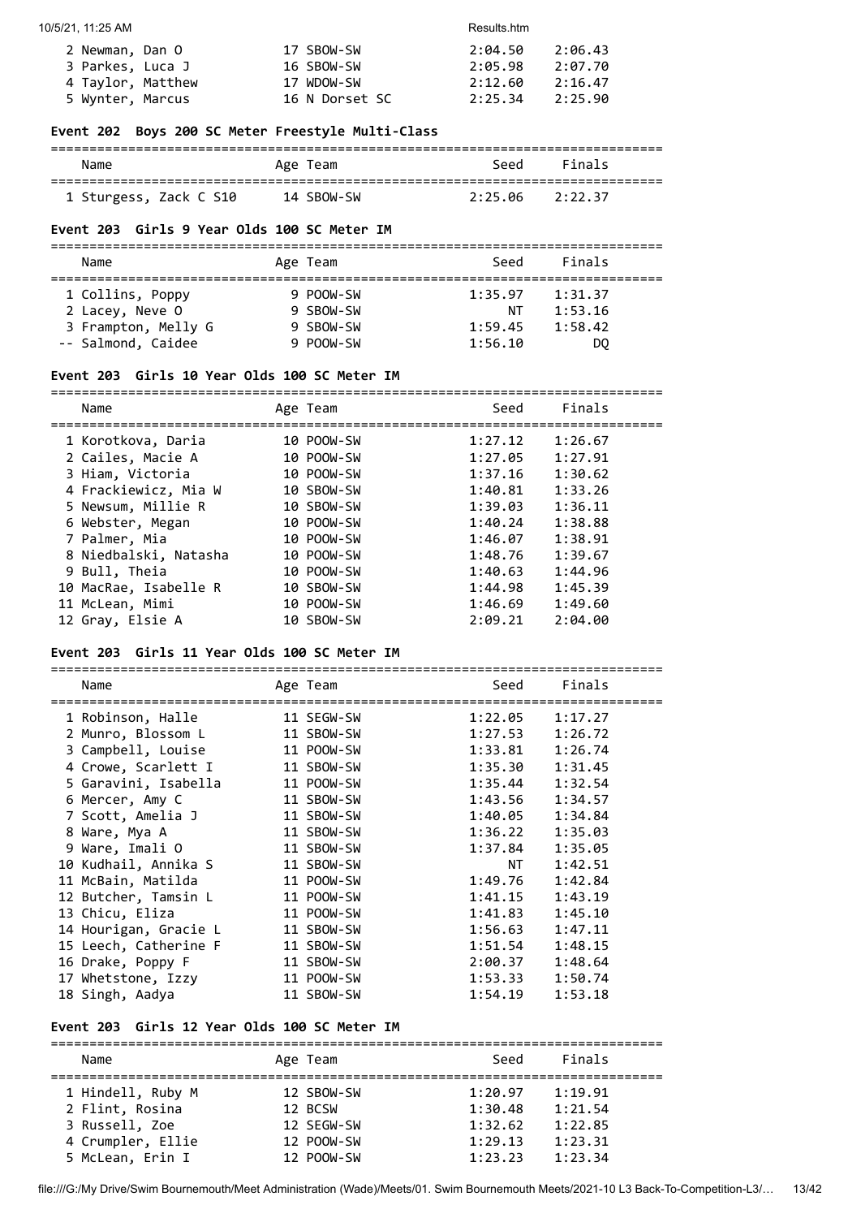| Name | Age | Team | Seed | Finals |
|---|---|---|---|---|
| 2 Newman, Dan O | 17 | SBOW-SW | 2:04.50 | 2:06.43 |
| 3 Parkes, Luca J | 16 | SBOW-SW | 2:05.98 | 2:07.70 |
| 4 Taylor, Matthew | 17 | WDOW-SW | 2:12.60 | 2:16.47 |
| 5 Wynter, Marcus | 16 | N Dorset SC | 2:25.34 | 2:25.90 |

### Event 202 Boys 200 SC Meter Freestyle Multi-Class

| Name | Age | Team | Seed | Finals |
|---|---|---|---|---|
| 1 Sturgess, Zack C S10 | 14 | SBOW-SW | 2:25.06 | 2:22.37 |

### Event 203 Girls 9 Year Olds 100 SC Meter IM

| Name | Age | Team | Seed | Finals |
|---|---|---|---|---|
| 1 Collins, Poppy | 9 | POOW-SW | 1:35.97 | 1:31.37 |
| 2 Lacey, Neve O | 9 | SBOW-SW | NT | 1:53.16 |
| 3 Frampton, Melly G | 9 | SBOW-SW | 1:59.45 | 1:58.42 |
| -- Salmond, Caidee | 9 | POOW-SW | 1:56.10 | DQ |

### Event 203 Girls 10 Year Olds 100 SC Meter IM

| Name | Age | Team | Seed | Finals |
|---|---|---|---|---|
| 1 Korotkova, Daria | 10 | POOW-SW | 1:27.12 | 1:26.67 |
| 2 Cailes, Macie A | 10 | POOW-SW | 1:27.05 | 1:27.91 |
| 3 Hiam, Victoria | 10 | POOW-SW | 1:37.16 | 1:30.62 |
| 4 Frackiewicz, Mia W | 10 | SBOW-SW | 1:40.81 | 1:33.26 |
| 5 Newsum, Millie R | 10 | SBOW-SW | 1:39.03 | 1:36.11 |
| 6 Webster, Megan | 10 | POOW-SW | 1:40.24 | 1:38.88 |
| 7 Palmer, Mia | 10 | POOW-SW | 1:46.07 | 1:38.91 |
| 8 Niedbalski, Natasha | 10 | POOW-SW | 1:48.76 | 1:39.67 |
| 9 Bull, Theia | 10 | POOW-SW | 1:40.63 | 1:44.96 |
| 10 MacRae, Isabelle R | 10 | SBOW-SW | 1:44.98 | 1:45.39 |
| 11 McLean, Mimi | 10 | POOW-SW | 1:46.69 | 1:49.60 |
| 12 Gray, Elsie A | 10 | SBOW-SW | 2:09.21 | 2:04.00 |

### Event 203 Girls 11 Year Olds 100 SC Meter IM

| Name | Age | Team | Seed | Finals |
|---|---|---|---|---|
| 1 Robinson, Halle | 11 | SEGW-SW | 1:22.05 | 1:17.27 |
| 2 Munro, Blossom L | 11 | SBOW-SW | 1:27.53 | 1:26.72 |
| 3 Campbell, Louise | 11 | POOW-SW | 1:33.81 | 1:26.74 |
| 4 Crowe, Scarlett I | 11 | SBOW-SW | 1:35.30 | 1:31.45 |
| 5 Garavini, Isabella | 11 | POOW-SW | 1:35.44 | 1:32.54 |
| 6 Mercer, Amy C | 11 | SBOW-SW | 1:43.56 | 1:34.57 |
| 7 Scott, Amelia J | 11 | SBOW-SW | 1:40.05 | 1:34.84 |
| 8 Ware, Mya A | 11 | SBOW-SW | 1:36.22 | 1:35.03 |
| 9 Ware, Imali O | 11 | SBOW-SW | 1:37.84 | 1:35.05 |
| 10 Kudhail, Annika S | 11 | SBOW-SW | NT | 1:42.51 |
| 11 McBain, Matilda | 11 | POOW-SW | 1:49.76 | 1:42.84 |
| 12 Butcher, Tamsin L | 11 | POOW-SW | 1:41.15 | 1:43.19 |
| 13 Chicu, Eliza | 11 | POOW-SW | 1:41.83 | 1:45.10 |
| 14 Hourigan, Gracie L | 11 | SBOW-SW | 1:56.63 | 1:47.11 |
| 15 Leech, Catherine F | 11 | SBOW-SW | 1:51.54 | 1:48.15 |
| 16 Drake, Poppy F | 11 | SBOW-SW | 2:00.37 | 1:48.64 |
| 17 Whetstone, Izzy | 11 | POOW-SW | 1:53.33 | 1:50.74 |
| 18 Singh, Aadya | 11 | SBOW-SW | 1:54.19 | 1:53.18 |

### Event 203 Girls 12 Year Olds 100 SC Meter IM

| Name | Age | Team | Seed | Finals |
|---|---|---|---|---|
| 1 Hindell, Ruby M | 12 | SBOW-SW | 1:20.97 | 1:19.91 |
| 2 Flint, Rosina | 12 | BCSW | 1:30.48 | 1:21.54 |
| 3 Russell, Zoe | 12 | SEGW-SW | 1:32.62 | 1:22.85 |
| 4 Crumpler, Ellie | 12 | POOW-SW | 1:29.13 | 1:23.31 |
| 5 McLean, Erin I | 12 | POOW-SW | 1:23.23 | 1:23.34 |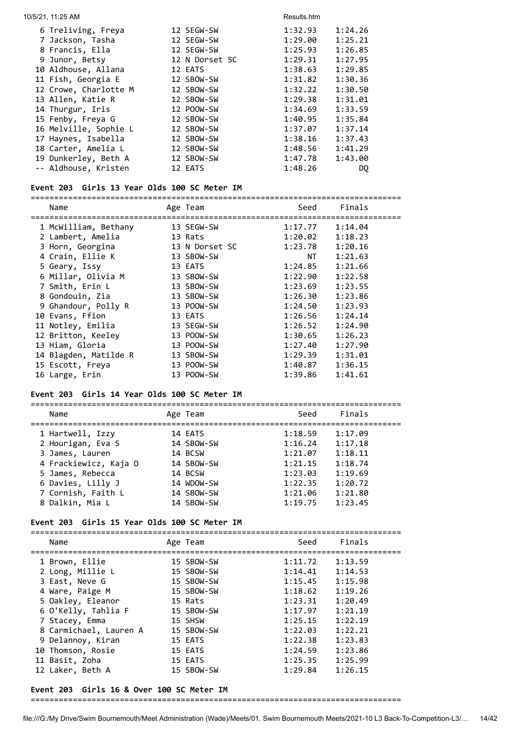| | Name | Age | Team | Seed | Finals |
|---|---|---|---|---|---|
| 6 | Treliving, Freya | 12 | SEGW-SW | 1:32.93 | 1:24.26 |
| 7 | Jackson, Tasha | 12 | SEGW-SW | 1:29.00 | 1:25.21 |
| 8 | Francis, Ella | 12 | SEGW-SW | 1:25.93 | 1:26.85 |
| 9 | Junor, Betsy | 12 | N Dorset SC | 1:29.31 | 1:27.95 |
| 10 | Aldhouse, Allana | 12 | EATS | 1:38.63 | 1:29.85 |
| 11 | Fish, Georgia E | 12 | SBOW-SW | 1:31.82 | 1:30.36 |
| 12 | Crowe, Charlotte M | 12 | SBOW-SW | 1:32.22 | 1:30.50 |
| 13 | Allen, Katie R | 12 | SBOW-SW | 1:29.38 | 1:31.01 |
| 14 | Thurgur, Iris | 12 | POOW-SW | 1:34.69 | 1:33.59 |
| 15 | Fenby, Freya G | 12 | SBOW-SW | 1:40.95 | 1:35.84 |
| 16 | Melville, Sophie L | 12 | SBOW-SW | 1:37.07 | 1:37.14 |
| 17 | Haynes, Isabella | 12 | SBOW-SW | 1:38.16 | 1:37.43 |
| 18 | Carter, Amelia L | 12 | SBOW-SW | 1:48.56 | 1:41.29 |
| 19 | Dunkerley, Beth A | 12 | SBOW-SW | 1:47.78 | 1:43.00 |
| -- | Aldhouse, Kristen | 12 | EATS | 1:48.26 | DQ |

### Event 203 Girls 13 Year Olds 100 SC Meter IM

| | Name | Age | Team | Seed | Finals |
|---|---|---|---|---|---|
| 1 | McWilliam, Bethany | 13 | SEGW-SW | 1:17.77 | 1:14.04 |
| 2 | Lambert, Amelia | 13 | Rats | 1:20.02 | 1:18.23 |
| 3 | Horn, Georgina | 13 | N Dorset SC | 1:23.78 | 1:20.16 |
| 4 | Crain, Ellie K | 13 | SBOW-SW | NT | 1:21.63 |
| 5 | Geary, Issy | 13 | EATS | 1:24.85 | 1:21.66 |
| 6 | Millar, Olivia M | 13 | SBOW-SW | 1:22.90 | 1:22.58 |
| 7 | Smith, Erin L | 13 | SBOW-SW | 1:23.69 | 1:23.55 |
| 8 | Gondouin, Zia | 13 | SBOW-SW | 1:26.30 | 1:23.86 |
| 9 | Ghandour, Polly R | 13 | POOW-SW | 1:24.50 | 1:23.93 |
| 10 | Evans, Ffion | 13 | EATS | 1:26.56 | 1:24.14 |
| 11 | Notley, Emilia | 13 | SEGW-SW | 1:26.52 | 1:24.90 |
| 12 | Britton, Keeley | 13 | POOW-SW | 1:30.65 | 1:26.23 |
| 13 | Hiam, Gloria | 13 | POOW-SW | 1:27.40 | 1:27.90 |
| 14 | Blagden, Matilde R | 13 | SBOW-SW | 1:29.39 | 1:31.01 |
| 15 | Escott, Freya | 13 | POOW-SW | 1:40.87 | 1:36.15 |
| 16 | Large, Erin | 13 | POOW-SW | 1:39.86 | 1:41.61 |

### Event 203 Girls 14 Year Olds 100 SC Meter IM

| | Name | Age | Team | Seed | Finals |
|---|---|---|---|---|---|
| 1 | Hartwell, Izzy | 14 | EATS | 1:18.59 | 1:17.09 |
| 2 | Hourigan, Eva S | 14 | SBOW-SW | 1:16.24 | 1:17.18 |
| 3 | James, Lauren | 14 | BCSW | 1:21.07 | 1:18.11 |
| 4 | Frackiewicz, Kaja O | 14 | SBOW-SW | 1:21.15 | 1:18.74 |
| 5 | James, Rebecca | 14 | BCSW | 1:23.03 | 1:19.69 |
| 6 | Davies, Lilly J | 14 | WDOW-SW | 1:22.35 | 1:20.72 |
| 7 | Cornish, Faith L | 14 | SBOW-SW | 1:21.06 | 1:21.80 |
| 8 | Dalkin, Mia L | 14 | SBOW-SW | 1:19.75 | 1:23.45 |

### Event 203 Girls 15 Year Olds 100 SC Meter IM

| | Name | Age | Team | Seed | Finals |
|---|---|---|---|---|---|
| 1 | Brown, Ellie | 15 | SBOW-SW | 1:11.72 | 1:13.59 |
| 2 | Long, Millie L | 15 | SBOW-SW | 1:14.41 | 1:14.53 |
| 3 | East, Neve G | 15 | SBOW-SW | 1:15.45 | 1:15.98 |
| 4 | Ware, Paige M | 15 | SBOW-SW | 1:18.62 | 1:19.26 |
| 5 | Oakley, Eleanor | 15 | Rats | 1:23.31 | 1:20.49 |
| 6 | O'Kelly, Tahlia F | 15 | SBOW-SW | 1:17.97 | 1:21.19 |
| 7 | Stacey, Emma | 15 | SHSW | 1:25.15 | 1:22.19 |
| 8 | Carmichael, Lauren A | 15 | SBOW-SW | 1:22.03 | 1:22.21 |
| 9 | Delannoy, Kiran | 15 | EATS | 1:22.38 | 1:23.83 |
| 10 | Thomson, Rosie | 15 | EATS | 1:24.59 | 1:23.86 |
| 11 | Basit, Zoha | 15 | EATS | 1:25.35 | 1:25.99 |
| 12 | Laker, Beth A | 15 | SBOW-SW | 1:29.84 | 1:26.15 |

### Event 203 Girls 16 & Over 100 SC Meter IM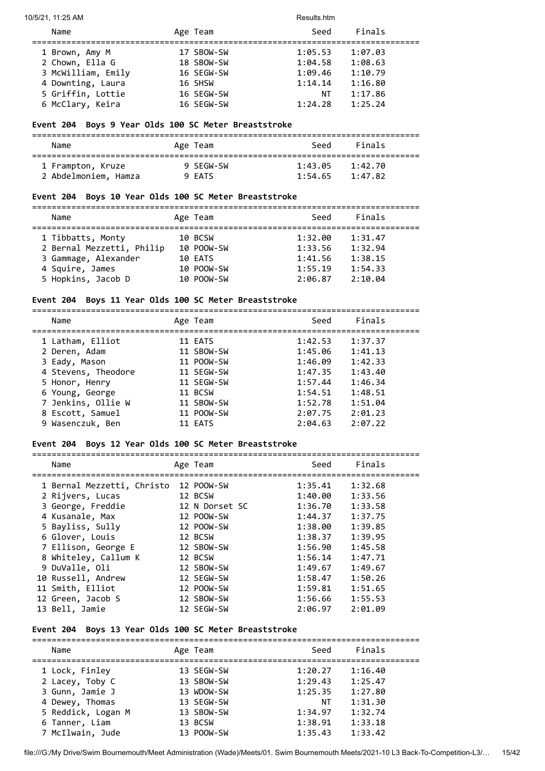| Name | Age | Team | Seed | Finals |
|---|---|---|---|---|
| 1 Brown, Amy M | 17 | SBOW-SW | 1:05.53 | 1:07.03 |
| 2 Chown, Ella G | 18 | SBOW-SW | 1:04.58 | 1:08.63 |
| 3 McWilliam, Emily | 16 | SEGW-SW | 1:09.46 | 1:10.79 |
| 4 Downting, Laura | 16 | SHSW | 1:14.14 | 1:16.80 |
| 5 Griffin, Lottie | 16 | SEGW-SW | NT | 1:17.86 |
| 6 McClary, Keira | 16 | SEGW-SW | 1:24.28 | 1:25.24 |

### Event 204 Boys 9 Year Olds 100 SC Meter Breaststroke

| Name | Age | Team | Seed | Finals |
|---|---|---|---|---|
| 1 Frampton, Kruze | 9 | SEGW-SW | 1:43.05 | 1:42.70 |
| 2 Abdelmoniem, Hamza | 9 | EATS | 1:54.65 | 1:47.82 |

### Event 204 Boys 10 Year Olds 100 SC Meter Breaststroke

| Name | Age | Team | Seed | Finals |
|---|---|---|---|---|
| 1 Tibbatts, Monty | 10 | BCSW | 1:32.00 | 1:31.47 |
| 2 Bernal Mezzetti, Philip | 10 | POOW-SW | 1:33.56 | 1:32.94 |
| 3 Gammage, Alexander | 10 | EATS | 1:41.56 | 1:38.15 |
| 4 Squire, James | 10 | POOW-SW | 1:55.19 | 1:54.33 |
| 5 Hopkins, Jacob D | 10 | POOW-SW | 2:06.87 | 2:10.04 |

### Event 204 Boys 11 Year Olds 100 SC Meter Breaststroke

| Name | Age | Team | Seed | Finals |
|---|---|---|---|---|
| 1 Latham, Elliot | 11 | EATS | 1:42.53 | 1:37.37 |
| 2 Deren, Adam | 11 | SBOW-SW | 1:45.06 | 1:41.13 |
| 3 Eady, Mason | 11 | POOW-SW | 1:46.09 | 1:42.33 |
| 4 Stevens, Theodore | 11 | SEGW-SW | 1:47.35 | 1:43.40 |
| 5 Honor, Henry | 11 | SEGW-SW | 1:57.44 | 1:46.34 |
| 6 Young, George | 11 | BCSW | 1:54.51 | 1:48.51 |
| 7 Jenkins, Ollie W | 11 | SBOW-SW | 1:52.78 | 1:51.04 |
| 8 Escott, Samuel | 11 | POOW-SW | 2:07.75 | 2:01.23 |
| 9 Wasenczuk, Ben | 11 | EATS | 2:04.63 | 2:07.22 |

### Event 204 Boys 12 Year Olds 100 SC Meter Breaststroke

| Name | Age | Team | Seed | Finals |
|---|---|---|---|---|
| 1 Bernal Mezzetti, Christo | 12 | POOW-SW | 1:35.41 | 1:32.68 |
| 2 Rijvers, Lucas | 12 | BCSW | 1:40.00 | 1:33.56 |
| 3 George, Freddie | 12 | N Dorset SC | 1:36.70 | 1:33.58 |
| 4 Kusanale, Max | 12 | POOW-SW | 1:44.37 | 1:37.75 |
| 5 Bayliss, Sully | 12 | POOW-SW | 1:38.00 | 1:39.85 |
| 6 Glover, Louis | 12 | BCSW | 1:38.37 | 1:39.95 |
| 7 Ellison, George E | 12 | SBOW-SW | 1:56.90 | 1:45.58 |
| 8 Whiteley, Callum K | 12 | BCSW | 1:56.14 | 1:47.71 |
| 9 DuValle, Oli | 12 | SBOW-SW | 1:49.67 | 1:49.67 |
| 10 Russell, Andrew | 12 | SEGW-SW | 1:58.47 | 1:50.26 |
| 11 Smith, Elliot | 12 | POOW-SW | 1:59.81 | 1:51.65 |
| 12 Green, Jacob S | 12 | SBOW-SW | 1:56.66 | 1:55.53 |
| 13 Bell, Jamie | 12 | SEGW-SW | 2:06.97 | 2:01.09 |

### Event 204 Boys 13 Year Olds 100 SC Meter Breaststroke

| Name | Age | Team | Seed | Finals |
|---|---|---|---|---|
| 1 Lock, Finley | 13 | SEGW-SW | 1:20.27 | 1:16.40 |
| 2 Lacey, Toby C | 13 | SBOW-SW | 1:29.43 | 1:25.47 |
| 3 Gunn, Jamie J | 13 | WDOW-SW | 1:25.35 | 1:27.80 |
| 4 Dewey, Thomas | 13 | SEGW-SW | NT | 1:31.30 |
| 5 Reddick, Logan M | 13 | SBOW-SW | 1:34.97 | 1:32.74 |
| 6 Tanner, Liam | 13 | BCSW | 1:38.91 | 1:33.18 |
| 7 McIlwain, Jude | 13 | POOW-SW | 1:35.43 | 1:33.42 |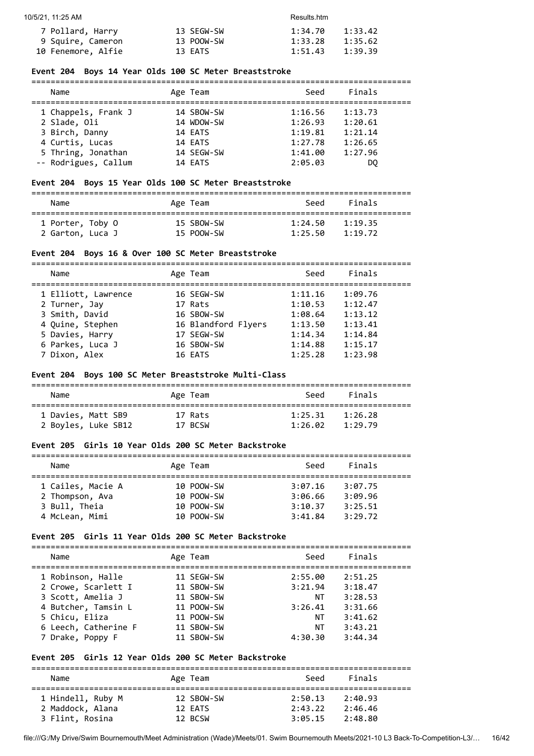| Name | Age | Team | Seed | Finals |
|---|---|---|---|---|
| 7 Pollard, Harry | 13 | SEGW-SW | 1:34.70 | 1:33.42 |
| 9 Squire, Cameron | 13 | POOW-SW | 1:33.28 | 1:35.62 |
| 10 Fenemore, Alfie | 13 | EATS | 1:51.43 | 1:39.39 |

### Event 204 Boys 14 Year Olds 100 SC Meter Breaststroke

| Name | Age | Team | Seed | Finals |
|---|---|---|---|---|
| 1 Chappels, Frank J | 14 | SBOW-SW | 1:16.56 | 1:13.73 |
| 2 Slade, Oli | 14 | WDOW-SW | 1:26.93 | 1:20.61 |
| 3 Birch, Danny | 14 | EATS | 1:19.81 | 1:21.14 |
| 4 Curtis, Lucas | 14 | EATS | 1:27.78 | 1:26.65 |
| 5 Thring, Jonathan | 14 | SEGW-SW | 1:41.00 | 1:27.96 |
| -- Rodrigues, Callum | 14 | EATS | 2:05.03 | DQ |

### Event 204 Boys 15 Year Olds 100 SC Meter Breaststroke

| Name | Age | Team | Seed | Finals |
|---|---|---|---|---|
| 1 Porter, Toby O | 15 | SBOW-SW | 1:24.50 | 1:19.35 |
| 2 Garton, Luca J | 15 | POOW-SW | 1:25.50 | 1:19.72 |

### Event 204 Boys 16 & Over 100 SC Meter Breaststroke

| Name | Age | Team | Seed | Finals |
|---|---|---|---|---|
| 1 Elliott, Lawrence | 16 | SEGW-SW | 1:11.16 | 1:09.76 |
| 2 Turner, Jay | 17 | Rats | 1:10.53 | 1:12.47 |
| 3 Smith, David | 16 | SBOW-SW | 1:08.64 | 1:13.12 |
| 4 Quine, Stephen | 16 | Blandford Flyers | 1:13.50 | 1:13.41 |
| 5 Davies, Harry | 17 | SEGW-SW | 1:14.34 | 1:14.84 |
| 6 Parkes, Luca J | 16 | SBOW-SW | 1:14.88 | 1:15.17 |
| 7 Dixon, Alex | 16 | EATS | 1:25.28 | 1:23.98 |

### Event 204 Boys 100 SC Meter Breaststroke Multi-Class

| Name | Age | Team | Seed | Finals |
|---|---|---|---|---|
| 1 Davies, Matt SB9 | 17 | Rats | 1:25.31 | 1:26.28 |
| 2 Boyles, Luke SB12 | 17 | BCSW | 1:26.02 | 1:29.79 |

### Event 205 Girls 10 Year Olds 200 SC Meter Backstroke

| Name | Age | Team | Seed | Finals |
|---|---|---|---|---|
| 1 Cailes, Macie A | 10 | POOW-SW | 3:07.16 | 3:07.75 |
| 2 Thompson, Ava | 10 | POOW-SW | 3:06.66 | 3:09.96 |
| 3 Bull, Theia | 10 | POOW-SW | 3:10.37 | 3:25.51 |
| 4 McLean, Mimi | 10 | POOW-SW | 3:41.84 | 3:29.72 |

### Event 205 Girls 11 Year Olds 200 SC Meter Backstroke

| Name | Age | Team | Seed | Finals |
|---|---|---|---|---|
| 1 Robinson, Halle | 11 | SEGW-SW | 2:55.00 | 2:51.25 |
| 2 Crowe, Scarlett I | 11 | SBOW-SW | 3:21.94 | 3:18.47 |
| 3 Scott, Amelia J | 11 | SBOW-SW | NT | 3:28.53 |
| 4 Butcher, Tamsin L | 11 | POOW-SW | 3:26.41 | 3:31.66 |
| 5 Chicu, Eliza | 11 | POOW-SW | NT | 3:41.62 |
| 6 Leech, Catherine F | 11 | SBOW-SW | NT | 3:43.21 |
| 7 Drake, Poppy F | 11 | SBOW-SW | 4:30.30 | 3:44.34 |

### Event 205 Girls 12 Year Olds 200 SC Meter Backstroke

| Name | Age | Team | Seed | Finals |
|---|---|---|---|---|
| 1 Hindell, Ruby M | 12 | SBOW-SW | 2:50.13 | 2:40.93 |
| 2 Maddock, Alana | 12 | EATS | 2:43.22 | 2:46.46 |
| 3 Flint, Rosina | 12 | BCSW | 3:05.15 | 2:48.80 |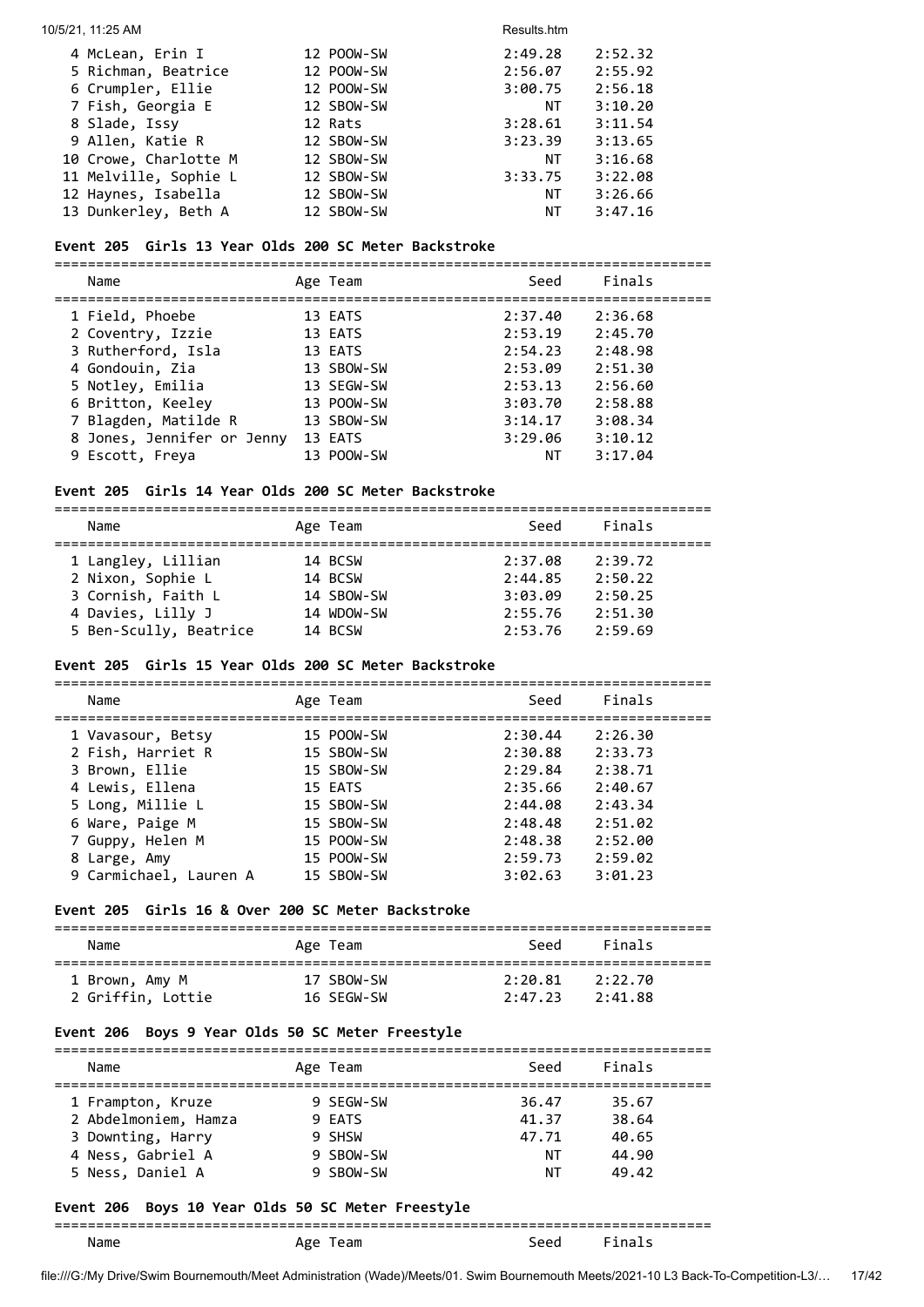| Name | Age | Team | Seed | Finals |
|---|---|---|---|---|
| 4 McLean, Erin I | 12 | POOW-SW | 2:49.28 | 2:52.32 |
| 5 Richman, Beatrice | 12 | POOW-SW | 2:56.07 | 2:55.92 |
| 6 Crumpler, Ellie | 12 | POOW-SW | 3:00.75 | 2:56.18 |
| 7 Fish, Georgia E | 12 | SBOW-SW | NT | 3:10.20 |
| 8 Slade, Issy | 12 | Rats | 3:28.61 | 3:11.54 |
| 9 Allen, Katie R | 12 | SBOW-SW | 3:23.39 | 3:13.65 |
| 10 Crowe, Charlotte M | 12 | SBOW-SW | NT | 3:16.68 |
| 11 Melville, Sophie L | 12 | SBOW-SW | 3:33.75 | 3:22.08 |
| 12 Haynes, Isabella | 12 | SBOW-SW | NT | 3:26.66 |
| 13 Dunkerley, Beth A | 12 | SBOW-SW | NT | 3:47.16 |

### Event 205 Girls 13 Year Olds 200 SC Meter Backstroke

| Name | Age | Team | Seed | Finals |
|---|---|---|---|---|
| 1 Field, Phoebe | 13 | EATS | 2:37.40 | 2:36.68 |
| 2 Coventry, Izzie | 13 | EATS | 2:53.19 | 2:45.70 |
| 3 Rutherford, Isla | 13 | EATS | 2:54.23 | 2:48.98 |
| 4 Gondouin, Zia | 13 | SBOW-SW | 2:53.09 | 2:51.30 |
| 5 Notley, Emilia | 13 | SEGW-SW | 2:53.13 | 2:56.60 |
| 6 Britton, Keeley | 13 | POOW-SW | 3:03.70 | 2:58.88 |
| 7 Blagden, Matilde R | 13 | SBOW-SW | 3:14.17 | 3:08.34 |
| 8 Jones, Jennifer or Jenny | 13 | EATS | 3:29.06 | 3:10.12 |
| 9 Escott, Freya | 13 | POOW-SW | NT | 3:17.04 |

### Event 205 Girls 14 Year Olds 200 SC Meter Backstroke

| Name | Age | Team | Seed | Finals |
|---|---|---|---|---|
| 1 Langley, Lillian | 14 | BCSW | 2:37.08 | 2:39.72 |
| 2 Nixon, Sophie L | 14 | BCSW | 2:44.85 | 2:50.22 |
| 3 Cornish, Faith L | 14 | SBOW-SW | 3:03.09 | 2:50.25 |
| 4 Davies, Lilly J | 14 | WDOW-SW | 2:55.76 | 2:51.30 |
| 5 Ben-Scully, Beatrice | 14 | BCSW | 2:53.76 | 2:59.69 |

### Event 205 Girls 15 Year Olds 200 SC Meter Backstroke

| Name | Age | Team | Seed | Finals |
|---|---|---|---|---|
| 1 Vavasour, Betsy | 15 | POOW-SW | 2:30.44 | 2:26.30 |
| 2 Fish, Harriet R | 15 | SBOW-SW | 2:30.88 | 2:33.73 |
| 3 Brown, Ellie | 15 | SBOW-SW | 2:29.84 | 2:38.71 |
| 4 Lewis, Ellena | 15 | EATS | 2:35.66 | 2:40.67 |
| 5 Long, Millie L | 15 | SBOW-SW | 2:44.08 | 2:43.34 |
| 6 Ware, Paige M | 15 | SBOW-SW | 2:48.48 | 2:51.02 |
| 7 Guppy, Helen M | 15 | POOW-SW | 2:48.38 | 2:52.00 |
| 8 Large, Amy | 15 | POOW-SW | 2:59.73 | 2:59.02 |
| 9 Carmichael, Lauren A | 15 | SBOW-SW | 3:02.63 | 3:01.23 |

### Event 205 Girls 16 & Over 200 SC Meter Backstroke

| Name | Age | Team | Seed | Finals |
|---|---|---|---|---|
| 1 Brown, Amy M | 17 | SBOW-SW | 2:20.81 | 2:22.70 |
| 2 Griffin, Lottie | 16 | SEGW-SW | 2:47.23 | 2:41.88 |

### Event 206 Boys 9 Year Olds 50 SC Meter Freestyle

| Name | Age | Team | Seed | Finals |
|---|---|---|---|---|
| 1 Frampton, Kruze | 9 | SEGW-SW | 36.47 | 35.67 |
| 2 Abdelmoniem, Hamza | 9 | EATS | 41.37 | 38.64 |
| 3 Downting, Harry | 9 | SHSW | 47.71 | 40.65 |
| 4 Ness, Gabriel A | 9 | SBOW-SW | NT | 44.90 |
| 5 Ness, Daniel A | 9 | SBOW-SW | NT | 49.42 |

### Event 206 Boys 10 Year Olds 50 SC Meter Freestyle

| Name | Age | Team | Seed | Finals |
|---|---|---|---|---|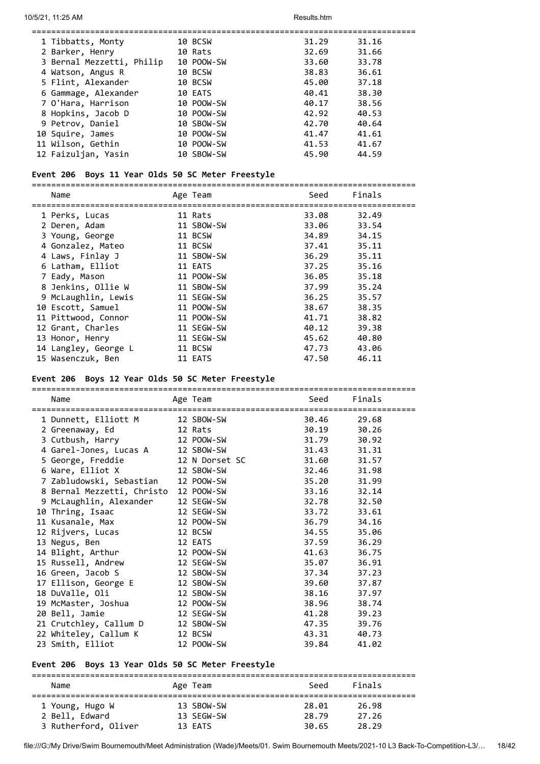| | Name | Age | Team | Seed | Finals |
|---|---|---|---|---|---|
| 1 | Tibbatts, Monty | 10 | BCSW | 31.29 | 31.16 |
| 2 | Barker, Henry | 10 | Rats | 32.69 | 31.66 |
| 3 | Bernal Mezzetti, Philip | 10 | POOW-SW | 33.60 | 33.78 |
| 4 | Watson, Angus R | 10 | BCSW | 38.83 | 36.61 |
| 5 | Flint, Alexander | 10 | BCSW | 45.00 | 37.18 |
| 6 | Gammage, Alexander | 10 | EATS | 40.41 | 38.30 |
| 7 | O'Hara, Harrison | 10 | POOW-SW | 40.17 | 38.56 |
| 8 | Hopkins, Jacob D | 10 | POOW-SW | 42.92 | 40.53 |
| 9 | Petrov, Daniel | 10 | SBOW-SW | 42.70 | 40.64 |
| 10 | Squire, James | 10 | POOW-SW | 41.47 | 41.61 |
| 11 | Wilson, Gethin | 10 | POOW-SW | 41.53 | 41.67 |
| 12 | Faizuljan, Yasin | 10 | SBOW-SW | 45.90 | 44.59 |

### Event 206  Boys 11 Year Olds 50 SC Meter Freestyle

| | Name | Age | Team | Seed | Finals |
|---|---|---|---|---|---|
| 1 | Perks, Lucas | 11 | Rats | 33.08 | 32.49 |
| 2 | Deren, Adam | 11 | SBOW-SW | 33.06 | 33.54 |
| 3 | Young, George | 11 | BCSW | 34.89 | 34.15 |
| 4 | Gonzalez, Mateo | 11 | BCSW | 37.41 | 35.11 |
| 4 | Laws, Finlay J | 11 | SBOW-SW | 36.29 | 35.11 |
| 6 | Latham, Elliot | 11 | EATS | 37.25 | 35.16 |
| 7 | Eady, Mason | 11 | POOW-SW | 36.05 | 35.18 |
| 8 | Jenkins, Ollie W | 11 | SBOW-SW | 37.99 | 35.24 |
| 9 | McLaughlin, Lewis | 11 | SEGW-SW | 36.25 | 35.57 |
| 10 | Escott, Samuel | 11 | POOW-SW | 38.67 | 38.35 |
| 11 | Pittwood, Connor | 11 | POOW-SW | 41.71 | 38.82 |
| 12 | Grant, Charles | 11 | SEGW-SW | 40.12 | 39.38 |
| 13 | Honor, Henry | 11 | SEGW-SW | 45.62 | 40.80 |
| 14 | Langley, George L | 11 | BCSW | 47.73 | 43.06 |
| 15 | Wasenczuk, Ben | 11 | EATS | 47.50 | 46.11 |

### Event 206  Boys 12 Year Olds 50 SC Meter Freestyle

| | Name | Age | Team | Seed | Finals |
|---|---|---|---|---|---|
| 1 | Dunnett, Elliott M | 12 | SBOW-SW | 30.46 | 29.68 |
| 2 | Greenaway, Ed | 12 | Rats | 30.19 | 30.26 |
| 3 | Cutbush, Harry | 12 | POOW-SW | 31.79 | 30.92 |
| 4 | Garel-Jones, Lucas A | 12 | SBOW-SW | 31.43 | 31.31 |
| 5 | George, Freddie | 12 | N Dorset SC | 31.60 | 31.57 |
| 6 | Ware, Elliot X | 12 | SBOW-SW | 32.46 | 31.98 |
| 7 | Zabludowski, Sebastian | 12 | POOW-SW | 35.20 | 31.99 |
| 8 | Bernal Mezzetti, Christo | 12 | POOW-SW | 33.16 | 32.14 |
| 9 | McLaughlin, Alexander | 12 | SEGW-SW | 32.78 | 32.50 |
| 10 | Thring, Isaac | 12 | SEGW-SW | 33.72 | 33.61 |
| 11 | Kusanale, Max | 12 | POOW-SW | 36.79 | 34.16 |
| 12 | Rijvers, Lucas | 12 | BCSW | 34.55 | 35.06 |
| 13 | Negus, Ben | 12 | EATS | 37.59 | 36.29 |
| 14 | Blight, Arthur | 12 | POOW-SW | 41.63 | 36.75 |
| 15 | Russell, Andrew | 12 | SEGW-SW | 35.07 | 36.91 |
| 16 | Green, Jacob S | 12 | SBOW-SW | 37.34 | 37.23 |
| 17 | Ellison, George E | 12 | SBOW-SW | 39.60 | 37.87 |
| 18 | DuValle, Oli | 12 | SBOW-SW | 38.16 | 37.97 |
| 19 | McMaster, Joshua | 12 | POOW-SW | 38.96 | 38.74 |
| 20 | Bell, Jamie | 12 | SEGW-SW | 41.28 | 39.23 |
| 21 | Crutchley, Callum D | 12 | SBOW-SW | 47.35 | 39.76 |
| 22 | Whiteley, Callum K | 12 | BCSW | 43.31 | 40.73 |
| 23 | Smith, Elliot | 12 | POOW-SW | 39.84 | 41.02 |

### Event 206  Boys 13 Year Olds 50 SC Meter Freestyle

| | Name | Age | Team | Seed | Finals |
|---|---|---|---|---|---|
| 1 | Young, Hugo W | 13 | SBOW-SW | 28.01 | 26.98 |
| 2 | Bell, Edward | 13 | SEGW-SW | 28.79 | 27.26 |
| 3 | Rutherford, Oliver | 13 | EATS | 30.65 | 28.29 |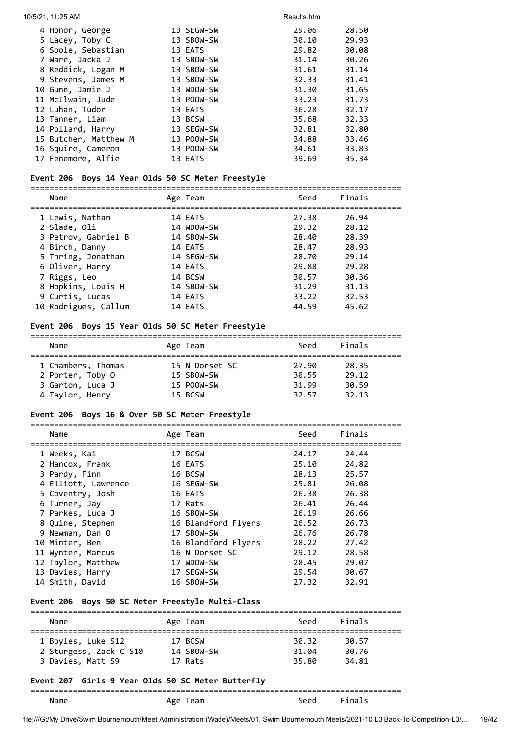| Name | Age | Team | Seed | Finals |
|---|---|---|---|---|
| 4 Honor, George | 13 | SEGW-SW | 29.06 | 28.50 |
| 5 Lacey, Toby C | 13 | SBOW-SW | 30.10 | 29.93 |
| 6 Soole, Sebastian | 13 | EATS | 29.82 | 30.08 |
| 7 Ware, Jacka J | 13 | SBOW-SW | 31.14 | 30.26 |
| 8 Reddick, Logan M | 13 | SBOW-SW | 31.61 | 31.14 |
| 9 Stevens, James M | 13 | SBOW-SW | 32.33 | 31.41 |
| 10 Gunn, Jamie J | 13 | WDOW-SW | 31.30 | 31.65 |
| 11 McIlwain, Jude | 13 | POOW-SW | 33.23 | 31.73 |
| 12 Luhan, Tudor | 13 | EATS | 36.28 | 32.17 |
| 13 Tanner, Liam | 13 | BCSW | 35.68 | 32.33 |
| 14 Pollard, Harry | 13 | SEGW-SW | 32.81 | 32.80 |
| 15 Butcher, Matthew M | 13 | POOW-SW | 34.88 | 33.46 |
| 16 Squire, Cameron | 13 | POOW-SW | 34.61 | 33.83 |
| 17 Fenemore, Alfie | 13 | EATS | 39.69 | 35.34 |

### Event 206 Boys 14 Year Olds 50 SC Meter Freestyle

| Name | Age | Team | Seed | Finals |
|---|---|---|---|---|
| 1 Lewis, Nathan | 14 | EATS | 27.38 | 26.94 |
| 2 Slade, Oli | 14 | WDOW-SW | 29.32 | 28.12 |
| 3 Petrov, Gabriel B | 14 | SBOW-SW | 28.40 | 28.39 |
| 4 Birch, Danny | 14 | EATS | 28.47 | 28.93 |
| 5 Thring, Jonathan | 14 | SEGW-SW | 28.70 | 29.14 |
| 6 Oliver, Harry | 14 | EATS | 29.88 | 29.28 |
| 7 Riggs, Leo | 14 | BCSW | 30.57 | 30.36 |
| 8 Hopkins, Louis H | 14 | SBOW-SW | 31.29 | 31.13 |
| 9 Curtis, Lucas | 14 | EATS | 33.22 | 32.53 |
| 10 Rodrigues, Callum | 14 | EATS | 44.59 | 45.62 |

### Event 206 Boys 15 Year Olds 50 SC Meter Freestyle

| Name | Age | Team | Seed | Finals |
|---|---|---|---|---|
| 1 Chambers, Thomas | 15 | N Dorset SC | 27.90 | 28.35 |
| 2 Porter, Toby O | 15 | SBOW-SW | 30.55 | 29.12 |
| 3 Garton, Luca J | 15 | POOW-SW | 31.99 | 30.59 |
| 4 Taylor, Henry | 15 | BCSW | 32.57 | 32.13 |

### Event 206 Boys 16 & Over 50 SC Meter Freestyle

| Name | Age | Team | Seed | Finals |
|---|---|---|---|---|
| 1 Weeks, Kai | 17 | BCSW | 24.17 | 24.44 |
| 2 Hancox, Frank | 16 | EATS | 25.10 | 24.82 |
| 3 Pardy, Finn | 16 | BCSW | 28.13 | 25.57 |
| 4 Elliott, Lawrence | 16 | SEGW-SW | 25.81 | 26.08 |
| 5 Coventry, Josh | 16 | EATS | 26.38 | 26.38 |
| 6 Turner, Jay | 17 | Rats | 26.41 | 26.44 |
| 7 Parkes, Luca J | 16 | SBOW-SW | 26.19 | 26.66 |
| 8 Quine, Stephen | 16 | Blandford Flyers | 26.52 | 26.73 |
| 9 Newman, Dan O | 17 | SBOW-SW | 26.76 | 26.78 |
| 10 Minter, Ben | 16 | Blandford Flyers | 28.22 | 27.42 |
| 11 Wynter, Marcus | 16 | N Dorset SC | 29.12 | 28.58 |
| 12 Taylor, Matthew | 17 | WDOW-SW | 28.45 | 29.07 |
| 13 Davies, Harry | 17 | SEGW-SW | 29.54 | 30.67 |
| 14 Smith, David | 16 | SBOW-SW | 27.32 | 32.91 |

### Event 206 Boys 50 SC Meter Freestyle Multi-Class

| Name | Age | Team | Seed | Finals |
|---|---|---|---|---|
| 1 Boyles, Luke S12 | 17 | BCSW | 30.32 | 30.57 |
| 2 Sturgess, Zack C S10 | 14 | SBOW-SW | 31.04 | 30.76 |
| 3 Davies, Matt S9 | 17 | Rats | 35.80 | 34.81 |

### Event 207 Girls 9 Year Olds 50 SC Meter Butterfly

| Name | Age | Team | Seed | Finals |
|---|---|---|---|---|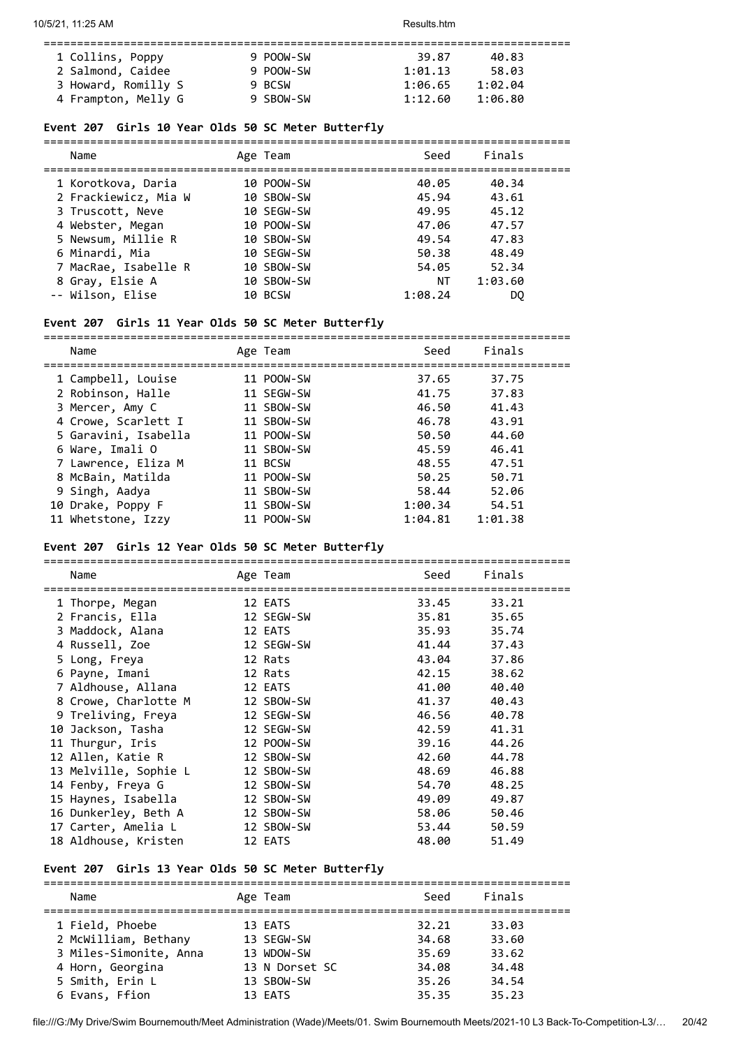| Name | Age | Team | Seed | Finals |
|---|---|---|---|---|
| 1 Collins, Poppy | 9 | POOW-SW | 39.87 | 40.83 |
| 2 Salmond, Caidee | 9 | POOW-SW | 1:01.13 | 58.03 |
| 3 Howard, Romilly S | 9 | BCSW | 1:06.65 | 1:02.04 |
| 4 Frampton, Melly G | 9 | SBOW-SW | 1:12.60 | 1:06.80 |

### Event 207 Girls 10 Year Olds 50 SC Meter Butterfly

| Name | Age | Team | Seed | Finals |
|---|---|---|---|---|
| 1 Korotkova, Daria | 10 | POOW-SW | 40.05 | 40.34 |
| 2 Frackiewicz, Mia W | 10 | SBOW-SW | 45.94 | 43.61 |
| 3 Truscott, Neve | 10 | SEGW-SW | 49.95 | 45.12 |
| 4 Webster, Megan | 10 | POOW-SW | 47.06 | 47.57 |
| 5 Newsum, Millie R | 10 | SBOW-SW | 49.54 | 47.83 |
| 6 Minardi, Mia | 10 | SEGW-SW | 50.38 | 48.49 |
| 7 MacRae, Isabelle R | 10 | SBOW-SW | 54.05 | 52.34 |
| 8 Gray, Elsie A | 10 | SBOW-SW | NT | 1:03.60 |
| -- Wilson, Elise | 10 | BCSW | 1:08.24 | DQ |

### Event 207 Girls 11 Year Olds 50 SC Meter Butterfly

| Name | Age | Team | Seed | Finals |
|---|---|---|---|---|
| 1 Campbell, Louise | 11 | POOW-SW | 37.65 | 37.75 |
| 2 Robinson, Halle | 11 | SEGW-SW | 41.75 | 37.83 |
| 3 Mercer, Amy C | 11 | SBOW-SW | 46.50 | 41.43 |
| 4 Crowe, Scarlett I | 11 | SBOW-SW | 46.78 | 43.91 |
| 5 Garavini, Isabella | 11 | POOW-SW | 50.50 | 44.60 |
| 6 Ware, Imali O | 11 | SBOW-SW | 45.59 | 46.41 |
| 7 Lawrence, Eliza M | 11 | BCSW | 48.55 | 47.51 |
| 8 McBain, Matilda | 11 | POOW-SW | 50.25 | 50.71 |
| 9 Singh, Aadya | 11 | SBOW-SW | 58.44 | 52.06 |
| 10 Drake, Poppy F | 11 | SBOW-SW | 1:00.34 | 54.51 |
| 11 Whetstone, Izzy | 11 | POOW-SW | 1:04.81 | 1:01.38 |

### Event 207 Girls 12 Year Olds 50 SC Meter Butterfly

| Name | Age | Team | Seed | Finals |
|---|---|---|---|---|
| 1 Thorpe, Megan | 12 | EATS | 33.45 | 33.21 |
| 2 Francis, Ella | 12 | SEGW-SW | 35.81 | 35.65 |
| 3 Maddock, Alana | 12 | EATS | 35.93 | 35.74 |
| 4 Russell, Zoe | 12 | SEGW-SW | 41.44 | 37.43 |
| 5 Long, Freya | 12 | Rats | 43.04 | 37.86 |
| 6 Payne, Imani | 12 | Rats | 42.15 | 38.62 |
| 7 Aldhouse, Allana | 12 | EATS | 41.00 | 40.40 |
| 8 Crowe, Charlotte M | 12 | SBOW-SW | 41.37 | 40.43 |
| 9 Treliving, Freya | 12 | SEGW-SW | 46.56 | 40.78 |
| 10 Jackson, Tasha | 12 | SEGW-SW | 42.59 | 41.31 |
| 11 Thurgur, Iris | 12 | POOW-SW | 39.16 | 44.26 |
| 12 Allen, Katie R | 12 | SBOW-SW | 42.60 | 44.78 |
| 13 Melville, Sophie L | 12 | SBOW-SW | 48.69 | 46.88 |
| 14 Fenby, Freya G | 12 | SBOW-SW | 54.70 | 48.25 |
| 15 Haynes, Isabella | 12 | SBOW-SW | 49.09 | 49.87 |
| 16 Dunkerley, Beth A | 12 | SBOW-SW | 58.06 | 50.46 |
| 17 Carter, Amelia L | 12 | SBOW-SW | 53.44 | 50.59 |
| 18 Aldhouse, Kristen | 12 | EATS | 48.00 | 51.49 |

### Event 207 Girls 13 Year Olds 50 SC Meter Butterfly

| Name | Age | Team | Seed | Finals |
|---|---|---|---|---|
| 1 Field, Phoebe | 13 | EATS | 32.21 | 33.03 |
| 2 McWilliam, Bethany | 13 | SEGW-SW | 34.68 | 33.60 |
| 3 Miles-Simonite, Anna | 13 | WDOW-SW | 35.69 | 33.62 |
| 4 Horn, Georgina | 13 | N Dorset SC | 34.08 | 34.48 |
| 5 Smith, Erin L | 13 | SBOW-SW | 35.26 | 34.54 |
| 6 Evans, Ffion | 13 | EATS | 35.35 | 35.23 |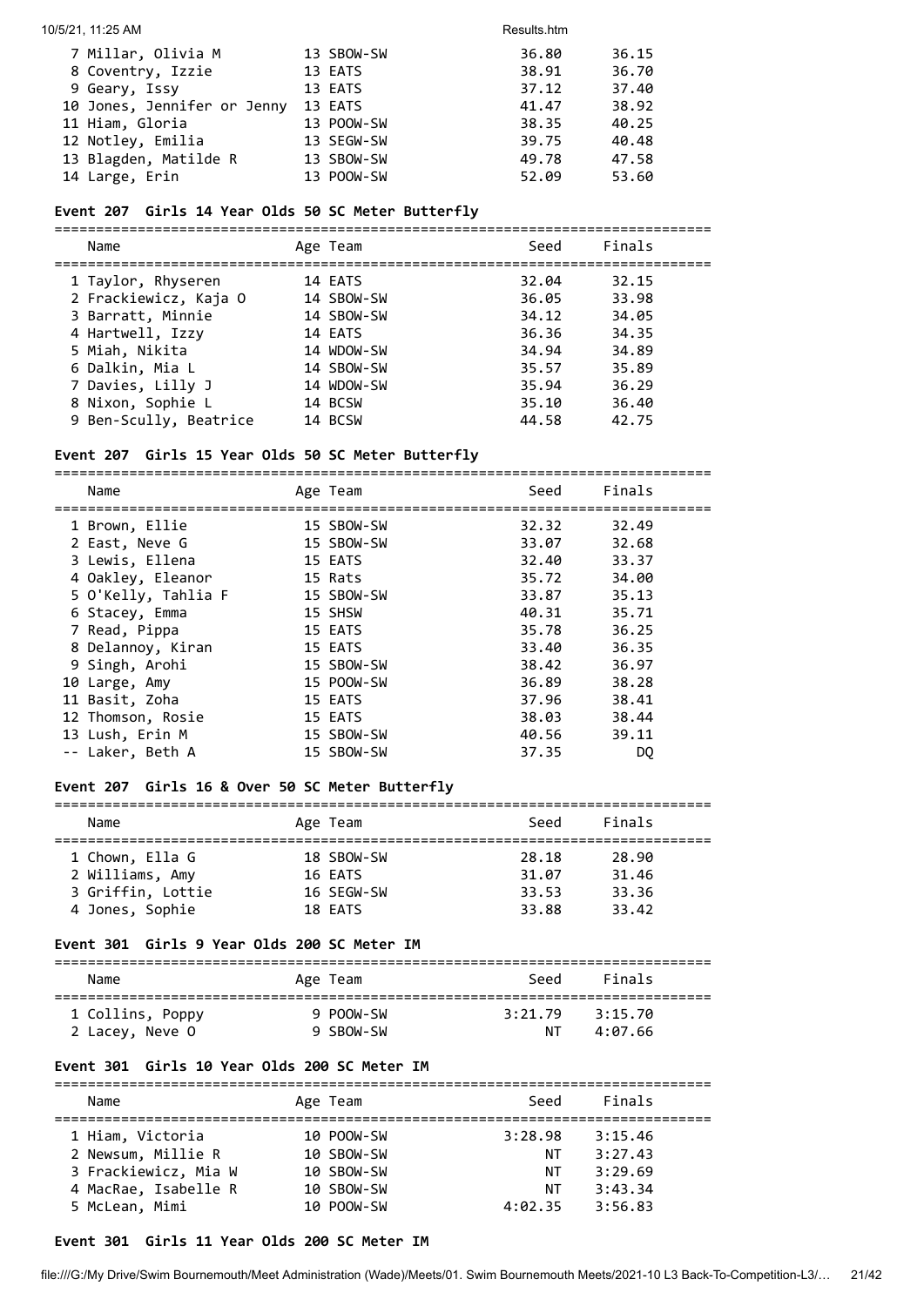| Name | Age | Team | Seed | Finals |
|---|---|---|---|---|
| 7 Millar, Olivia M | 13 | SBOW-SW | 36.80 | 36.15 |
| 8 Coventry, Izzie | 13 | EATS | 38.91 | 36.70 |
| 9 Geary, Issy | 13 | EATS | 37.12 | 37.40 |
| 10 Jones, Jennifer or Jenny | 13 | EATS | 41.47 | 38.92 |
| 11 Hiam, Gloria | 13 | POOW-SW | 38.35 | 40.25 |
| 12 Notley, Emilia | 13 | SEGW-SW | 39.75 | 40.48 |
| 13 Blagden, Matilde R | 13 | SBOW-SW | 49.78 | 47.58 |
| 14 Large, Erin | 13 | POOW-SW | 52.09 | 53.60 |

### Event 207 Girls 14 Year Olds 50 SC Meter Butterfly

| Name | Age | Team | Seed | Finals |
|---|---|---|---|---|
| 1 Taylor, Rhyseren | 14 | EATS | 32.04 | 32.15 |
| 2 Frackiewicz, Kaja O | 14 | SBOW-SW | 36.05 | 33.98 |
| 3 Barratt, Minnie | 14 | SBOW-SW | 34.12 | 34.05 |
| 4 Hartwell, Izzy | 14 | EATS | 36.36 | 34.35 |
| 5 Miah, Nikita | 14 | WDOW-SW | 34.94 | 34.89 |
| 6 Dalkin, Mia L | 14 | SBOW-SW | 35.57 | 35.89 |
| 7 Davies, Lilly J | 14 | WDOW-SW | 35.94 | 36.29 |
| 8 Nixon, Sophie L | 14 | BCSW | 35.10 | 36.40 |
| 9 Ben-Scully, Beatrice | 14 | BCSW | 44.58 | 42.75 |

### Event 207 Girls 15 Year Olds 50 SC Meter Butterfly

| Name | Age | Team | Seed | Finals |
|---|---|---|---|---|
| 1 Brown, Ellie | 15 | SBOW-SW | 32.32 | 32.49 |
| 2 East, Neve G | 15 | SBOW-SW | 33.07 | 32.68 |
| 3 Lewis, Ellena | 15 | EATS | 32.40 | 33.37 |
| 4 Oakley, Eleanor | 15 | Rats | 35.72 | 34.00 |
| 5 O'Kelly, Tahlia F | 15 | SBOW-SW | 33.87 | 35.13 |
| 6 Stacey, Emma | 15 | SHSW | 40.31 | 35.71 |
| 7 Read, Pippa | 15 | EATS | 35.78 | 36.25 |
| 8 Delannoy, Kiran | 15 | EATS | 33.40 | 36.35 |
| 9 Singh, Arohi | 15 | SBOW-SW | 38.42 | 36.97 |
| 10 Large, Amy | 15 | POOW-SW | 36.89 | 38.28 |
| 11 Basit, Zoha | 15 | EATS | 37.96 | 38.41 |
| 12 Thomson, Rosie | 15 | EATS | 38.03 | 38.44 |
| 13 Lush, Erin M | 15 | SBOW-SW | 40.56 | 39.11 |
| -- Laker, Beth A | 15 | SBOW-SW | 37.35 | DQ |

### Event 207 Girls 16 & Over 50 SC Meter Butterfly

| Name | Age | Team | Seed | Finals |
|---|---|---|---|---|
| 1 Chown, Ella G | 18 | SBOW-SW | 28.18 | 28.90 |
| 2 Williams, Amy | 16 | EATS | 31.07 | 31.46 |
| 3 Griffin, Lottie | 16 | SEGW-SW | 33.53 | 33.36 |
| 4 Jones, Sophie | 18 | EATS | 33.88 | 33.42 |

### Event 301 Girls 9 Year Olds 200 SC Meter IM

| Name | Age | Team | Seed | Finals |
|---|---|---|---|---|
| 1 Collins, Poppy | 9 | POOW-SW | 3:21.79 | 3:15.70 |
| 2 Lacey, Neve O | 9 | SBOW-SW | NT | 4:07.66 |

### Event 301 Girls 10 Year Olds 200 SC Meter IM

| Name | Age | Team | Seed | Finals |
|---|---|---|---|---|
| 1 Hiam, Victoria | 10 | POOW-SW | 3:28.98 | 3:15.46 |
| 2 Newsum, Millie R | 10 | SBOW-SW | NT | 3:27.43 |
| 3 Frackiewicz, Mia W | 10 | SBOW-SW | NT | 3:29.69 |
| 4 MacRae, Isabelle R | 10 | SBOW-SW | NT | 3:43.34 |
| 5 McLean, Mimi | 10 | POOW-SW | 4:02.35 | 3:56.83 |

### Event 301 Girls 11 Year Olds 200 SC Meter IM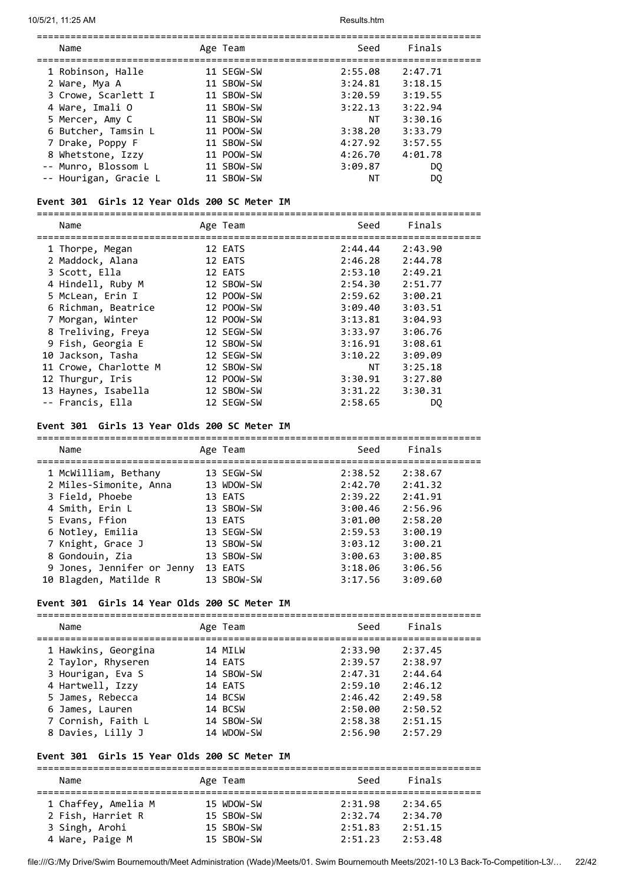| Name | Age | Team | Seed | Finals |
|---|---|---|---|---|
| 1 Robinson, Halle | 11 | SEGW-SW | 2:55.08 | 2:47.71 |
| 2 Ware, Mya A | 11 | SBOW-SW | 3:24.81 | 3:18.15 |
| 3 Crowe, Scarlett I | 11 | SBOW-SW | 3:20.59 | 3:19.55 |
| 4 Ware, Imali O | 11 | SBOW-SW | 3:22.13 | 3:22.94 |
| 5 Mercer, Amy C | 11 | SBOW-SW | NT | 3:30.16 |
| 6 Butcher, Tamsin L | 11 | POOW-SW | 3:38.20 | 3:33.79 |
| 7 Drake, Poppy F | 11 | SBOW-SW | 4:27.92 | 3:57.55 |
| 8 Whetstone, Izzy | 11 | POOW-SW | 4:26.70 | 4:01.78 |
| -- Munro, Blossom L | 11 | SBOW-SW | 3:09.87 | DQ |
| -- Hourigan, Gracie L | 11 | SBOW-SW | NT | DQ |

**Event 301 Girls 12 Year Olds 200 SC Meter IM**

| Name | Age | Team | Seed | Finals |
|---|---|---|---|---|
| 1 Thorpe, Megan | 12 | EATS | 2:44.44 | 2:43.90 |
| 2 Maddock, Alana | 12 | EATS | 2:46.28 | 2:44.78 |
| 3 Scott, Ella | 12 | EATS | 2:53.10 | 2:49.21 |
| 4 Hindell, Ruby M | 12 | SBOW-SW | 2:54.30 | 2:51.77 |
| 5 McLean, Erin I | 12 | POOW-SW | 2:59.62 | 3:00.21 |
| 6 Richman, Beatrice | 12 | POOW-SW | 3:09.40 | 3:03.51 |
| 7 Morgan, Winter | 12 | POOW-SW | 3:13.81 | 3:04.93 |
| 8 Treliving, Freya | 12 | SEGW-SW | 3:33.97 | 3:06.76 |
| 9 Fish, Georgia E | 12 | SBOW-SW | 3:16.91 | 3:08.61 |
| 10 Jackson, Tasha | 12 | SEGW-SW | 3:10.22 | 3:09.09 |
| 11 Crowe, Charlotte M | 12 | SBOW-SW | NT | 3:25.18 |
| 12 Thurgur, Iris | 12 | POOW-SW | 3:30.91 | 3:27.80 |
| 13 Haynes, Isabella | 12 | SBOW-SW | 3:31.22 | 3:30.31 |
| -- Francis, Ella | 12 | SEGW-SW | 2:58.65 | DQ |

**Event 301 Girls 13 Year Olds 200 SC Meter IM**

| Name | Age | Team | Seed | Finals |
|---|---|---|---|---|
| 1 McWilliam, Bethany | 13 | SEGW-SW | 2:38.52 | 2:38.67 |
| 2 Miles-Simonite, Anna | 13 | WDOW-SW | 2:42.70 | 2:41.32 |
| 3 Field, Phoebe | 13 | EATS | 2:39.22 | 2:41.91 |
| 4 Smith, Erin L | 13 | SBOW-SW | 3:00.46 | 2:56.96 |
| 5 Evans, Ffion | 13 | EATS | 3:01.00 | 2:58.20 |
| 6 Notley, Emilia | 13 | SEGW-SW | 2:59.53 | 3:00.19 |
| 7 Knight, Grace J | 13 | SBOW-SW | 3:03.12 | 3:00.21 |
| 8 Gondouin, Zia | 13 | SBOW-SW | 3:00.63 | 3:00.85 |
| 9 Jones, Jennifer or Jenny | 13 | EATS | 3:18.06 | 3:06.56 |
| 10 Blagden, Matilde R | 13 | SBOW-SW | 3:17.56 | 3:09.60 |

**Event 301 Girls 14 Year Olds 200 SC Meter IM**

| Name | Age | Team | Seed | Finals |
|---|---|---|---|---|
| 1 Hawkins, Georgina | 14 | MILW | 2:33.90 | 2:37.45 |
| 2 Taylor, Rhyseren | 14 | EATS | 2:39.57 | 2:38.97 |
| 3 Hourigan, Eva S | 14 | SBOW-SW | 2:47.31 | 2:44.64 |
| 4 Hartwell, Izzy | 14 | EATS | 2:59.10 | 2:46.12 |
| 5 James, Rebecca | 14 | BCSW | 2:46.42 | 2:49.58 |
| 6 James, Lauren | 14 | BCSW | 2:50.00 | 2:50.52 |
| 7 Cornish, Faith L | 14 | SBOW-SW | 2:58.38 | 2:51.15 |
| 8 Davies, Lilly J | 14 | WDOW-SW | 2:56.90 | 2:57.29 |

**Event 301 Girls 15 Year Olds 200 SC Meter IM**

| Name | Age | Team | Seed | Finals |
|---|---|---|---|---|
| 1 Chaffey, Amelia M | 15 | WDOW-SW | 2:31.98 | 2:34.65 |
| 2 Fish, Harriet R | 15 | SBOW-SW | 2:32.74 | 2:34.70 |
| 3 Singh, Arohi | 15 | SBOW-SW | 2:51.83 | 2:51.15 |
| 4 Ware, Paige M | 15 | SBOW-SW | 2:51.23 | 2:53.48 |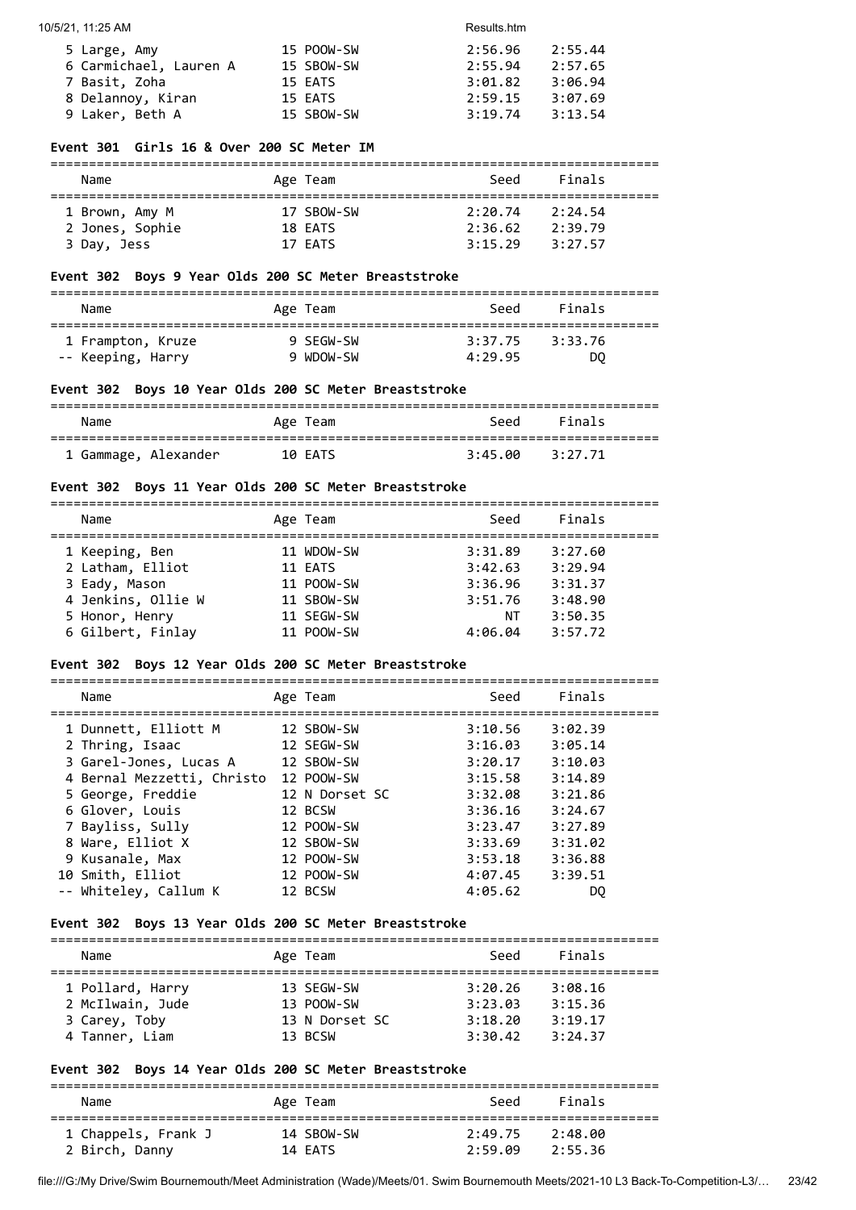| Name | Age | Team | Seed | Finals |
|---|---|---|---|---|
| 5 Large, Amy | 15 | POOW-SW | 2:56.96 | 2:55.44 |
| 6 Carmichael, Lauren A | 15 | SBOW-SW | 2:55.94 | 2:57.65 |
| 7 Basit, Zoha | 15 | EATS | 3:01.82 | 3:06.94 |
| 8 Delannoy, Kiran | 15 | EATS | 2:59.15 | 3:07.69 |
| 9 Laker, Beth A | 15 | SBOW-SW | 3:19.74 | 3:13.54 |

### Event 301 Girls 16 & Over 200 SC Meter IM

| Name | Age | Team | Seed | Finals |
|---|---|---|---|---|
| 1 Brown, Amy M | 17 | SBOW-SW | 2:20.74 | 2:24.54 |
| 2 Jones, Sophie | 18 | EATS | 2:36.62 | 2:39.79 |
| 3 Day, Jess | 17 | EATS | 3:15.29 | 3:27.57 |

### Event 302 Boys 9 Year Olds 200 SC Meter Breaststroke

| Name | Age | Team | Seed | Finals |
|---|---|---|---|---|
| 1 Frampton, Kruze | 9 | SEGW-SW | 3:37.75 | 3:33.76 |
| -- Keeping, Harry | 9 | WDOW-SW | 4:29.95 | DQ |

### Event 302 Boys 10 Year Olds 200 SC Meter Breaststroke

| Name | Age | Team | Seed | Finals |
|---|---|---|---|---|
| 1 Gammage, Alexander | 10 | EATS | 3:45.00 | 3:27.71 |

### Event 302 Boys 11 Year Olds 200 SC Meter Breaststroke

| Name | Age | Team | Seed | Finals |
|---|---|---|---|---|
| 1 Keeping, Ben | 11 | WDOW-SW | 3:31.89 | 3:27.60 |
| 2 Latham, Elliot | 11 | EATS | 3:42.63 | 3:29.94 |
| 3 Eady, Mason | 11 | POOW-SW | 3:36.96 | 3:31.37 |
| 4 Jenkins, Ollie W | 11 | SBOW-SW | 3:51.76 | 3:48.90 |
| 5 Honor, Henry | 11 | SEGW-SW | NT | 3:50.35 |
| 6 Gilbert, Finlay | 11 | POOW-SW | 4:06.04 | 3:57.72 |

### Event 302 Boys 12 Year Olds 200 SC Meter Breaststroke

| Name | Age | Team | Seed | Finals |
|---|---|---|---|---|
| 1 Dunnett, Elliott M | 12 | SBOW-SW | 3:10.56 | 3:02.39 |
| 2 Thring, Isaac | 12 | SEGW-SW | 3:16.03 | 3:05.14 |
| 3 Garel-Jones, Lucas A | 12 | SBOW-SW | 3:20.17 | 3:10.03 |
| 4 Bernal Mezzetti, Christo | 12 | POOW-SW | 3:15.58 | 3:14.89 |
| 5 George, Freddie | 12 | N Dorset SC | 3:32.08 | 3:21.86 |
| 6 Glover, Louis | 12 | BCSW | 3:36.16 | 3:24.67 |
| 7 Bayliss, Sully | 12 | POOW-SW | 3:23.47 | 3:27.89 |
| 8 Ware, Elliot X | 12 | SBOW-SW | 3:33.69 | 3:31.02 |
| 9 Kusanale, Max | 12 | POOW-SW | 3:53.18 | 3:36.88 |
| 10 Smith, Elliot | 12 | POOW-SW | 4:07.45 | 3:39.51 |
| -- Whiteley, Callum K | 12 | BCSW | 4:05.62 | DQ |

### Event 302 Boys 13 Year Olds 200 SC Meter Breaststroke

| Name | Age | Team | Seed | Finals |
|---|---|---|---|---|
| 1 Pollard, Harry | 13 | SEGW-SW | 3:20.26 | 3:08.16 |
| 2 McIlwain, Jude | 13 | POOW-SW | 3:23.03 | 3:15.36 |
| 3 Carey, Toby | 13 | N Dorset SC | 3:18.20 | 3:19.17 |
| 4 Tanner, Liam | 13 | BCSW | 3:30.42 | 3:24.37 |

### Event 302 Boys 14 Year Olds 200 SC Meter Breaststroke

| Name | Age | Team | Seed | Finals |
|---|---|---|---|---|
| 1 Chappels, Frank J | 14 | SBOW-SW | 2:49.75 | 2:48.00 |
| 2 Birch, Danny | 14 | EATS | 2:59.09 | 2:55.36 |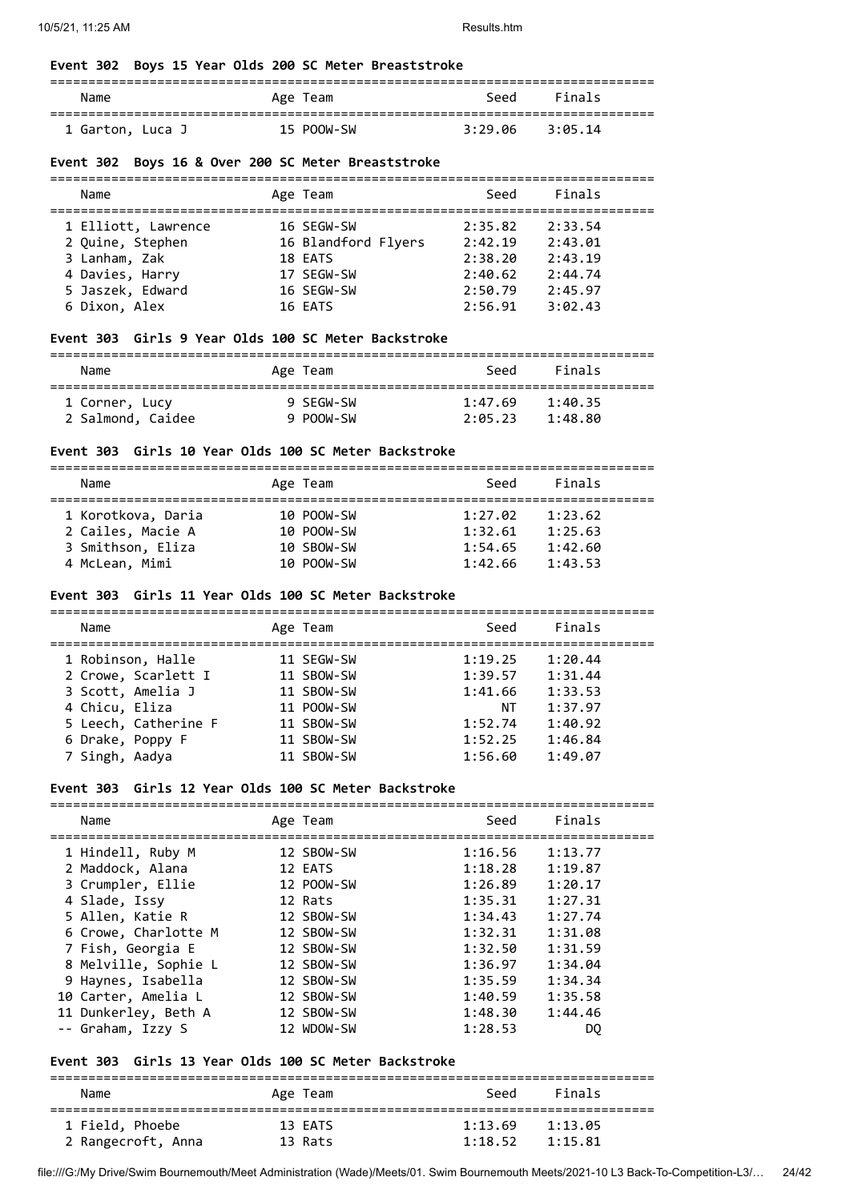### Event 302 Boys 15 Year Olds 200 SC Meter Breaststroke

| Name | Age | Team | Seed | Finals |
|---|---|---|---|---|
| 1 Garton, Luca J | 15 | POOW-SW | 3:29.06 | 3:05.14 |

### Event 302 Boys 16 & Over 200 SC Meter Breaststroke

| Name | Age | Team | Seed | Finals |
|---|---|---|---|---|
| 1 Elliott, Lawrence | 16 | SEGW-SW | 2:35.82 | 2:33.54 |
| 2 Quine, Stephen | 16 | Blandford Flyers | 2:42.19 | 2:43.01 |
| 3 Lanham, Zak | 18 | EATS | 2:38.20 | 2:43.19 |
| 4 Davies, Harry | 17 | SEGW-SW | 2:40.62 | 2:44.74 |
| 5 Jaszek, Edward | 16 | SEGW-SW | 2:50.79 | 2:45.97 |
| 6 Dixon, Alex | 16 | EATS | 2:56.91 | 3:02.43 |

### Event 303 Girls 9 Year Olds 100 SC Meter Backstroke

| Name | Age | Team | Seed | Finals |
|---|---|---|---|---|
| 1 Corner, Lucy | 9 | SEGW-SW | 1:47.69 | 1:40.35 |
| 2 Salmond, Caidee | 9 | POOW-SW | 2:05.23 | 1:48.80 |

### Event 303 Girls 10 Year Olds 100 SC Meter Backstroke

| Name | Age | Team | Seed | Finals |
|---|---|---|---|---|
| 1 Korotkova, Daria | 10 | POOW-SW | 1:27.02 | 1:23.62 |
| 2 Cailes, Macie A | 10 | POOW-SW | 1:32.61 | 1:25.63 |
| 3 Smithson, Eliza | 10 | SBOW-SW | 1:54.65 | 1:42.60 |
| 4 McLean, Mimi | 10 | POOW-SW | 1:42.66 | 1:43.53 |

### Event 303 Girls 11 Year Olds 100 SC Meter Backstroke

| Name | Age | Team | Seed | Finals |
|---|---|---|---|---|
| 1 Robinson, Halle | 11 | SEGW-SW | 1:19.25 | 1:20.44 |
| 2 Crowe, Scarlett I | 11 | SBOW-SW | 1:39.57 | 1:31.44 |
| 3 Scott, Amelia J | 11 | SBOW-SW | 1:41.66 | 1:33.53 |
| 4 Chicu, Eliza | 11 | POOW-SW | NT | 1:37.97 |
| 5 Leech, Catherine F | 11 | SBOW-SW | 1:52.74 | 1:40.92 |
| 6 Drake, Poppy F | 11 | SBOW-SW | 1:52.25 | 1:46.84 |
| 7 Singh, Aadya | 11 | SBOW-SW | 1:56.60 | 1:49.07 |

### Event 303 Girls 12 Year Olds 100 SC Meter Backstroke

| Name | Age | Team | Seed | Finals |
|---|---|---|---|---|
| 1 Hindell, Ruby M | 12 | SBOW-SW | 1:16.56 | 1:13.77 |
| 2 Maddock, Alana | 12 | EATS | 1:18.28 | 1:19.87 |
| 3 Crumpler, Ellie | 12 | POOW-SW | 1:26.89 | 1:20.17 |
| 4 Slade, Issy | 12 | Rats | 1:35.31 | 1:27.31 |
| 5 Allen, Katie R | 12 | SBOW-SW | 1:34.43 | 1:27.74 |
| 6 Crowe, Charlotte M | 12 | SBOW-SW | 1:32.31 | 1:31.08 |
| 7 Fish, Georgia E | 12 | SBOW-SW | 1:32.50 | 1:31.59 |
| 8 Melville, Sophie L | 12 | SBOW-SW | 1:36.97 | 1:34.04 |
| 9 Haynes, Isabella | 12 | SBOW-SW | 1:35.59 | 1:34.34 |
| 10 Carter, Amelia L | 12 | SBOW-SW | 1:40.59 | 1:35.58 |
| 11 Dunkerley, Beth A | 12 | SBOW-SW | 1:48.30 | 1:44.46 |
| -- Graham, Izzy S | 12 | WDOW-SW | 1:28.53 | DQ |

### Event 303 Girls 13 Year Olds 100 SC Meter Backstroke

| Name | Age | Team | Seed | Finals |
|---|---|---|---|---|
| 1 Field, Phoebe | 13 | EATS | 1:13.69 | 1:13.05 |
| 2 Rangecroft, Anna | 13 | Rats | 1:18.52 | 1:15.81 |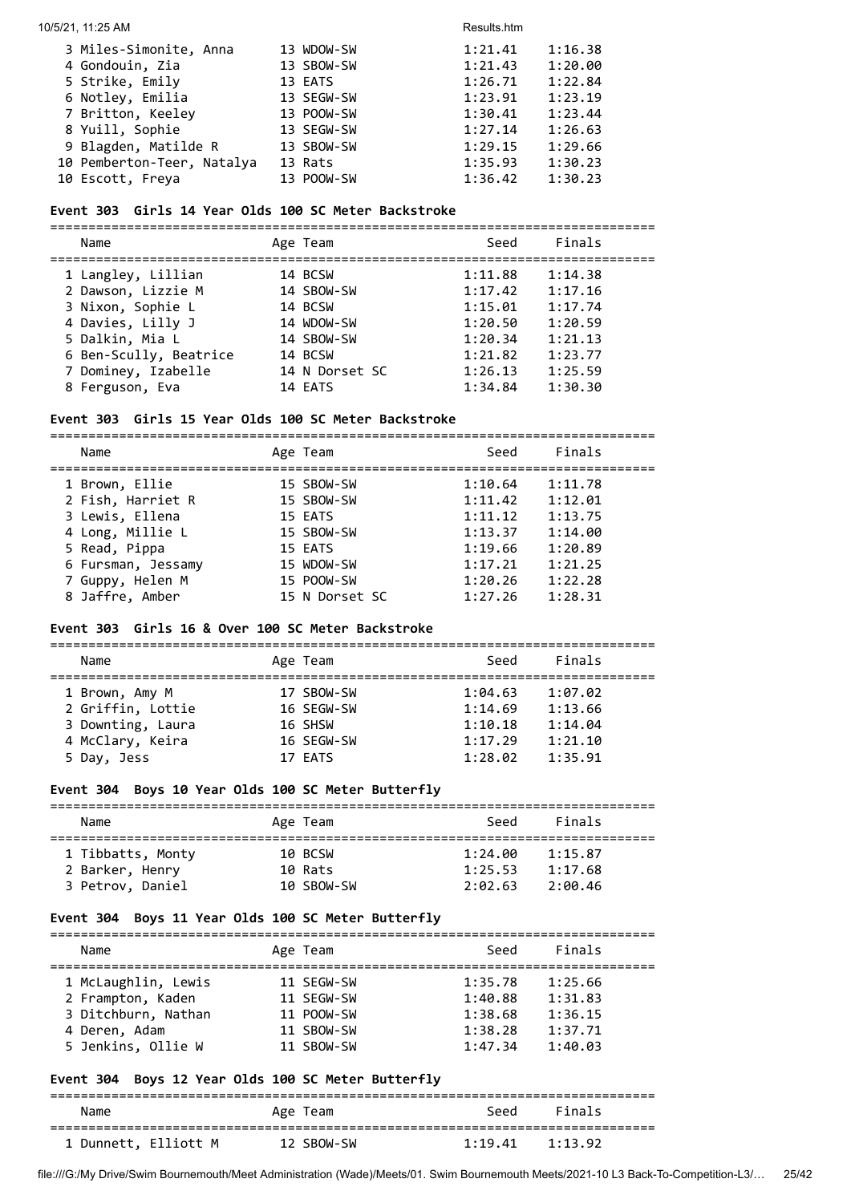| Name | Age | Team | Seed | Finals |
|---|---|---|---|---|
| 3 Miles-Simonite, Anna | 13 | WDOW-SW | 1:21.41 | 1:16.38 |
| 4 Gondouin, Zia | 13 | SBOW-SW | 1:21.43 | 1:20.00 |
| 5 Strike, Emily | 13 | EATS | 1:26.71 | 1:22.84 |
| 6 Notley, Emilia | 13 | SEGW-SW | 1:23.91 | 1:23.19 |
| 7 Britton, Keeley | 13 | POOW-SW | 1:30.41 | 1:23.44 |
| 8 Yuill, Sophie | 13 | SEGW-SW | 1:27.14 | 1:26.63 |
| 9 Blagden, Matilde R | 13 | SBOW-SW | 1:29.15 | 1:29.66 |
| 10 Pemberton-Teer, Natalya | 13 | Rats | 1:35.93 | 1:30.23 |
| 10 Escott, Freya | 13 | POOW-SW | 1:36.42 | 1:30.23 |

### Event 303 Girls 14 Year Olds 100 SC Meter Backstroke

| Name | Age | Team | Seed | Finals |
|---|---|---|---|---|
| 1 Langley, Lillian | 14 | BCSW | 1:11.88 | 1:14.38 |
| 2 Dawson, Lizzie M | 14 | SBOW-SW | 1:17.42 | 1:17.16 |
| 3 Nixon, Sophie L | 14 | BCSW | 1:15.01 | 1:17.74 |
| 4 Davies, Lilly J | 14 | WDOW-SW | 1:20.50 | 1:20.59 |
| 5 Dalkin, Mia L | 14 | SBOW-SW | 1:20.34 | 1:21.13 |
| 6 Ben-Scully, Beatrice | 14 | BCSW | 1:21.82 | 1:23.77 |
| 7 Dominey, Izabelle | 14 | N Dorset SC | 1:26.13 | 1:25.59 |
| 8 Ferguson, Eva | 14 | EATS | 1:34.84 | 1:30.30 |

### Event 303 Girls 15 Year Olds 100 SC Meter Backstroke

| Name | Age | Team | Seed | Finals |
|---|---|---|---|---|
| 1 Brown, Ellie | 15 | SBOW-SW | 1:10.64 | 1:11.78 |
| 2 Fish, Harriet R | 15 | SBOW-SW | 1:11.42 | 1:12.01 |
| 3 Lewis, Ellena | 15 | EATS | 1:11.12 | 1:13.75 |
| 4 Long, Millie L | 15 | SBOW-SW | 1:13.37 | 1:14.00 |
| 5 Read, Pippa | 15 | EATS | 1:19.66 | 1:20.89 |
| 6 Fursman, Jessamy | 15 | WDOW-SW | 1:17.21 | 1:21.25 |
| 7 Guppy, Helen M | 15 | POOW-SW | 1:20.26 | 1:22.28 |
| 8 Jaffre, Amber | 15 | N Dorset SC | 1:27.26 | 1:28.31 |

### Event 303 Girls 16 & Over 100 SC Meter Backstroke

| Name | Age | Team | Seed | Finals |
|---|---|---|---|---|
| 1 Brown, Amy M | 17 | SBOW-SW | 1:04.63 | 1:07.02 |
| 2 Griffin, Lottie | 16 | SEGW-SW | 1:14.69 | 1:13.66 |
| 3 Downting, Laura | 16 | SHSW | 1:10.18 | 1:14.04 |
| 4 McClary, Keira | 16 | SEGW-SW | 1:17.29 | 1:21.10 |
| 5 Day, Jess | 17 | EATS | 1:28.02 | 1:35.91 |

### Event 304 Boys 10 Year Olds 100 SC Meter Butterfly

| Name | Age | Team | Seed | Finals |
|---|---|---|---|---|
| 1 Tibbatts, Monty | 10 | BCSW | 1:24.00 | 1:15.87 |
| 2 Barker, Henry | 10 | Rats | 1:25.53 | 1:17.68 |
| 3 Petrov, Daniel | 10 | SBOW-SW | 2:02.63 | 2:00.46 |

### Event 304 Boys 11 Year Olds 100 SC Meter Butterfly

| Name | Age | Team | Seed | Finals |
|---|---|---|---|---|
| 1 McLaughlin, Lewis | 11 | SEGW-SW | 1:35.78 | 1:25.66 |
| 2 Frampton, Kaden | 11 | SEGW-SW | 1:40.88 | 1:31.83 |
| 3 Ditchburn, Nathan | 11 | POOW-SW | 1:38.68 | 1:36.15 |
| 4 Deren, Adam | 11 | SBOW-SW | 1:38.28 | 1:37.71 |
| 5 Jenkins, Ollie W | 11 | SBOW-SW | 1:47.34 | 1:40.03 |

### Event 304 Boys 12 Year Olds 100 SC Meter Butterfly

| Name | Age | Team | Seed | Finals |
|---|---|---|---|---|
| 1 Dunnett, Elliott M | 12 | SBOW-SW | 1:19.41 | 1:13.92 |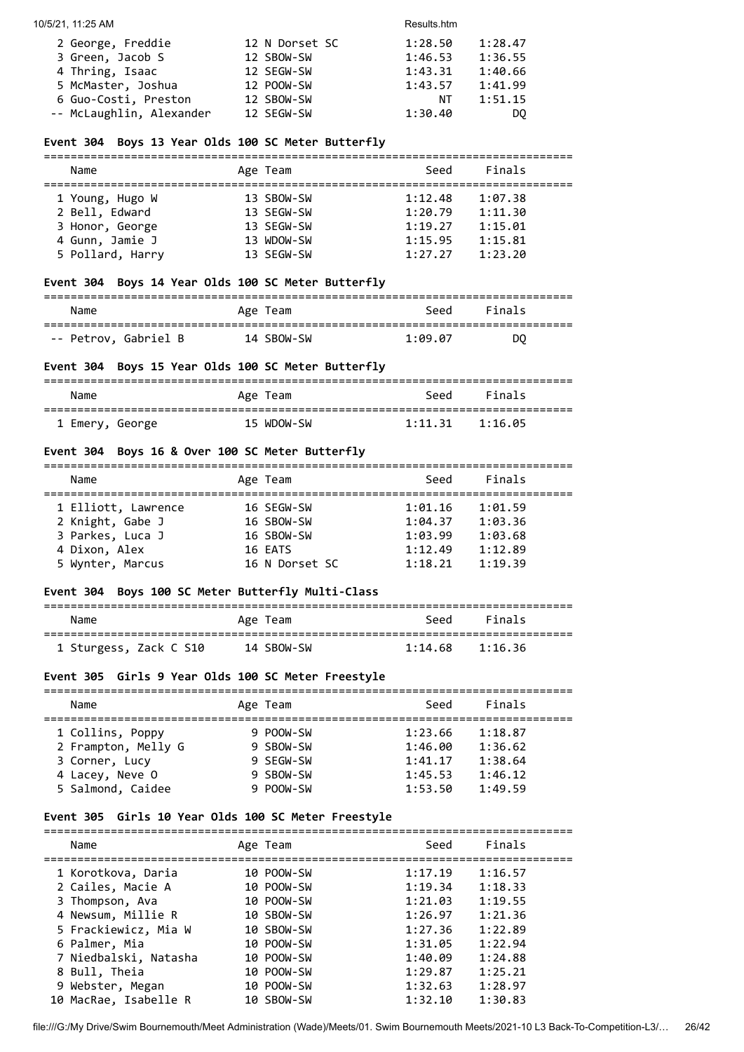| Name | Age | Team | Seed | Finals |
|---|---|---|---|---|
| 2 George, Freddie | 12 | N Dorset SC | 1:28.50 | 1:28.47 |
| 3 Green, Jacob S | 12 | SBOW-SW | 1:46.53 | 1:36.55 |
| 4 Thring, Isaac | 12 | SEGW-SW | 1:43.31 | 1:40.66 |
| 5 McMaster, Joshua | 12 | POOW-SW | 1:43.57 | 1:41.99 |
| 6 Guo-Costi, Preston | 12 | SBOW-SW | NT | 1:51.15 |
| -- McLaughlin, Alexander | 12 | SEGW-SW | 1:30.40 | DQ |

### Event 304 Boys 13 Year Olds 100 SC Meter Butterfly

| Name | Age | Team | Seed | Finals |
|---|---|---|---|---|
| 1 Young, Hugo W | 13 | SBOW-SW | 1:12.48 | 1:07.38 |
| 2 Bell, Edward | 13 | SEGW-SW | 1:20.79 | 1:11.30 |
| 3 Honor, George | 13 | SEGW-SW | 1:19.27 | 1:15.01 |
| 4 Gunn, Jamie J | 13 | WDOW-SW | 1:15.95 | 1:15.81 |
| 5 Pollard, Harry | 13 | SEGW-SW | 1:27.27 | 1:23.20 |

### Event 304 Boys 14 Year Olds 100 SC Meter Butterfly

| Name | Age | Team | Seed | Finals |
|---|---|---|---|---|
| -- Petrov, Gabriel B | 14 | SBOW-SW | 1:09.07 | DQ |

### Event 304 Boys 15 Year Olds 100 SC Meter Butterfly

| Name | Age | Team | Seed | Finals |
|---|---|---|---|---|
| 1 Emery, George | 15 | WDOW-SW | 1:11.31 | 1:16.05 |

### Event 304 Boys 16 & Over 100 SC Meter Butterfly

| Name | Age | Team | Seed | Finals |
|---|---|---|---|---|
| 1 Elliott, Lawrence | 16 | SEGW-SW | 1:01.16 | 1:01.59 |
| 2 Knight, Gabe J | 16 | SBOW-SW | 1:04.37 | 1:03.36 |
| 3 Parkes, Luca J | 16 | SBOW-SW | 1:03.99 | 1:03.68 |
| 4 Dixon, Alex | 16 | EATS | 1:12.49 | 1:12.89 |
| 5 Wynter, Marcus | 16 | N Dorset SC | 1:18.21 | 1:19.39 |

### Event 304 Boys 100 SC Meter Butterfly Multi-Class

| Name | Age | Team | Seed | Finals |
|---|---|---|---|---|
| 1 Sturgess, Zack C S10 | 14 | SBOW-SW | 1:14.68 | 1:16.36 |

### Event 305 Girls 9 Year Olds 100 SC Meter Freestyle

| Name | Age | Team | Seed | Finals |
|---|---|---|---|---|
| 1 Collins, Poppy | 9 | POOW-SW | 1:23.66 | 1:18.87 |
| 2 Frampton, Melly G | 9 | SBOW-SW | 1:46.00 | 1:36.62 |
| 3 Corner, Lucy | 9 | SEGW-SW | 1:41.17 | 1:38.64 |
| 4 Lacey, Neve O | 9 | SBOW-SW | 1:45.53 | 1:46.12 |
| 5 Salmond, Caidee | 9 | POOW-SW | 1:53.50 | 1:49.59 |

### Event 305 Girls 10 Year Olds 100 SC Meter Freestyle

| Name | Age | Team | Seed | Finals |
|---|---|---|---|---|
| 1 Korotkova, Daria | 10 | POOW-SW | 1:17.19 | 1:16.57 |
| 2 Cailes, Macie A | 10 | POOW-SW | 1:19.34 | 1:18.33 |
| 3 Thompson, Ava | 10 | POOW-SW | 1:21.03 | 1:19.55 |
| 4 Newsum, Millie R | 10 | SBOW-SW | 1:26.97 | 1:21.36 |
| 5 Frackiewicz, Mia W | 10 | SBOW-SW | 1:27.36 | 1:22.89 |
| 6 Palmer, Mia | 10 | POOW-SW | 1:31.05 | 1:22.94 |
| 7 Niedbalski, Natasha | 10 | POOW-SW | 1:40.09 | 1:24.88 |
| 8 Bull, Theia | 10 | POOW-SW | 1:29.87 | 1:25.21 |
| 9 Webster, Megan | 10 | POOW-SW | 1:32.63 | 1:28.97 |
| 10 MacRae, Isabelle R | 10 | SBOW-SW | 1:32.10 | 1:30.83 |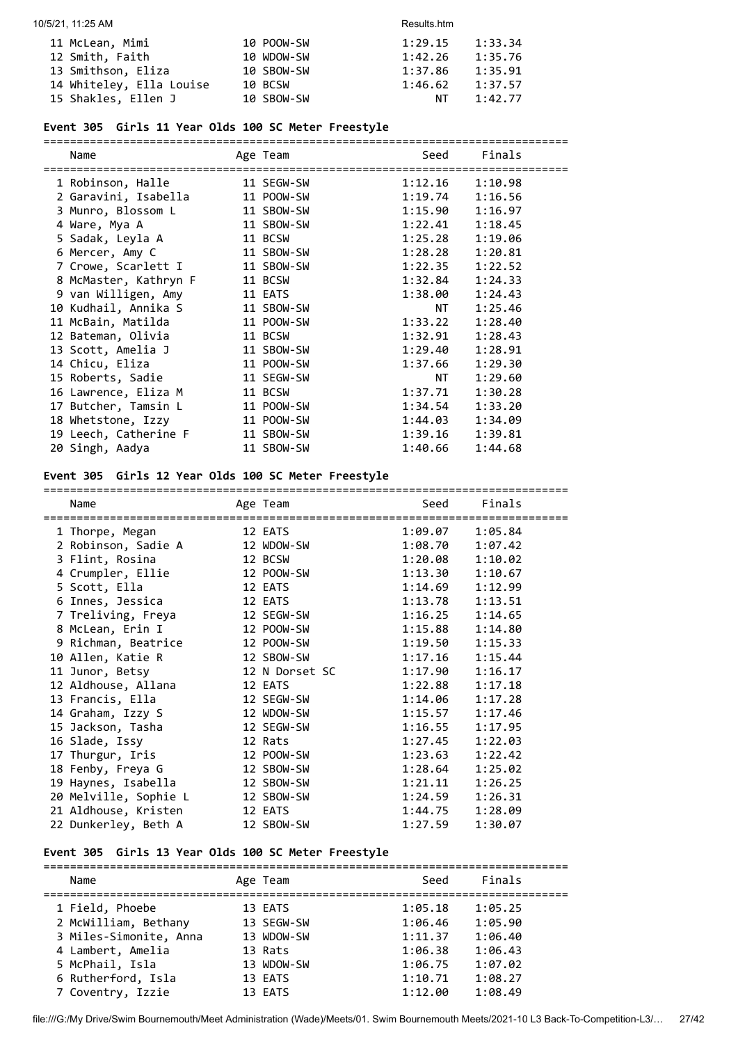| Name | Age | Team | Seed | Finals |
|---|---|---|---|---|
| 11 McLean, Mimi | 10 | POOW-SW | 1:29.15 | 1:33.34 |
| 12 Smith, Faith | 10 | WDOW-SW | 1:42.26 | 1:35.76 |
| 13 Smithson, Eliza | 10 | SBOW-SW | 1:37.86 | 1:35.91 |
| 14 Whiteley, Ella Louise | 10 | BCSW | 1:46.62 | 1:37.57 |
| 15 Shakles, Ellen J | 10 | SBOW-SW | NT | 1:42.77 |

**Event 305 Girls 11 Year Olds 100 SC Meter Freestyle**

| Name | Age | Team | Seed | Finals |
|---|---|---|---|---|
| 1 Robinson, Halle | 11 | SEGW-SW | 1:12.16 | 1:10.98 |
| 2 Garavini, Isabella | 11 | POOW-SW | 1:19.74 | 1:16.56 |
| 3 Munro, Blossom L | 11 | SBOW-SW | 1:15.90 | 1:16.97 |
| 4 Ware, Mya A | 11 | SBOW-SW | 1:22.41 | 1:18.45 |
| 5 Sadak, Leyla A | 11 | BCSW | 1:25.28 | 1:19.06 |
| 6 Mercer, Amy C | 11 | SBOW-SW | 1:28.28 | 1:20.81 |
| 7 Crowe, Scarlett I | 11 | SBOW-SW | 1:22.35 | 1:22.52 |
| 8 McMaster, Kathryn F | 11 | BCSW | 1:32.84 | 1:24.33 |
| 9 van Willigen, Amy | 11 | EATS | 1:38.00 | 1:24.43 |
| 10 Kudhail, Annika S | 11 | SBOW-SW | NT | 1:25.46 |
| 11 McBain, Matilda | 11 | POOW-SW | 1:33.22 | 1:28.40 |
| 12 Bateman, Olivia | 11 | BCSW | 1:32.91 | 1:28.43 |
| 13 Scott, Amelia J | 11 | SBOW-SW | 1:29.40 | 1:28.91 |
| 14 Chicu, Eliza | 11 | POOW-SW | 1:37.66 | 1:29.30 |
| 15 Roberts, Sadie | 11 | SEGW-SW | NT | 1:29.60 |
| 16 Lawrence, Eliza M | 11 | BCSW | 1:37.71 | 1:30.28 |
| 17 Butcher, Tamsin L | 11 | POOW-SW | 1:34.54 | 1:33.20 |
| 18 Whetstone, Izzy | 11 | POOW-SW | 1:44.03 | 1:34.09 |
| 19 Leech, Catherine F | 11 | SBOW-SW | 1:39.16 | 1:39.81 |
| 20 Singh, Aadya | 11 | SBOW-SW | 1:40.66 | 1:44.68 |

**Event 305 Girls 12 Year Olds 100 SC Meter Freestyle**

| Name | Age | Team | Seed | Finals |
|---|---|---|---|---|
| 1 Thorpe, Megan | 12 | EATS | 1:09.07 | 1:05.84 |
| 2 Robinson, Sadie A | 12 | WDOW-SW | 1:08.70 | 1:07.42 |
| 3 Flint, Rosina | 12 | BCSW | 1:20.08 | 1:10.02 |
| 4 Crumpler, Ellie | 12 | POOW-SW | 1:13.30 | 1:10.67 |
| 5 Scott, Ella | 12 | EATS | 1:14.69 | 1:12.99 |
| 6 Innes, Jessica | 12 | EATS | 1:13.78 | 1:13.51 |
| 7 Treliving, Freya | 12 | SEGW-SW | 1:16.25 | 1:14.65 |
| 8 McLean, Erin I | 12 | POOW-SW | 1:15.88 | 1:14.80 |
| 9 Richman, Beatrice | 12 | POOW-SW | 1:19.50 | 1:15.33 |
| 10 Allen, Katie R | 12 | SBOW-SW | 1:17.16 | 1:15.44 |
| 11 Junor, Betsy | 12 | N Dorset SC | 1:17.90 | 1:16.17 |
| 12 Aldhouse, Allana | 12 | EATS | 1:22.88 | 1:17.18 |
| 13 Francis, Ella | 12 | SEGW-SW | 1:14.06 | 1:17.28 |
| 14 Graham, Izzy S | 12 | WDOW-SW | 1:15.57 | 1:17.46 |
| 15 Jackson, Tasha | 12 | SEGW-SW | 1:16.55 | 1:17.95 |
| 16 Slade, Issy | 12 | Rats | 1:27.45 | 1:22.03 |
| 17 Thurgur, Iris | 12 | POOW-SW | 1:23.63 | 1:22.42 |
| 18 Fenby, Freya G | 12 | SBOW-SW | 1:28.64 | 1:25.02 |
| 19 Haynes, Isabella | 12 | SBOW-SW | 1:21.11 | 1:26.25 |
| 20 Melville, Sophie L | 12 | SBOW-SW | 1:24.59 | 1:26.31 |
| 21 Aldhouse, Kristen | 12 | EATS | 1:44.75 | 1:28.09 |
| 22 Dunkerley, Beth A | 12 | SBOW-SW | 1:27.59 | 1:30.07 |

**Event 305 Girls 13 Year Olds 100 SC Meter Freestyle**

| Name | Age | Team | Seed | Finals |
|---|---|---|---|---|
| 1 Field, Phoebe | 13 | EATS | 1:05.18 | 1:05.25 |
| 2 McWilliam, Bethany | 13 | SEGW-SW | 1:06.46 | 1:05.90 |
| 3 Miles-Simonite, Anna | 13 | WDOW-SW | 1:11.37 | 1:06.40 |
| 4 Lambert, Amelia | 13 | Rats | 1:06.38 | 1:06.43 |
| 5 McPhail, Isla | 13 | WDOW-SW | 1:06.75 | 1:07.02 |
| 6 Rutherford, Isla | 13 | EATS | 1:10.71 | 1:08.27 |
| 7 Coventry, Izzie | 13 | EATS | 1:12.00 | 1:08.49 |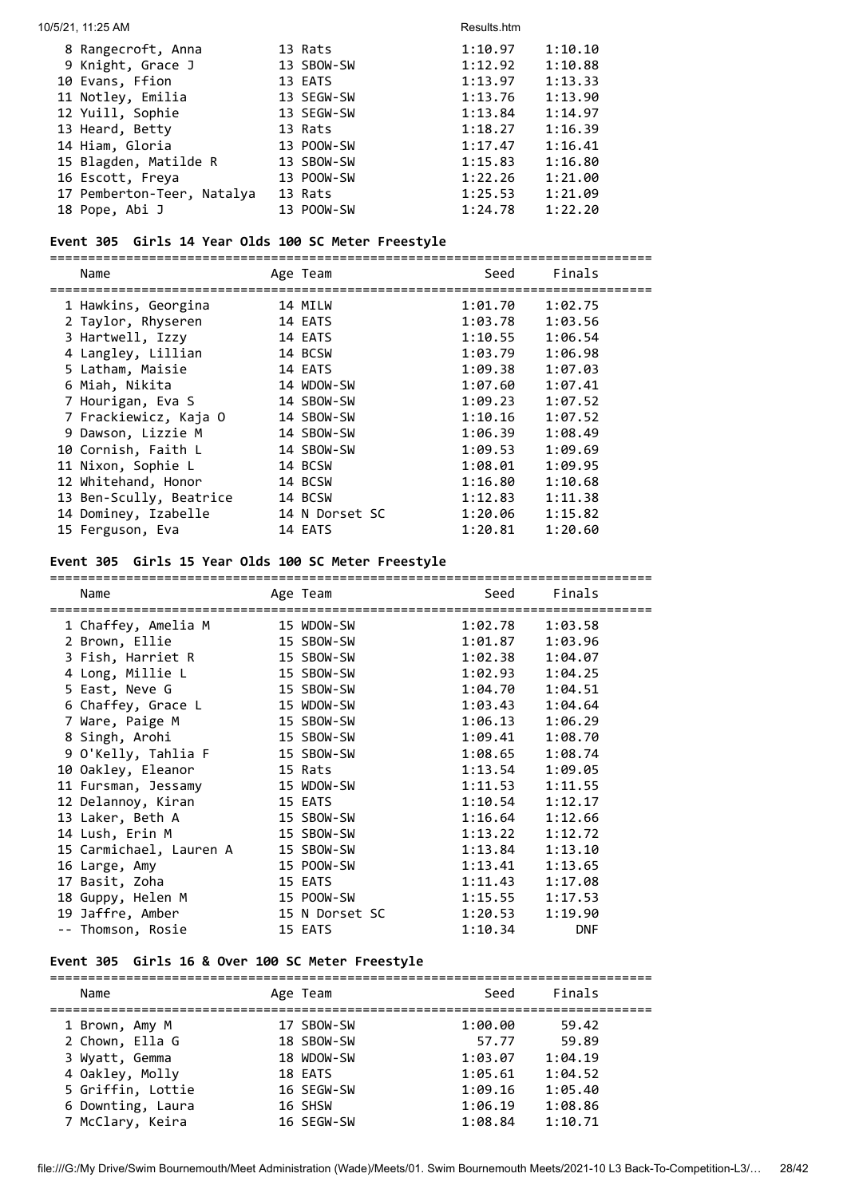| Name | Age | Team | Seed | Finals |
|---|---|---|---|---|
| 8 Rangecroft, Anna | 13 | Rats | 1:10.97 | 1:10.10 |
| 9 Knight, Grace J | 13 | SBOW-SW | 1:12.92 | 1:10.88 |
| 10 Evans, Ffion | 13 | EATS | 1:13.97 | 1:13.33 |
| 11 Notley, Emilia | 13 | SEGW-SW | 1:13.76 | 1:13.90 |
| 12 Yuill, Sophie | 13 | SEGW-SW | 1:13.84 | 1:14.97 |
| 13 Heard, Betty | 13 | Rats | 1:18.27 | 1:16.39 |
| 14 Hiam, Gloria | 13 | POOW-SW | 1:17.47 | 1:16.41 |
| 15 Blagden, Matilde R | 13 | SBOW-SW | 1:15.83 | 1:16.80 |
| 16 Escott, Freya | 13 | POOW-SW | 1:22.26 | 1:21.00 |
| 17 Pemberton-Teer, Natalya | 13 | Rats | 1:25.53 | 1:21.09 |
| 18 Pope, Abi J | 13 | POOW-SW | 1:24.78 | 1:22.20 |

### Event 305 Girls 14 Year Olds 100 SC Meter Freestyle

| Name | Age | Team | Seed | Finals |
|---|---|---|---|---|
| 1 Hawkins, Georgina | 14 | MILW | 1:01.70 | 1:02.75 |
| 2 Taylor, Rhyseren | 14 | EATS | 1:03.78 | 1:03.56 |
| 3 Hartwell, Izzy | 14 | EATS | 1:10.55 | 1:06.54 |
| 4 Langley, Lillian | 14 | BCSW | 1:03.79 | 1:06.98 |
| 5 Latham, Maisie | 14 | EATS | 1:09.38 | 1:07.03 |
| 6 Miah, Nikita | 14 | WDOW-SW | 1:07.60 | 1:07.41 |
| 7 Hourigan, Eva S | 14 | SBOW-SW | 1:09.23 | 1:07.52 |
| 7 Frackiewicz, Kaja O | 14 | SBOW-SW | 1:10.16 | 1:07.52 |
| 9 Dawson, Lizzie M | 14 | SBOW-SW | 1:06.39 | 1:08.49 |
| 10 Cornish, Faith L | 14 | SBOW-SW | 1:09.53 | 1:09.69 |
| 11 Nixon, Sophie L | 14 | BCSW | 1:08.01 | 1:09.95 |
| 12 Whitehand, Honor | 14 | BCSW | 1:16.80 | 1:10.68 |
| 13 Ben-Scully, Beatrice | 14 | BCSW | 1:12.83 | 1:11.38 |
| 14 Dominey, Izabelle | 14 | N Dorset SC | 1:20.06 | 1:15.82 |
| 15 Ferguson, Eva | 14 | EATS | 1:20.81 | 1:20.60 |

### Event 305 Girls 15 Year Olds 100 SC Meter Freestyle

| Name | Age | Team | Seed | Finals |
|---|---|---|---|---|
| 1 Chaffey, Amelia M | 15 | WDOW-SW | 1:02.78 | 1:03.58 |
| 2 Brown, Ellie | 15 | SBOW-SW | 1:01.87 | 1:03.96 |
| 3 Fish, Harriet R | 15 | SBOW-SW | 1:02.38 | 1:04.07 |
| 4 Long, Millie L | 15 | SBOW-SW | 1:02.93 | 1:04.25 |
| 5 East, Neve G | 15 | SBOW-SW | 1:04.70 | 1:04.51 |
| 6 Chaffey, Grace L | 15 | WDOW-SW | 1:03.43 | 1:04.64 |
| 7 Ware, Paige M | 15 | SBOW-SW | 1:06.13 | 1:06.29 |
| 8 Singh, Arohi | 15 | SBOW-SW | 1:09.41 | 1:08.70 |
| 9 O'Kelly, Tahlia F | 15 | SBOW-SW | 1:08.65 | 1:08.74 |
| 10 Oakley, Eleanor | 15 | Rats | 1:13.54 | 1:09.05 |
| 11 Fursman, Jessamy | 15 | WDOW-SW | 1:11.53 | 1:11.55 |
| 12 Delannoy, Kiran | 15 | EATS | 1:10.54 | 1:12.17 |
| 13 Laker, Beth A | 15 | SBOW-SW | 1:16.64 | 1:12.66 |
| 14 Lush, Erin M | 15 | SBOW-SW | 1:13.22 | 1:12.72 |
| 15 Carmichael, Lauren A | 15 | SBOW-SW | 1:13.84 | 1:13.10 |
| 16 Large, Amy | 15 | POOW-SW | 1:13.41 | 1:13.65 |
| 17 Basit, Zoha | 15 | EATS | 1:11.43 | 1:17.08 |
| 18 Guppy, Helen M | 15 | POOW-SW | 1:15.55 | 1:17.53 |
| 19 Jaffre, Amber | 15 | N Dorset SC | 1:20.53 | 1:19.90 |
| -- Thomson, Rosie | 15 | EATS | 1:10.34 | DNF |

### Event 305 Girls 16 & Over 100 SC Meter Freestyle

| Name | Age | Team | Seed | Finals |
|---|---|---|---|---|
| 1 Brown, Amy M | 17 | SBOW-SW | 1:00.00 | 59.42 |
| 2 Chown, Ella G | 18 | SBOW-SW | 57.77 | 59.89 |
| 3 Wyatt, Gemma | 18 | WDOW-SW | 1:03.07 | 1:04.19 |
| 4 Oakley, Molly | 18 | EATS | 1:05.61 | 1:04.52 |
| 5 Griffin, Lottie | 16 | SEGW-SW | 1:09.16 | 1:05.40 |
| 6 Downting, Laura | 16 | SHSW | 1:06.19 | 1:08.86 |
| 7 McClary, Keira | 16 | SEGW-SW | 1:08.84 | 1:10.71 |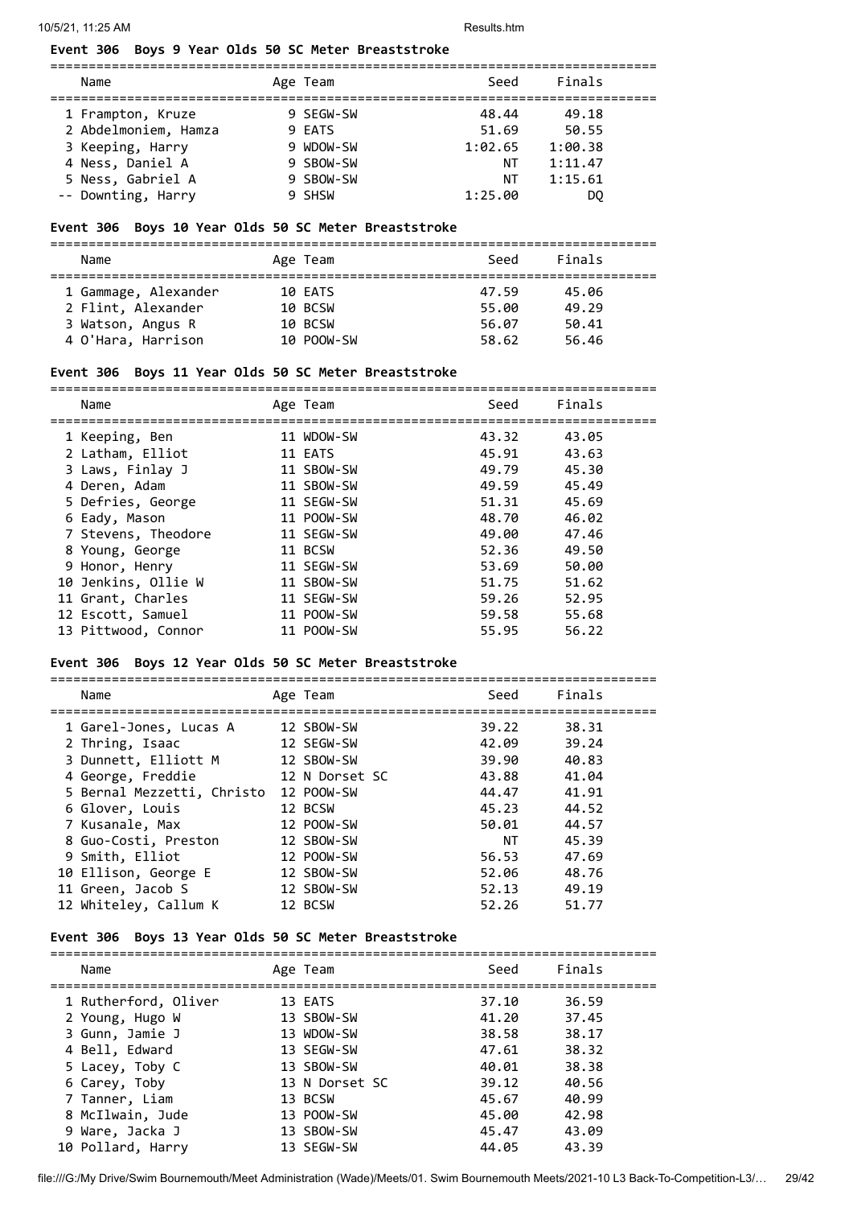### Event 306 Boys 9 Year Olds 50 SC Meter Breaststroke

| Name | Age | Team | Seed | Finals |
|---|---|---|---|---|
| 1 Frampton, Kruze | 9 | SEGW-SW | 48.44 | 49.18 |
| 2 Abdelmoniem, Hamza | 9 | EATS | 51.69 | 50.55 |
| 3 Keeping, Harry | 9 | WDOW-SW | 1:02.65 | 1:00.38 |
| 4 Ness, Daniel A | 9 | SBOW-SW | NT | 1:11.47 |
| 5 Ness, Gabriel A | 9 | SBOW-SW | NT | 1:15.61 |
| -- Downting, Harry | 9 | SHSW | 1:25.00 | DQ |

### Event 306 Boys 10 Year Olds 50 SC Meter Breaststroke

| Name | Age | Team | Seed | Finals |
|---|---|---|---|---|
| 1 Gammage, Alexander | 10 | EATS | 47.59 | 45.06 |
| 2 Flint, Alexander | 10 | BCSW | 55.00 | 49.29 |
| 3 Watson, Angus R | 10 | BCSW | 56.07 | 50.41 |
| 4 O'Hara, Harrison | 10 | POOW-SW | 58.62 | 56.46 |

### Event 306 Boys 11 Year Olds 50 SC Meter Breaststroke

| Name | Age | Team | Seed | Finals |
|---|---|---|---|---|
| 1 Keeping, Ben | 11 | WDOW-SW | 43.32 | 43.05 |
| 2 Latham, Elliot | 11 | EATS | 45.91 | 43.63 |
| 3 Laws, Finlay J | 11 | SBOW-SW | 49.79 | 45.30 |
| 4 Deren, Adam | 11 | SBOW-SW | 49.59 | 45.49 |
| 5 Defries, George | 11 | SEGW-SW | 51.31 | 45.69 |
| 6 Eady, Mason | 11 | POOW-SW | 48.70 | 46.02 |
| 7 Stevens, Theodore | 11 | SEGW-SW | 49.00 | 47.46 |
| 8 Young, George | 11 | BCSW | 52.36 | 49.50 |
| 9 Honor, Henry | 11 | SEGW-SW | 53.69 | 50.00 |
| 10 Jenkins, Ollie W | 11 | SBOW-SW | 51.75 | 51.62 |
| 11 Grant, Charles | 11 | SEGW-SW | 59.26 | 52.95 |
| 12 Escott, Samuel | 11 | POOW-SW | 59.58 | 55.68 |
| 13 Pittwood, Connor | 11 | POOW-SW | 55.95 | 56.22 |

### Event 306 Boys 12 Year Olds 50 SC Meter Breaststroke

| Name | Age | Team | Seed | Finals |
|---|---|---|---|---|
| 1 Garel-Jones, Lucas A | 12 | SBOW-SW | 39.22 | 38.31 |
| 2 Thring, Isaac | 12 | SEGW-SW | 42.09 | 39.24 |
| 3 Dunnett, Elliott M | 12 | SBOW-SW | 39.90 | 40.83 |
| 4 George, Freddie | 12 | N Dorset SC | 43.88 | 41.04 |
| 5 Bernal Mezzetti, Christo | 12 | POOW-SW | 44.47 | 41.91 |
| 6 Glover, Louis | 12 | BCSW | 45.23 | 44.52 |
| 7 Kusanale, Max | 12 | POOW-SW | 50.01 | 44.57 |
| 8 Guo-Costi, Preston | 12 | SBOW-SW | NT | 45.39 |
| 9 Smith, Elliot | 12 | POOW-SW | 56.53 | 47.69 |
| 10 Ellison, George E | 12 | SBOW-SW | 52.06 | 48.76 |
| 11 Green, Jacob S | 12 | SBOW-SW | 52.13 | 49.19 |
| 12 Whiteley, Callum K | 12 | BCSW | 52.26 | 51.77 |

### Event 306 Boys 13 Year Olds 50 SC Meter Breaststroke

| Name | Age | Team | Seed | Finals |
|---|---|---|---|---|
| 1 Rutherford, Oliver | 13 | EATS | 37.10 | 36.59 |
| 2 Young, Hugo W | 13 | SBOW-SW | 41.20 | 37.45 |
| 3 Gunn, Jamie J | 13 | WDOW-SW | 38.58 | 38.17 |
| 4 Bell, Edward | 13 | SEGW-SW | 47.61 | 38.32 |
| 5 Lacey, Toby C | 13 | SBOW-SW | 40.01 | 38.38 |
| 6 Carey, Toby | 13 | N Dorset SC | 39.12 | 40.56 |
| 7 Tanner, Liam | 13 | BCSW | 45.67 | 40.99 |
| 8 McIlwain, Jude | 13 | POOW-SW | 45.00 | 42.98 |
| 9 Ware, Jacka J | 13 | SBOW-SW | 45.47 | 43.09 |
| 10 Pollard, Harry | 13 | SEGW-SW | 44.05 | 43.39 |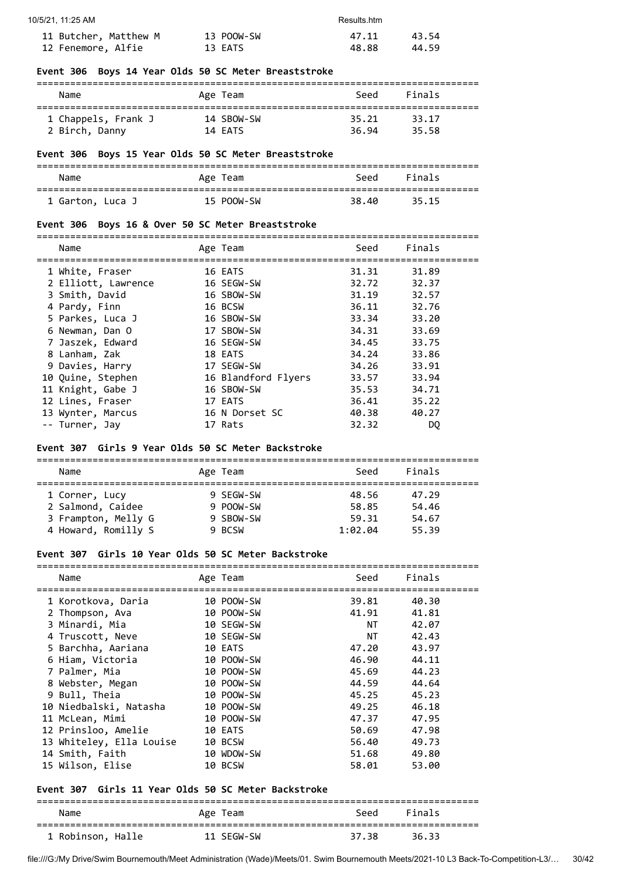| Name | Age Team | Seed | Finals |
|---|---|---|---|
| 11 Butcher, Matthew M | 13 POOW-SW | 47.11 | 43.54 |
| 12 Fenemore, Alfie | 13 EATS | 48.88 | 44.59 |

### Event 306 Boys 14 Year Olds 50 SC Meter Breaststroke

| Name | Age Team | Seed | Finals |
|---|---|---|---|
| 1 Chappels, Frank J | 14 SBOW-SW | 35.21 | 33.17 |
| 2 Birch, Danny | 14 EATS | 36.94 | 35.58 |

### Event 306 Boys 15 Year Olds 50 SC Meter Breaststroke

| Name | Age Team | Seed | Finals |
|---|---|---|---|
| 1 Garton, Luca J | 15 POOW-SW | 38.40 | 35.15 |

### Event 306 Boys 16 & Over 50 SC Meter Breaststroke

| Name | Age Team | Seed | Finals |
|---|---|---|---|
| 1 White, Fraser | 16 EATS | 31.31 | 31.89 |
| 2 Elliott, Lawrence | 16 SEGW-SW | 32.72 | 32.37 |
| 3 Smith, David | 16 SBOW-SW | 31.19 | 32.57 |
| 4 Pardy, Finn | 16 BCSW | 36.11 | 32.76 |
| 5 Parkes, Luca J | 16 SBOW-SW | 33.34 | 33.20 |
| 6 Newman, Dan O | 17 SBOW-SW | 34.31 | 33.69 |
| 7 Jaszek, Edward | 16 SEGW-SW | 34.45 | 33.75 |
| 8 Lanham, Zak | 18 EATS | 34.24 | 33.86 |
| 9 Davies, Harry | 17 SEGW-SW | 34.26 | 33.91 |
| 10 Quine, Stephen | 16 Blandford Flyers | 33.57 | 33.94 |
| 11 Knight, Gabe J | 16 SBOW-SW | 35.53 | 34.71 |
| 12 Lines, Fraser | 17 EATS | 36.41 | 35.22 |
| 13 Wynter, Marcus | 16 N Dorset SC | 40.38 | 40.27 |
| -- Turner, Jay | 17 Rats | 32.32 | DQ |

### Event 307 Girls 9 Year Olds 50 SC Meter Backstroke

| Name | Age Team | Seed | Finals |
|---|---|---|---|
| 1 Corner, Lucy | 9 SEGW-SW | 48.56 | 47.29 |
| 2 Salmond, Caidee | 9 POOW-SW | 58.85 | 54.46 |
| 3 Frampton, Melly G | 9 SBOW-SW | 59.31 | 54.67 |
| 4 Howard, Romilly S | 9 BCSW | 1:02.04 | 55.39 |

### Event 307 Girls 10 Year Olds 50 SC Meter Backstroke

| Name | Age Team | Seed | Finals |
|---|---|---|---|
| 1 Korotkova, Daria | 10 POOW-SW | 39.81 | 40.30 |
| 2 Thompson, Ava | 10 POOW-SW | 41.91 | 41.81 |
| 3 Minardi, Mia | 10 SEGW-SW | NT | 42.07 |
| 4 Truscott, Neve | 10 SEGW-SW | NT | 42.43 |
| 5 Barchha, Aariana | 10 EATS | 47.20 | 43.97 |
| 6 Hiam, Victoria | 10 POOW-SW | 46.90 | 44.11 |
| 7 Palmer, Mia | 10 POOW-SW | 45.69 | 44.23 |
| 8 Webster, Megan | 10 POOW-SW | 44.59 | 44.64 |
| 9 Bull, Theia | 10 POOW-SW | 45.25 | 45.23 |
| 10 Niedbalski, Natasha | 10 POOW-SW | 49.25 | 46.18 |
| 11 McLean, Mimi | 10 POOW-SW | 47.37 | 47.95 |
| 12 Prinsloo, Amelie | 10 EATS | 50.69 | 47.98 |
| 13 Whiteley, Ella Louise | 10 BCSW | 56.40 | 49.73 |
| 14 Smith, Faith | 10 WDOW-SW | 51.68 | 49.80 |
| 15 Wilson, Elise | 10 BCSW | 58.01 | 53.00 |

### Event 307 Girls 11 Year Olds 50 SC Meter Backstroke

| Name | Age Team | Seed | Finals |
|---|---|---|---|
| 1 Robinson, Halle | 11 SEGW-SW | 37.38 | 36.33 |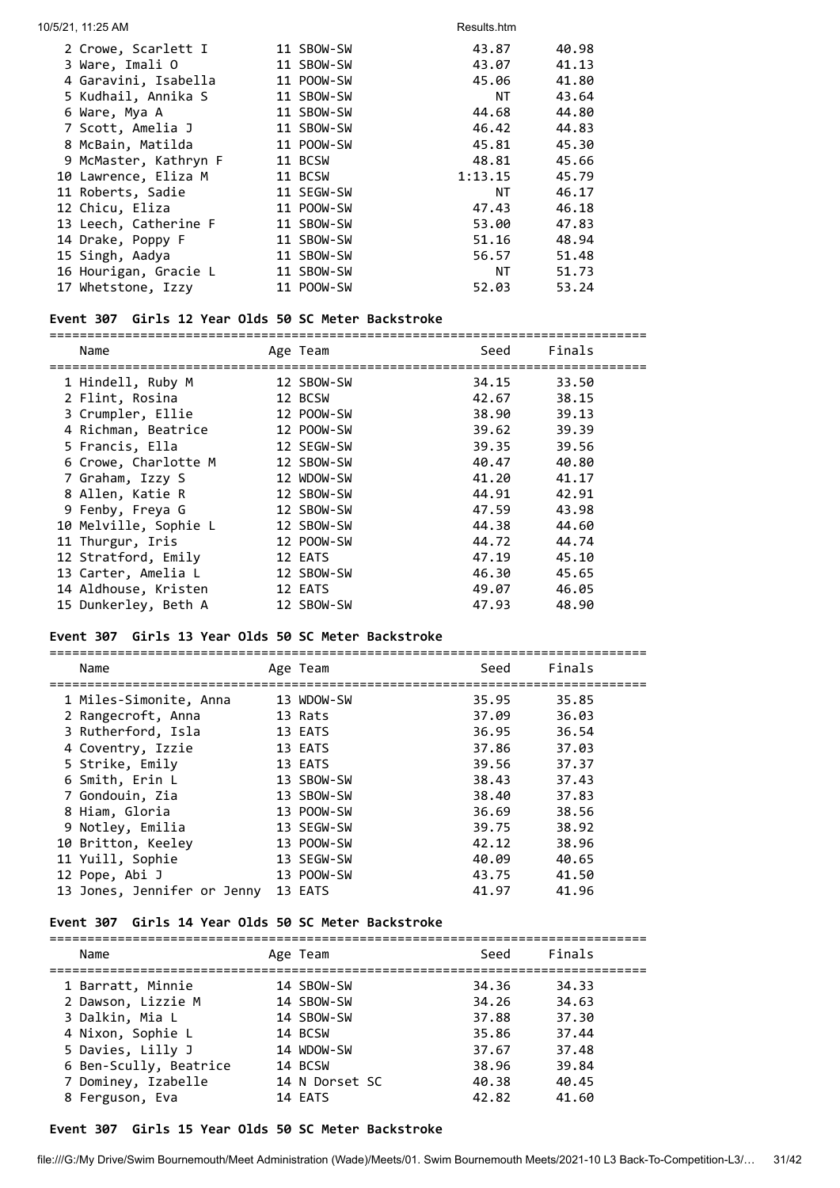| Name | Age | Team | Seed | Finals |
|---|---|---|---|---|
| 2 Crowe, Scarlett I | 11 | SBOW-SW | 43.87 | 40.98 |
| 3 Ware, Imali O | 11 | SBOW-SW | 43.07 | 41.13 |
| 4 Garavini, Isabella | 11 | POOW-SW | 45.06 | 41.80 |
| 5 Kudhail, Annika S | 11 | SBOW-SW | NT | 43.64 |
| 6 Ware, Mya A | 11 | SBOW-SW | 44.68 | 44.80 |
| 7 Scott, Amelia J | 11 | SBOW-SW | 46.42 | 44.83 |
| 8 McBain, Matilda | 11 | POOW-SW | 45.81 | 45.30 |
| 9 McMaster, Kathryn F | 11 | BCSW | 48.81 | 45.66 |
| 10 Lawrence, Eliza M | 11 | BCSW | 1:13.15 | 45.79 |
| 11 Roberts, Sadie | 11 | SEGW-SW | NT | 46.17 |
| 12 Chicu, Eliza | 11 | POOW-SW | 47.43 | 46.18 |
| 13 Leech, Catherine F | 11 | SBOW-SW | 53.00 | 47.83 |
| 14 Drake, Poppy F | 11 | SBOW-SW | 51.16 | 48.94 |
| 15 Singh, Aadya | 11 | SBOW-SW | 56.57 | 51.48 |
| 16 Hourigan, Gracie L | 11 | SBOW-SW | NT | 51.73 |
| 17 Whetstone, Izzy | 11 | POOW-SW | 52.03 | 53.24 |

**Event 307 Girls 12 Year Olds 50 SC Meter Backstroke**

| Name | Age | Team | Seed | Finals |
|---|---|---|---|---|
| 1 Hindell, Ruby M | 12 | SBOW-SW | 34.15 | 33.50 |
| 2 Flint, Rosina | 12 | BCSW | 42.67 | 38.15 |
| 3 Crumpler, Ellie | 12 | POOW-SW | 38.90 | 39.13 |
| 4 Richman, Beatrice | 12 | POOW-SW | 39.62 | 39.39 |
| 5 Francis, Ella | 12 | SEGW-SW | 39.35 | 39.56 |
| 6 Crowe, Charlotte M | 12 | SBOW-SW | 40.47 | 40.80 |
| 7 Graham, Izzy S | 12 | WDOW-SW | 41.20 | 41.17 |
| 8 Allen, Katie R | 12 | SBOW-SW | 44.91 | 42.91 |
| 9 Fenby, Freya G | 12 | SBOW-SW | 47.59 | 43.98 |
| 10 Melville, Sophie L | 12 | SBOW-SW | 44.38 | 44.60 |
| 11 Thurgur, Iris | 12 | POOW-SW | 44.72 | 44.74 |
| 12 Stratford, Emily | 12 | EATS | 47.19 | 45.10 |
| 13 Carter, Amelia L | 12 | SBOW-SW | 46.30 | 45.65 |
| 14 Aldhouse, Kristen | 12 | EATS | 49.07 | 46.05 |
| 15 Dunkerley, Beth A | 12 | SBOW-SW | 47.93 | 48.90 |

**Event 307 Girls 13 Year Olds 50 SC Meter Backstroke**

| Name | Age | Team | Seed | Finals |
|---|---|---|---|---|
| 1 Miles-Simonite, Anna | 13 | WDOW-SW | 35.95 | 35.85 |
| 2 Rangecroft, Anna | 13 | Rats | 37.09 | 36.03 |
| 3 Rutherford, Isla | 13 | EATS | 36.95 | 36.54 |
| 4 Coventry, Izzie | 13 | EATS | 37.86 | 37.03 |
| 5 Strike, Emily | 13 | EATS | 39.56 | 37.37 |
| 6 Smith, Erin L | 13 | SBOW-SW | 38.43 | 37.43 |
| 7 Gondouin, Zia | 13 | SBOW-SW | 38.40 | 37.83 |
| 8 Hiam, Gloria | 13 | POOW-SW | 36.69 | 38.56 |
| 9 Notley, Emilia | 13 | SEGW-SW | 39.75 | 38.92 |
| 10 Britton, Keeley | 13 | POOW-SW | 42.12 | 38.96 |
| 11 Yuill, Sophie | 13 | SEGW-SW | 40.09 | 40.65 |
| 12 Pope, Abi J | 13 | POOW-SW | 43.75 | 41.50 |
| 13 Jones, Jennifer or Jenny | 13 | EATS | 41.97 | 41.96 |

**Event 307 Girls 14 Year Olds 50 SC Meter Backstroke**

| Name | Age | Team | Seed | Finals |
|---|---|---|---|---|
| 1 Barratt, Minnie | 14 | SBOW-SW | 34.36 | 34.33 |
| 2 Dawson, Lizzie M | 14 | SBOW-SW | 34.26 | 34.63 |
| 3 Dalkin, Mia L | 14 | SBOW-SW | 37.88 | 37.30 |
| 4 Nixon, Sophie L | 14 | BCSW | 35.86 | 37.44 |
| 5 Davies, Lilly J | 14 | WDOW-SW | 37.67 | 37.48 |
| 6 Ben-Scully, Beatrice | 14 | BCSW | 38.96 | 39.84 |
| 7 Dominey, Izabelle | 14 | N Dorset SC | 40.38 | 40.45 |
| 8 Ferguson, Eva | 14 | EATS | 42.82 | 41.60 |

**Event 307 Girls 15 Year Olds 50 SC Meter Backstroke**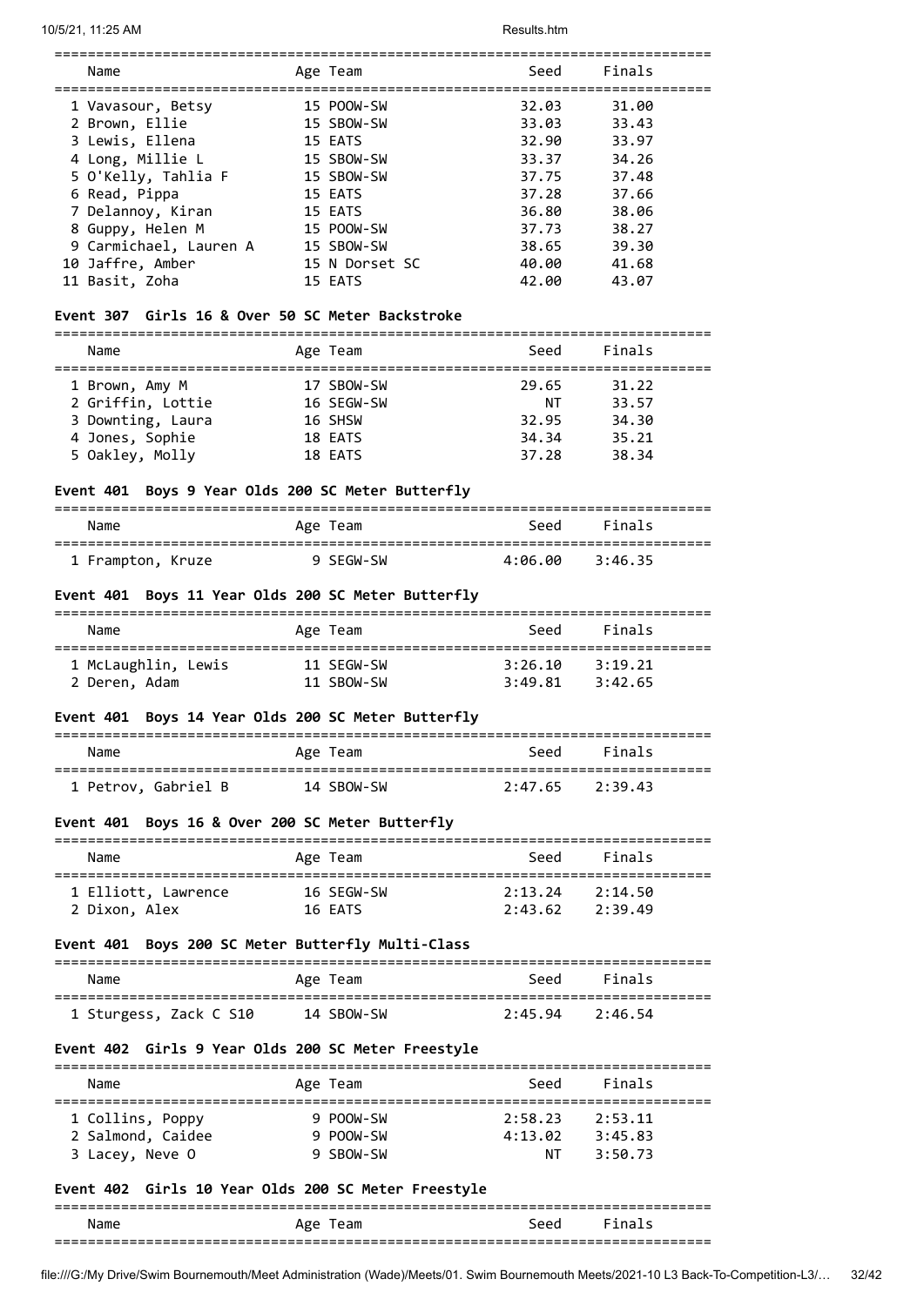| Name | Age | Team | Seed | Finals |
|---|---|---|---|---|
| 1 Vavasour, Betsy | 15 | POOW-SW | 32.03 | 31.00 |
| 2 Brown, Ellie | 15 | SBOW-SW | 33.03 | 33.43 |
| 3 Lewis, Ellena | 15 | EATS | 32.90 | 33.97 |
| 4 Long, Millie L | 15 | SBOW-SW | 33.37 | 34.26 |
| 5 O'Kelly, Tahlia F | 15 | SBOW-SW | 37.75 | 37.48 |
| 6 Read, Pippa | 15 | EATS | 37.28 | 37.66 |
| 7 Delannoy, Kiran | 15 | EATS | 36.80 | 38.06 |
| 8 Guppy, Helen M | 15 | POOW-SW | 37.73 | 38.27 |
| 9 Carmichael, Lauren A | 15 | SBOW-SW | 38.65 | 39.30 |
| 10 Jaffre, Amber | 15 | N Dorset SC | 40.00 | 41.68 |
| 11 Basit, Zoha | 15 | EATS | 42.00 | 43.07 |

**Event 307 Girls 16 & Over 50 SC Meter Backstroke**

| Name | Age | Team | Seed | Finals |
|---|---|---|---|---|
| 1 Brown, Amy M | 17 | SBOW-SW | 29.65 | 31.22 |
| 2 Griffin, Lottie | 16 | SEGW-SW | NT | 33.57 |
| 3 Downting, Laura | 16 | SHSW | 32.95 | 34.30 |
| 4 Jones, Sophie | 18 | EATS | 34.34 | 35.21 |
| 5 Oakley, Molly | 18 | EATS | 37.28 | 38.34 |

**Event 401 Boys 9 Year Olds 200 SC Meter Butterfly**

| Name | Age | Team | Seed | Finals |
|---|---|---|---|---|
| 1 Frampton, Kruze | 9 | SEGW-SW | 4:06.00 | 3:46.35 |

**Event 401 Boys 11 Year Olds 200 SC Meter Butterfly**

| Name | Age | Team | Seed | Finals |
|---|---|---|---|---|
| 1 McLaughlin, Lewis | 11 | SEGW-SW | 3:26.10 | 3:19.21 |
| 2 Deren, Adam | 11 | SBOW-SW | 3:49.81 | 3:42.65 |

**Event 401 Boys 14 Year Olds 200 SC Meter Butterfly**

| Name | Age | Team | Seed | Finals |
|---|---|---|---|---|
| 1 Petrov, Gabriel B | 14 | SBOW-SW | 2:47.65 | 2:39.43 |

**Event 401 Boys 16 & Over 200 SC Meter Butterfly**

| Name | Age | Team | Seed | Finals |
|---|---|---|---|---|
| 1 Elliott, Lawrence | 16 | SEGW-SW | 2:13.24 | 2:14.50 |
| 2 Dixon, Alex | 16 | EATS | 2:43.62 | 2:39.49 |

**Event 401 Boys 200 SC Meter Butterfly Multi-Class**

| Name | Age | Team | Seed | Finals |
|---|---|---|---|---|
| 1 Sturgess, Zack C S10 | 14 | SBOW-SW | 2:45.94 | 2:46.54 |

**Event 402 Girls 9 Year Olds 200 SC Meter Freestyle**

| Name | Age | Team | Seed | Finals |
|---|---|---|---|---|
| 1 Collins, Poppy | 9 | POOW-SW | 2:58.23 | 2:53.11 |
| 2 Salmond, Caidee | 9 | POOW-SW | 4:13.02 | 3:45.83 |
| 3 Lacey, Neve O | 9 | SBOW-SW | NT | 3:50.73 |

**Event 402 Girls 10 Year Olds 200 SC Meter Freestyle**

| Name | Age | Team | Seed | Finals |
|---|---|---|---|---|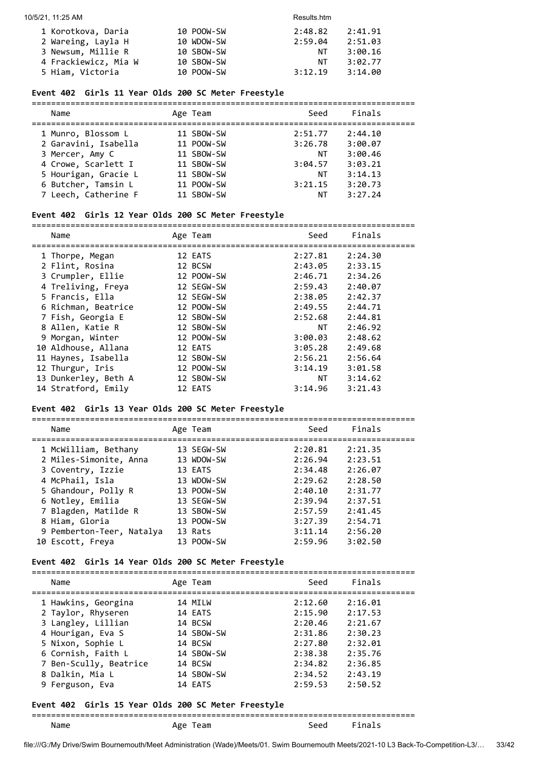| Name | Age | Team | Seed | Finals |
|---|---|---|---|---|
| 1 Korotkova, Daria | 10 | POOW-SW | 2:48.82 | 2:41.91 |
| 2 Wareing, Layla H | 10 | WDOW-SW | 2:59.04 | 2:51.03 |
| 3 Newsum, Millie R | 10 | SBOW-SW | NT | 3:00.16 |
| 4 Frackiewicz, Mia W | 10 | SBOW-SW | NT | 3:02.77 |
| 5 Hiam, Victoria | 10 | POOW-SW | 3:12.19 | 3:14.00 |

### Event 402 Girls 11 Year Olds 200 SC Meter Freestyle

| Name | Age | Team | Seed | Finals |
|---|---|---|---|---|
| 1 Munro, Blossom L | 11 | SBOW-SW | 2:51.77 | 2:44.10 |
| 2 Garavini, Isabella | 11 | POOW-SW | 3:26.78 | 3:00.07 |
| 3 Mercer, Amy C | 11 | SBOW-SW | NT | 3:00.46 |
| 4 Crowe, Scarlett I | 11 | SBOW-SW | 3:04.57 | 3:03.21 |
| 5 Hourigan, Gracie L | 11 | SBOW-SW | NT | 3:14.13 |
| 6 Butcher, Tamsin L | 11 | POOW-SW | 3:21.15 | 3:20.73 |
| 7 Leech, Catherine F | 11 | SBOW-SW | NT | 3:27.24 |

### Event 402 Girls 12 Year Olds 200 SC Meter Freestyle

| Name | Age | Team | Seed | Finals |
|---|---|---|---|---|
| 1 Thorpe, Megan | 12 | EATS | 2:27.81 | 2:24.30 |
| 2 Flint, Rosina | 12 | BCSW | 2:43.05 | 2:33.15 |
| 3 Crumpler, Ellie | 12 | POOW-SW | 2:46.71 | 2:34.26 |
| 4 Treliving, Freya | 12 | SEGW-SW | 2:59.43 | 2:40.07 |
| 5 Francis, Ella | 12 | SEGW-SW | 2:38.05 | 2:42.37 |
| 6 Richman, Beatrice | 12 | POOW-SW | 2:49.55 | 2:44.71 |
| 7 Fish, Georgia E | 12 | SBOW-SW | 2:52.68 | 2:44.81 |
| 8 Allen, Katie R | 12 | SBOW-SW | NT | 2:46.92 |
| 9 Morgan, Winter | 12 | POOW-SW | 3:00.03 | 2:48.62 |
| 10 Aldhouse, Allana | 12 | EATS | 3:05.28 | 2:49.68 |
| 11 Haynes, Isabella | 12 | SBOW-SW | 2:56.21 | 2:56.64 |
| 12 Thurgur, Iris | 12 | POOW-SW | 3:14.19 | 3:01.58 |
| 13 Dunkerley, Beth A | 12 | SBOW-SW | NT | 3:14.62 |
| 14 Stratford, Emily | 12 | EATS | 3:14.96 | 3:21.43 |

### Event 402 Girls 13 Year Olds 200 SC Meter Freestyle

| Name | Age | Team | Seed | Finals |
|---|---|---|---|---|
| 1 McWilliam, Bethany | 13 | SEGW-SW | 2:20.81 | 2:21.35 |
| 2 Miles-Simonite, Anna | 13 | WDOW-SW | 2:26.94 | 2:23.51 |
| 3 Coventry, Izzie | 13 | EATS | 2:34.48 | 2:26.07 |
| 4 McPhail, Isla | 13 | WDOW-SW | 2:29.62 | 2:28.50 |
| 5 Ghandour, Polly R | 13 | POOW-SW | 2:40.10 | 2:31.77 |
| 6 Notley, Emilia | 13 | SEGW-SW | 2:39.94 | 2:37.51 |
| 7 Blagden, Matilde R | 13 | SBOW-SW | 2:57.59 | 2:41.45 |
| 8 Hiam, Gloria | 13 | POOW-SW | 3:27.39 | 2:54.71 |
| 9 Pemberton-Teer, Natalya | 13 | Rats | 3:11.14 | 2:56.20 |
| 10 Escott, Freya | 13 | POOW-SW | 2:59.96 | 3:02.50 |

### Event 402 Girls 14 Year Olds 200 SC Meter Freestyle

| Name | Age | Team | Seed | Finals |
|---|---|---|---|---|
| 1 Hawkins, Georgina | 14 | MILW | 2:12.60 | 2:16.01 |
| 2 Taylor, Rhyseren | 14 | EATS | 2:15.90 | 2:17.53 |
| 3 Langley, Lillian | 14 | BCSW | 2:20.46 | 2:21.67 |
| 4 Hourigan, Eva S | 14 | SBOW-SW | 2:31.86 | 2:30.23 |
| 5 Nixon, Sophie L | 14 | BCSW | 2:27.80 | 2:32.01 |
| 6 Cornish, Faith L | 14 | SBOW-SW | 2:38.38 | 2:35.76 |
| 7 Ben-Scully, Beatrice | 14 | BCSW | 2:34.82 | 2:36.85 |
| 8 Dalkin, Mia L | 14 | SBOW-SW | 2:34.52 | 2:43.19 |
| 9 Ferguson, Eva | 14 | EATS | 2:59.53 | 2:50.52 |

### Event 402 Girls 15 Year Olds 200 SC Meter Freestyle

| Name | Age | Team | Seed | Finals |
|---|---|---|---|---|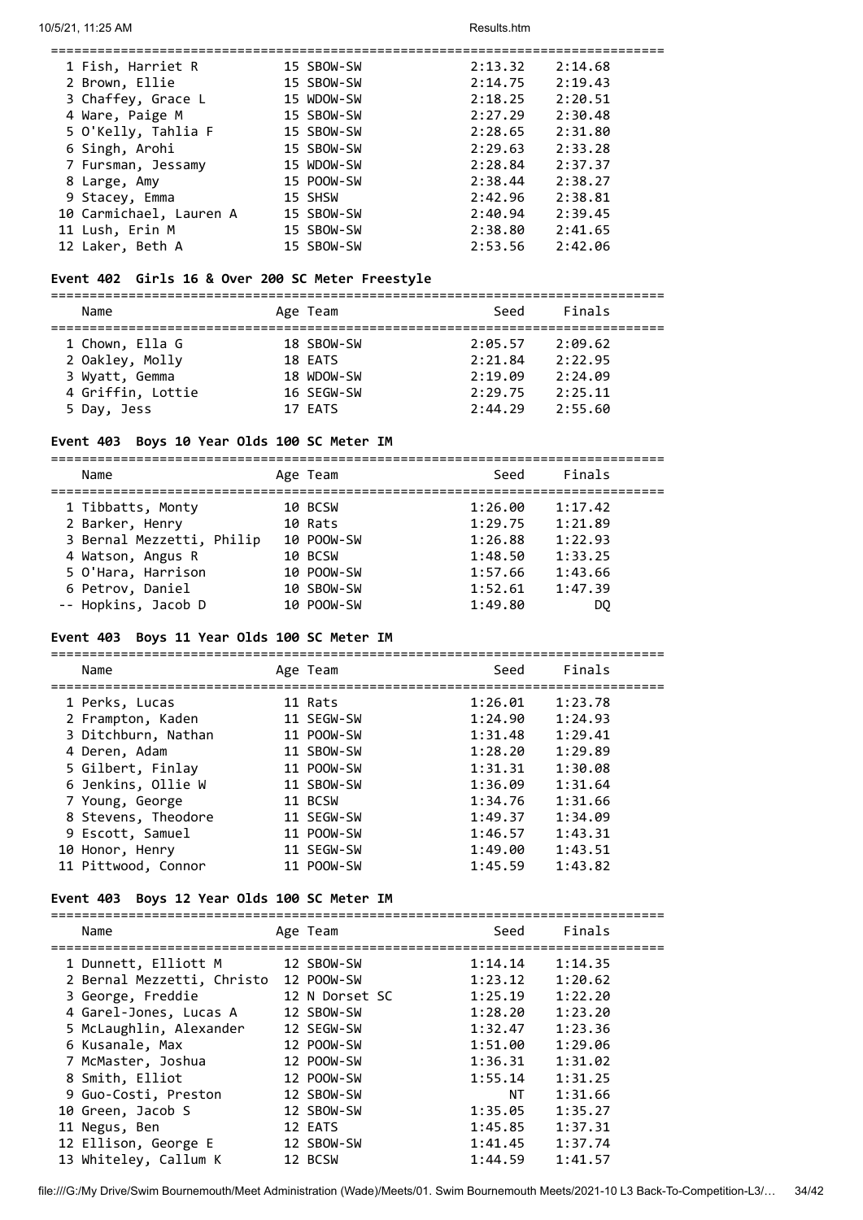| Name | Age | Team | Seed | Finals |
|---|---|---|---|---|
| 1 Fish, Harriet R | 15 | SBOW-SW | 2:13.32 | 2:14.68 |
| 2 Brown, Ellie | 15 | SBOW-SW | 2:14.75 | 2:19.43 |
| 3 Chaffey, Grace L | 15 | WDOW-SW | 2:18.25 | 2:20.51 |
| 4 Ware, Paige M | 15 | SBOW-SW | 2:27.29 | 2:30.48 |
| 5 O'Kelly, Tahlia F | 15 | SBOW-SW | 2:28.65 | 2:31.80 |
| 6 Singh, Arohi | 15 | SBOW-SW | 2:29.63 | 2:33.28 |
| 7 Fursman, Jessamy | 15 | WDOW-SW | 2:28.84 | 2:37.37 |
| 8 Large, Amy | 15 | POOW-SW | 2:38.44 | 2:38.27 |
| 9 Stacey, Emma | 15 | SHSW | 2:42.96 | 2:38.81 |
| 10 Carmichael, Lauren A | 15 | SBOW-SW | 2:40.94 | 2:39.45 |
| 11 Lush, Erin M | 15 | SBOW-SW | 2:38.80 | 2:41.65 |
| 12 Laker, Beth A | 15 | SBOW-SW | 2:53.56 | 2:42.06 |

### Event 402 Girls 16 & Over 200 SC Meter Freestyle

| Name | Age | Team | Seed | Finals |
|---|---|---|---|---|
| 1 Chown, Ella G | 18 | SBOW-SW | 2:05.57 | 2:09.62 |
| 2 Oakley, Molly | 18 | EATS | 2:21.84 | 2:22.95 |
| 3 Wyatt, Gemma | 18 | WDOW-SW | 2:19.09 | 2:24.09 |
| 4 Griffin, Lottie | 16 | SEGW-SW | 2:29.75 | 2:25.11 |
| 5 Day, Jess | 17 | EATS | 2:44.29 | 2:55.60 |

### Event 403 Boys 10 Year Olds 100 SC Meter IM

| Name | Age | Team | Seed | Finals |
|---|---|---|---|---|
| 1 Tibbatts, Monty | 10 | BCSW | 1:26.00 | 1:17.42 |
| 2 Barker, Henry | 10 | Rats | 1:29.75 | 1:21.89 |
| 3 Bernal Mezzetti, Philip | 10 | POOW-SW | 1:26.88 | 1:22.93 |
| 4 Watson, Angus R | 10 | BCSW | 1:48.50 | 1:33.25 |
| 5 O'Hara, Harrison | 10 | POOW-SW | 1:57.66 | 1:43.66 |
| 6 Petrov, Daniel | 10 | SBOW-SW | 1:52.61 | 1:47.39 |
| -- Hopkins, Jacob D | 10 | POOW-SW | 1:49.80 | DQ |

### Event 403 Boys 11 Year Olds 100 SC Meter IM

| Name | Age | Team | Seed | Finals |
|---|---|---|---|---|
| 1 Perks, Lucas | 11 | Rats | 1:26.01 | 1:23.78 |
| 2 Frampton, Kaden | 11 | SEGW-SW | 1:24.90 | 1:24.93 |
| 3 Ditchburn, Nathan | 11 | POOW-SW | 1:31.48 | 1:29.41 |
| 4 Deren, Adam | 11 | SBOW-SW | 1:28.20 | 1:29.89 |
| 5 Gilbert, Finlay | 11 | POOW-SW | 1:31.31 | 1:30.08 |
| 6 Jenkins, Ollie W | 11 | SBOW-SW | 1:36.09 | 1:31.64 |
| 7 Young, George | 11 | BCSW | 1:34.76 | 1:31.66 |
| 8 Stevens, Theodore | 11 | SEGW-SW | 1:49.37 | 1:34.09 |
| 9 Escott, Samuel | 11 | POOW-SW | 1:46.57 | 1:43.31 |
| 10 Honor, Henry | 11 | SEGW-SW | 1:49.00 | 1:43.51 |
| 11 Pittwood, Connor | 11 | POOW-SW | 1:45.59 | 1:43.82 |

### Event 403 Boys 12 Year Olds 100 SC Meter IM

| Name | Age | Team | Seed | Finals |
|---|---|---|---|---|
| 1 Dunnett, Elliott M | 12 | SBOW-SW | 1:14.14 | 1:14.35 |
| 2 Bernal Mezzetti, Christo | 12 | POOW-SW | 1:23.12 | 1:20.62 |
| 3 George, Freddie | 12 | N Dorset SC | 1:25.19 | 1:22.20 |
| 4 Garel-Jones, Lucas A | 12 | SBOW-SW | 1:28.20 | 1:23.20 |
| 5 McLaughlin, Alexander | 12 | SEGW-SW | 1:32.47 | 1:23.36 |
| 6 Kusanale, Max | 12 | POOW-SW | 1:51.00 | 1:29.06 |
| 7 McMaster, Joshua | 12 | POOW-SW | 1:36.31 | 1:31.02 |
| 8 Smith, Elliot | 12 | POOW-SW | 1:55.14 | 1:31.25 |
| 9 Guo-Costi, Preston | 12 | SBOW-SW | NT | 1:31.66 |
| 10 Green, Jacob S | 12 | SBOW-SW | 1:35.05 | 1:35.27 |
| 11 Negus, Ben | 12 | EATS | 1:45.85 | 1:37.31 |
| 12 Ellison, George E | 12 | SBOW-SW | 1:41.45 | 1:37.74 |
| 13 Whiteley, Callum K | 12 | BCSW | 1:44.59 | 1:41.57 |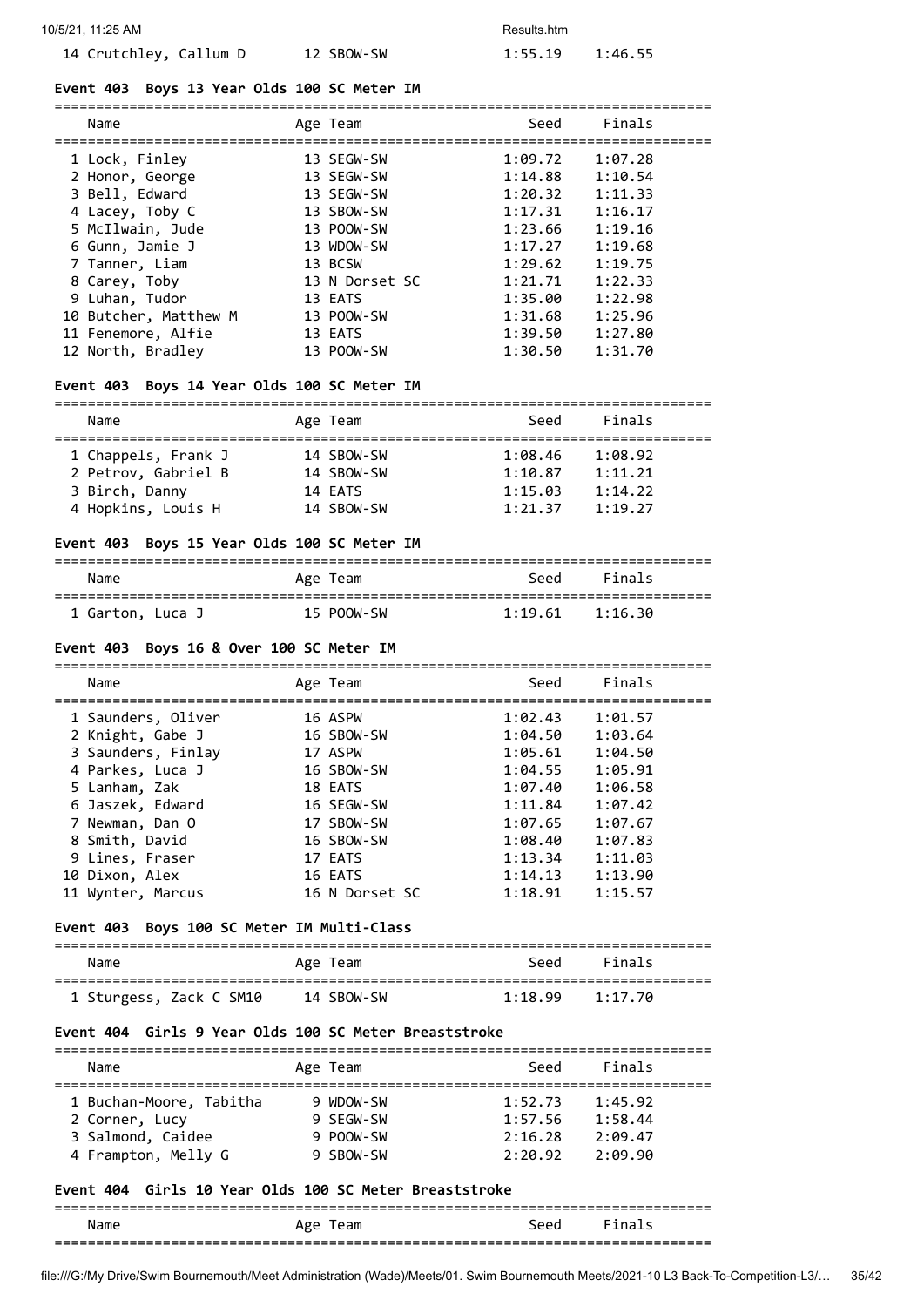| 14 Crutchley, Callum D | 12 SBOW-SW | 1:55.19 | 1:46.55 |
|---|---|---|---|

**Event 403 Boys 13 Year Olds 100 SC Meter IM**

| Name | Age Team | Seed | Finals |
|---|---|---|---|
| 1 Lock, Finley | 13 SEGW-SW | 1:09.72 | 1:07.28 |
| 2 Honor, George | 13 SEGW-SW | 1:14.88 | 1:10.54 |
| 3 Bell, Edward | 13 SEGW-SW | 1:20.32 | 1:11.33 |
| 4 Lacey, Toby C | 13 SBOW-SW | 1:17.31 | 1:16.17 |
| 5 McIlwain, Jude | 13 POOW-SW | 1:23.66 | 1:19.16 |
| 6 Gunn, Jamie J | 13 WDOW-SW | 1:17.27 | 1:19.68 |
| 7 Tanner, Liam | 13 BCSW | 1:29.62 | 1:19.75 |
| 8 Carey, Toby | 13 N Dorset SC | 1:21.71 | 1:22.33 |
| 9 Luhan, Tudor | 13 EATS | 1:35.00 | 1:22.98 |
| 10 Butcher, Matthew M | 13 POOW-SW | 1:31.68 | 1:25.96 |
| 11 Fenemore, Alfie | 13 EATS | 1:39.50 | 1:27.80 |
| 12 North, Bradley | 13 POOW-SW | 1:30.50 | 1:31.70 |

**Event 403 Boys 14 Year Olds 100 SC Meter IM**

| Name | Age Team | Seed | Finals |
|---|---|---|---|
| 1 Chappels, Frank J | 14 SBOW-SW | 1:08.46 | 1:08.92 |
| 2 Petrov, Gabriel B | 14 SBOW-SW | 1:10.87 | 1:11.21 |
| 3 Birch, Danny | 14 EATS | 1:15.03 | 1:14.22 |
| 4 Hopkins, Louis H | 14 SBOW-SW | 1:21.37 | 1:19.27 |

**Event 403 Boys 15 Year Olds 100 SC Meter IM**

| Name | Age Team | Seed | Finals |
|---|---|---|---|
| 1 Garton, Luca J | 15 POOW-SW | 1:19.61 | 1:16.30 |

**Event 403 Boys 16 & Over 100 SC Meter IM**

| Name | Age Team | Seed | Finals |
|---|---|---|---|
| 1 Saunders, Oliver | 16 ASPW | 1:02.43 | 1:01.57 |
| 2 Knight, Gabe J | 16 SBOW-SW | 1:04.50 | 1:03.64 |
| 3 Saunders, Finlay | 17 ASPW | 1:05.61 | 1:04.50 |
| 4 Parkes, Luca J | 16 SBOW-SW | 1:04.55 | 1:05.91 |
| 5 Lanham, Zak | 18 EATS | 1:07.40 | 1:06.58 |
| 6 Jaszek, Edward | 16 SEGW-SW | 1:11.84 | 1:07.42 |
| 7 Newman, Dan O | 17 SBOW-SW | 1:07.65 | 1:07.67 |
| 8 Smith, David | 16 SBOW-SW | 1:08.40 | 1:07.83 |
| 9 Lines, Fraser | 17 EATS | 1:13.34 | 1:11.03 |
| 10 Dixon, Alex | 16 EATS | 1:14.13 | 1:13.90 |
| 11 Wynter, Marcus | 16 N Dorset SC | 1:18.91 | 1:15.57 |

**Event 403 Boys 100 SC Meter IM Multi-Class**

| Name | Age Team | Seed | Finals |
|---|---|---|---|
| 1 Sturgess, Zack C SM10 | 14 SBOW-SW | 1:18.99 | 1:17.70 |

**Event 404 Girls 9 Year Olds 100 SC Meter Breaststroke**

| Name | Age Team | Seed | Finals |
|---|---|---|---|
| 1 Buchan-Moore, Tabitha | 9 WDOW-SW | 1:52.73 | 1:45.92 |
| 2 Corner, Lucy | 9 SEGW-SW | 1:57.56 | 1:58.44 |
| 3 Salmond, Caidee | 9 POOW-SW | 2:16.28 | 2:09.47 |
| 4 Frampton, Melly G | 9 SBOW-SW | 2:20.92 | 2:09.90 |

**Event 404 Girls 10 Year Olds 100 SC Meter Breaststroke**

| Name | Age Team | Seed | Finals |
|---|---|---|---|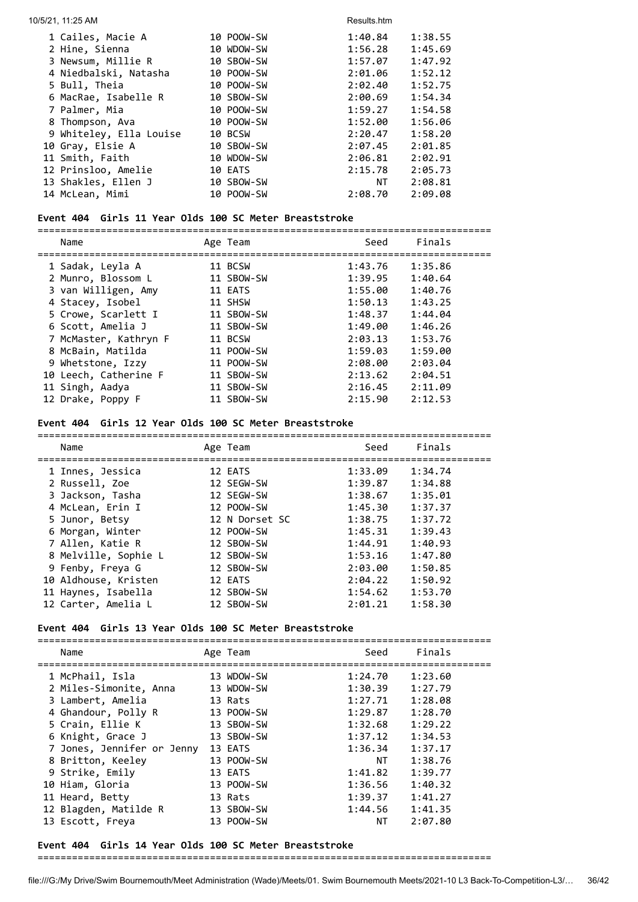| Name | Age | Team | Seed | Finals |
|---|---|---|---|---|
| 1 Cailes, Macie A | 10 | POOW-SW | 1:40.84 | 1:38.55 |
| 2 Hine, Sienna | 10 | WDOW-SW | 1:56.28 | 1:45.69 |
| 3 Newsum, Millie R | 10 | SBOW-SW | 1:57.07 | 1:47.92 |
| 4 Niedbalski, Natasha | 10 | POOW-SW | 2:01.06 | 1:52.12 |
| 5 Bull, Theia | 10 | POOW-SW | 2:02.40 | 1:52.75 |
| 6 MacRae, Isabelle R | 10 | SBOW-SW | 2:00.69 | 1:54.34 |
| 7 Palmer, Mia | 10 | POOW-SW | 1:59.27 | 1:54.58 |
| 8 Thompson, Ava | 10 | POOW-SW | 1:52.00 | 1:56.06 |
| 9 Whiteley, Ella Louise | 10 | BCSW | 2:20.47 | 1:58.20 |
| 10 Gray, Elsie A | 10 | SBOW-SW | 2:07.45 | 2:01.85 |
| 11 Smith, Faith | 10 | WDOW-SW | 2:06.81 | 2:02.91 |
| 12 Prinsloo, Amelie | 10 | EATS | 2:15.78 | 2:05.73 |
| 13 Shakles, Ellen J | 10 | SBOW-SW | NT | 2:08.81 |
| 14 McLean, Mimi | 10 | POOW-SW | 2:08.70 | 2:09.08 |

### Event 404 Girls 11 Year Olds 100 SC Meter Breaststroke

| Name | Age | Team | Seed | Finals |
|---|---|---|---|---|
| 1 Sadak, Leyla A | 11 | BCSW | 1:43.76 | 1:35.86 |
| 2 Munro, Blossom L | 11 | SBOW-SW | 1:39.95 | 1:40.64 |
| 3 van Willigen, Amy | 11 | EATS | 1:55.00 | 1:40.76 |
| 4 Stacey, Isobel | 11 | SHSW | 1:50.13 | 1:43.25 |
| 5 Crowe, Scarlett I | 11 | SBOW-SW | 1:48.37 | 1:44.04 |
| 6 Scott, Amelia J | 11 | SBOW-SW | 1:49.00 | 1:46.26 |
| 7 McMaster, Kathryn F | 11 | BCSW | 2:03.13 | 1:53.76 |
| 8 McBain, Matilda | 11 | POOW-SW | 1:59.03 | 1:59.00 |
| 9 Whetstone, Izzy | 11 | POOW-SW | 2:08.00 | 2:03.04 |
| 10 Leech, Catherine F | 11 | SBOW-SW | 2:13.62 | 2:04.51 |
| 11 Singh, Aadya | 11 | SBOW-SW | 2:16.45 | 2:11.09 |
| 12 Drake, Poppy F | 11 | SBOW-SW | 2:15.90 | 2:12.53 |

### Event 404 Girls 12 Year Olds 100 SC Meter Breaststroke

| Name | Age | Team | Seed | Finals |
|---|---|---|---|---|
| 1 Innes, Jessica | 12 | EATS | 1:33.09 | 1:34.74 |
| 2 Russell, Zoe | 12 | SEGW-SW | 1:39.87 | 1:34.88 |
| 3 Jackson, Tasha | 12 | SEGW-SW | 1:38.67 | 1:35.01 |
| 4 McLean, Erin I | 12 | POOW-SW | 1:45.30 | 1:37.37 |
| 5 Junor, Betsy | 12 | N Dorset SC | 1:38.75 | 1:37.72 |
| 6 Morgan, Winter | 12 | POOW-SW | 1:45.31 | 1:39.43 |
| 7 Allen, Katie R | 12 | SBOW-SW | 1:44.91 | 1:40.93 |
| 8 Melville, Sophie L | 12 | SBOW-SW | 1:53.16 | 1:47.80 |
| 9 Fenby, Freya G | 12 | SBOW-SW | 2:03.00 | 1:50.85 |
| 10 Aldhouse, Kristen | 12 | EATS | 2:04.22 | 1:50.92 |
| 11 Haynes, Isabella | 12 | SBOW-SW | 1:54.62 | 1:53.70 |
| 12 Carter, Amelia L | 12 | SBOW-SW | 2:01.21 | 1:58.30 |

### Event 404 Girls 13 Year Olds 100 SC Meter Breaststroke

| Name | Age | Team | Seed | Finals |
|---|---|---|---|---|
| 1 McPhail, Isla | 13 | WDOW-SW | 1:24.70 | 1:23.60 |
| 2 Miles-Simonite, Anna | 13 | WDOW-SW | 1:30.39 | 1:27.79 |
| 3 Lambert, Amelia | 13 | Rats | 1:27.71 | 1:28.08 |
| 4 Ghandour, Polly R | 13 | POOW-SW | 1:29.87 | 1:28.70 |
| 5 Crain, Ellie K | 13 | SBOW-SW | 1:32.68 | 1:29.22 |
| 6 Knight, Grace J | 13 | SBOW-SW | 1:37.12 | 1:34.53 |
| 7 Jones, Jennifer or Jenny | 13 | EATS | 1:36.34 | 1:37.17 |
| 8 Britton, Keeley | 13 | POOW-SW | NT | 1:38.76 |
| 9 Strike, Emily | 13 | EATS | 1:41.82 | 1:39.77 |
| 10 Hiam, Gloria | 13 | POOW-SW | 1:36.56 | 1:40.32 |
| 11 Heard, Betty | 13 | Rats | 1:39.37 | 1:41.27 |
| 12 Blagden, Matilde R | 13 | SBOW-SW | 1:44.56 | 1:41.35 |
| 13 Escott, Freya | 13 | POOW-SW | NT | 2:07.80 |

### Event 404 Girls 14 Year Olds 100 SC Meter Breaststroke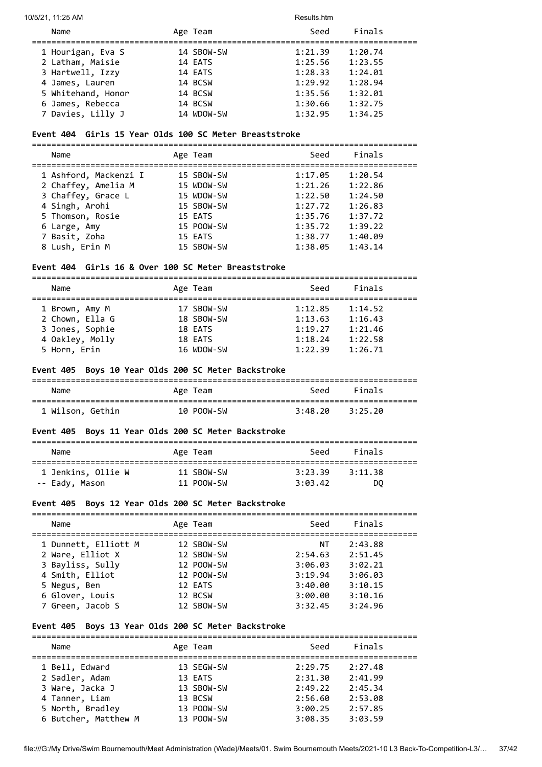| Name | Age | Team | Seed | Finals |
|---|---|---|---|---|
| 1 Hourigan, Eva S | 14 | SBOW-SW | 1:21.39 | 1:20.74 |
| 2 Latham, Maisie | 14 | EATS | 1:25.56 | 1:23.55 |
| 3 Hartwell, Izzy | 14 | EATS | 1:28.33 | 1:24.01 |
| 4 James, Lauren | 14 | BCSW | 1:29.92 | 1:28.94 |
| 5 Whitehand, Honor | 14 | BCSW | 1:35.56 | 1:32.01 |
| 6 James, Rebecca | 14 | BCSW | 1:30.66 | 1:32.75 |
| 7 Davies, Lilly J | 14 | WDOW-SW | 1:32.95 | 1:34.25 |

### Event 404 Girls 15 Year Olds 100 SC Meter Breaststroke

| Name | Age | Team | Seed | Finals |
|---|---|---|---|---|
| 1 Ashford, Mackenzi I | 15 | SBOW-SW | 1:17.05 | 1:20.54 |
| 2 Chaffey, Amelia M | 15 | WDOW-SW | 1:21.26 | 1:22.86 |
| 3 Chaffey, Grace L | 15 | WDOW-SW | 1:22.50 | 1:24.50 |
| 4 Singh, Arohi | 15 | SBOW-SW | 1:27.72 | 1:26.83 |
| 5 Thomson, Rosie | 15 | EATS | 1:35.76 | 1:37.72 |
| 6 Large, Amy | 15 | POOW-SW | 1:35.72 | 1:39.22 |
| 7 Basit, Zoha | 15 | EATS | 1:38.77 | 1:40.09 |
| 8 Lush, Erin M | 15 | SBOW-SW | 1:38.05 | 1:43.14 |

### Event 404 Girls 16 & Over 100 SC Meter Breaststroke

| Name | Age | Team | Seed | Finals |
|---|---|---|---|---|
| 1 Brown, Amy M | 17 | SBOW-SW | 1:12.85 | 1:14.52 |
| 2 Chown, Ella G | 18 | SBOW-SW | 1:13.63 | 1:16.43 |
| 3 Jones, Sophie | 18 | EATS | 1:19.27 | 1:21.46 |
| 4 Oakley, Molly | 18 | EATS | 1:18.24 | 1:22.58 |
| 5 Horn, Erin | 16 | WDOW-SW | 1:22.39 | 1:26.71 |

### Event 405 Boys 10 Year Olds 200 SC Meter Backstroke

| Name | Age | Team | Seed | Finals |
|---|---|---|---|---|
| 1 Wilson, Gethin | 10 | POOW-SW | 3:48.20 | 3:25.20 |

### Event 405 Boys 11 Year Olds 200 SC Meter Backstroke

| Name | Age | Team | Seed | Finals |
|---|---|---|---|---|
| 1 Jenkins, Ollie W | 11 | SBOW-SW | 3:23.39 | 3:11.38 |
| -- Eady, Mason | 11 | POOW-SW | 3:03.42 | DQ |

### Event 405 Boys 12 Year Olds 200 SC Meter Backstroke

| Name | Age | Team | Seed | Finals |
|---|---|---|---|---|
| 1 Dunnett, Elliott M | 12 | SBOW-SW | NT | 2:43.88 |
| 2 Ware, Elliot X | 12 | SBOW-SW | 2:54.63 | 2:51.45 |
| 3 Bayliss, Sully | 12 | POOW-SW | 3:06.03 | 3:02.21 |
| 4 Smith, Elliot | 12 | POOW-SW | 3:19.94 | 3:06.03 |
| 5 Negus, Ben | 12 | EATS | 3:40.00 | 3:10.15 |
| 6 Glover, Louis | 12 | BCSW | 3:00.00 | 3:10.16 |
| 7 Green, Jacob S | 12 | SBOW-SW | 3:32.45 | 3:24.96 |

### Event 405 Boys 13 Year Olds 200 SC Meter Backstroke

| Name | Age | Team | Seed | Finals |
|---|---|---|---|---|
| 1 Bell, Edward | 13 | SEGW-SW | 2:29.75 | 2:27.48 |
| 2 Sadler, Adam | 13 | EATS | 2:31.30 | 2:41.99 |
| 3 Ware, Jacka J | 13 | SBOW-SW | 2:49.22 | 2:45.34 |
| 4 Tanner, Liam | 13 | BCSW | 2:56.60 | 2:53.08 |
| 5 North, Bradley | 13 | POOW-SW | 3:00.25 | 2:57.85 |
| 6 Butcher, Matthew M | 13 | POOW-SW | 3:08.35 | 3:03.59 |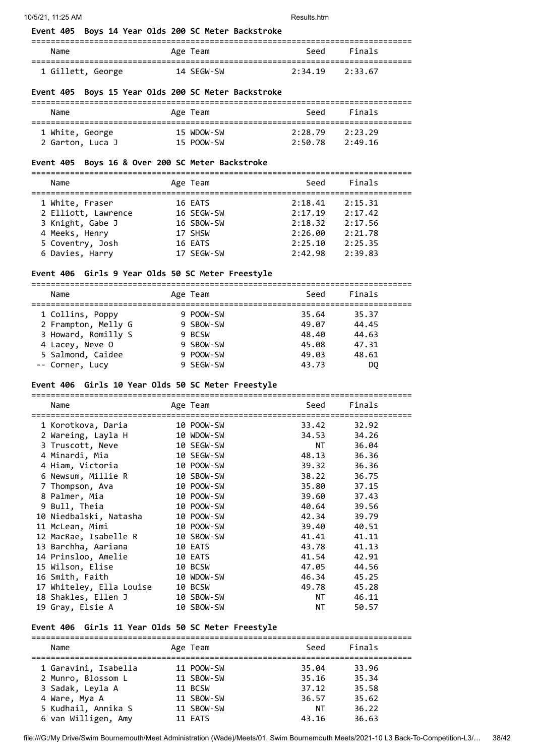### Event 405 Boys 14 Year Olds 200 SC Meter Backstroke

| Name | Age | Team | Seed | Finals |
|---|---|---|---|---|
| 1 Gillett, George | 14 | SEGW-SW | 2:34.19 | 2:33.67 |

### Event 405 Boys 15 Year Olds 200 SC Meter Backstroke

| Name | Age | Team | Seed | Finals |
|---|---|---|---|---|
| 1 White, George | 15 | WDOW-SW | 2:28.79 | 2:23.29 |
| 2 Garton, Luca J | 15 | POOW-SW | 2:50.78 | 2:49.16 |

### Event 405 Boys 16 & Over 200 SC Meter Backstroke

| Name | Age | Team | Seed | Finals |
|---|---|---|---|---|
| 1 White, Fraser | 16 | EATS | 2:18.41 | 2:15.31 |
| 2 Elliott, Lawrence | 16 | SEGW-SW | 2:17.19 | 2:17.42 |
| 3 Knight, Gabe J | 16 | SBOW-SW | 2:18.32 | 2:17.56 |
| 4 Meeks, Henry | 17 | SHSW | 2:26.00 | 2:21.78 |
| 5 Coventry, Josh | 16 | EATS | 2:25.10 | 2:25.35 |
| 6 Davies, Harry | 17 | SEGW-SW | 2:42.98 | 2:39.83 |

### Event 406 Girls 9 Year Olds 50 SC Meter Freestyle

| Name | Age | Team | Seed | Finals |
|---|---|---|---|---|
| 1 Collins, Poppy | 9 | POOW-SW | 35.64 | 35.37 |
| 2 Frampton, Melly G | 9 | SBOW-SW | 49.07 | 44.45 |
| 3 Howard, Romilly S | 9 | BCSW | 48.40 | 44.63 |
| 4 Lacey, Neve O | 9 | SBOW-SW | 45.08 | 47.31 |
| 5 Salmond, Caidee | 9 | POOW-SW | 49.03 | 48.61 |
| -- Corner, Lucy | 9 | SEGW-SW | 43.73 | DQ |

### Event 406 Girls 10 Year Olds 50 SC Meter Freestyle

| Name | Age | Team | Seed | Finals |
|---|---|---|---|---|
| 1 Korotkova, Daria | 10 | POOW-SW | 33.42 | 32.92 |
| 2 Wareing, Layla H | 10 | WDOW-SW | 34.53 | 34.26 |
| 3 Truscott, Neve | 10 | SEGW-SW | NT | 36.04 |
| 4 Minardi, Mia | 10 | SEGW-SW | 48.13 | 36.36 |
| 4 Hiam, Victoria | 10 | POOW-SW | 39.32 | 36.36 |
| 6 Newsum, Millie R | 10 | SBOW-SW | 38.22 | 36.75 |
| 7 Thompson, Ava | 10 | POOW-SW | 35.80 | 37.15 |
| 8 Palmer, Mia | 10 | POOW-SW | 39.60 | 37.43 |
| 9 Bull, Theia | 10 | POOW-SW | 40.64 | 39.56 |
| 10 Niedbalski, Natasha | 10 | POOW-SW | 42.34 | 39.79 |
| 11 McLean, Mimi | 10 | POOW-SW | 39.40 | 40.51 |
| 12 MacRae, Isabelle R | 10 | SBOW-SW | 41.41 | 41.11 |
| 13 Barchha, Aariana | 10 | EATS | 43.78 | 41.13 |
| 14 Prinsloo, Amelie | 10 | EATS | 41.54 | 42.91 |
| 15 Wilson, Elise | 10 | BCSW | 47.05 | 44.56 |
| 16 Smith, Faith | 10 | WDOW-SW | 46.34 | 45.25 |
| 17 Whiteley, Ella Louise | 10 | BCSW | 49.78 | 45.28 |
| 18 Shakles, Ellen J | 10 | SBOW-SW | NT | 46.11 |
| 19 Gray, Elsie A | 10 | SBOW-SW | NT | 50.57 |

### Event 406 Girls 11 Year Olds 50 SC Meter Freestyle

| Name | Age | Team | Seed | Finals |
|---|---|---|---|---|
| 1 Garavini, Isabella | 11 | POOW-SW | 35.04 | 33.96 |
| 2 Munro, Blossom L | 11 | SBOW-SW | 35.16 | 35.34 |
| 3 Sadak, Leyla A | 11 | BCSW | 37.12 | 35.58 |
| 4 Ware, Mya A | 11 | SBOW-SW | 36.57 | 35.62 |
| 5 Kudhail, Annika S | 11 | SBOW-SW | NT | 36.22 |
| 6 van Willigen, Amy | 11 | EATS | 43.16 | 36.63 |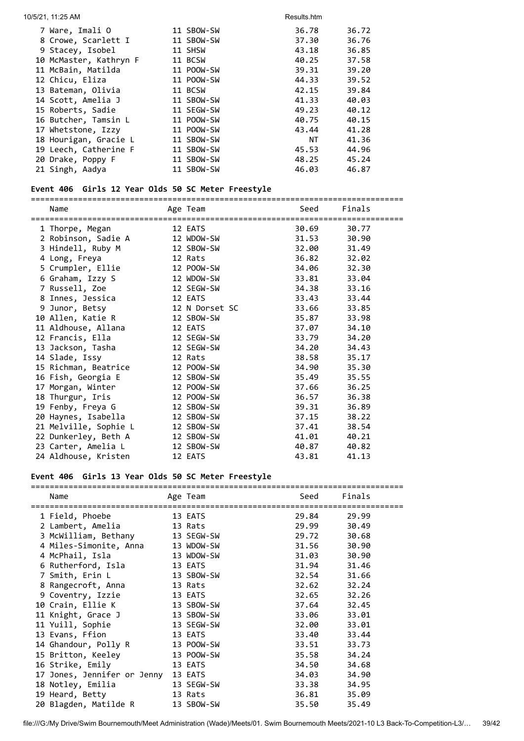| Name | Age | Team | Seed | Finals |
|---|---|---|---|---|
| 7 Ware, Imali O | 11 | SBOW-SW | 36.78 | 36.72 |
| 8 Crowe, Scarlett I | 11 | SBOW-SW | 37.30 | 36.76 |
| 9 Stacey, Isobel | 11 | SHSW | 43.18 | 36.85 |
| 10 McMaster, Kathryn F | 11 | BCSW | 40.25 | 37.58 |
| 11 McBain, Matilda | 11 | POOW-SW | 39.31 | 39.20 |
| 12 Chicu, Eliza | 11 | POOW-SW | 44.33 | 39.52 |
| 13 Bateman, Olivia | 11 | BCSW | 42.15 | 39.84 |
| 14 Scott, Amelia J | 11 | SBOW-SW | 41.33 | 40.03 |
| 15 Roberts, Sadie | 11 | SEGW-SW | 49.23 | 40.12 |
| 16 Butcher, Tamsin L | 11 | POOW-SW | 40.75 | 40.15 |
| 17 Whetstone, Izzy | 11 | POOW-SW | 43.44 | 41.28 |
| 18 Hourigan, Gracie L | 11 | SBOW-SW | NT | 41.36 |
| 19 Leech, Catherine F | 11 | SBOW-SW | 45.53 | 44.96 |
| 20 Drake, Poppy F | 11 | SBOW-SW | 48.25 | 45.24 |
| 21 Singh, Aadya | 11 | SBOW-SW | 46.03 | 46.87 |

**Event 406 Girls 12 Year Olds 50 SC Meter Freestyle**

| Name | Age | Team | Seed | Finals |
|---|---|---|---|---|
| 1 Thorpe, Megan | 12 | EATS | 30.69 | 30.77 |
| 2 Robinson, Sadie A | 12 | WDOW-SW | 31.53 | 30.90 |
| 3 Hindell, Ruby M | 12 | SBOW-SW | 32.00 | 31.49 |
| 4 Long, Freya | 12 | Rats | 36.82 | 32.02 |
| 5 Crumpler, Ellie | 12 | POOW-SW | 34.06 | 32.30 |
| 6 Graham, Izzy S | 12 | WDOW-SW | 33.81 | 33.04 |
| 7 Russell, Zoe | 12 | SEGW-SW | 34.38 | 33.16 |
| 8 Innes, Jessica | 12 | EATS | 33.43 | 33.44 |
| 9 Junor, Betsy | 12 | N Dorset SC | 33.66 | 33.85 |
| 10 Allen, Katie R | 12 | SBOW-SW | 35.87 | 33.98 |
| 11 Aldhouse, Allana | 12 | EATS | 37.07 | 34.10 |
| 12 Francis, Ella | 12 | SEGW-SW | 33.79 | 34.20 |
| 13 Jackson, Tasha | 12 | SEGW-SW | 34.20 | 34.43 |
| 14 Slade, Issy | 12 | Rats | 38.58 | 35.17 |
| 15 Richman, Beatrice | 12 | POOW-SW | 34.90 | 35.30 |
| 16 Fish, Georgia E | 12 | SBOW-SW | 35.49 | 35.55 |
| 17 Morgan, Winter | 12 | POOW-SW | 37.66 | 36.25 |
| 18 Thurgur, Iris | 12 | POOW-SW | 36.57 | 36.38 |
| 19 Fenby, Freya G | 12 | SBOW-SW | 39.31 | 36.89 |
| 20 Haynes, Isabella | 12 | SBOW-SW | 37.15 | 38.22 |
| 21 Melville, Sophie L | 12 | SBOW-SW | 37.41 | 38.54 |
| 22 Dunkerley, Beth A | 12 | SBOW-SW | 41.01 | 40.21 |
| 23 Carter, Amelia L | 12 | SBOW-SW | 40.87 | 40.82 |
| 24 Aldhouse, Kristen | 12 | EATS | 43.81 | 41.13 |

**Event 406 Girls 13 Year Olds 50 SC Meter Freestyle**

| Name | Age | Team | Seed | Finals |
|---|---|---|---|---|
| 1 Field, Phoebe | 13 | EATS | 29.84 | 29.99 |
| 2 Lambert, Amelia | 13 | Rats | 29.99 | 30.49 |
| 3 McWilliam, Bethany | 13 | SEGW-SW | 29.72 | 30.68 |
| 4 Miles-Simonite, Anna | 13 | WDOW-SW | 31.56 | 30.90 |
| 4 McPhail, Isla | 13 | WDOW-SW | 31.03 | 30.90 |
| 6 Rutherford, Isla | 13 | EATS | 31.94 | 31.46 |
| 7 Smith, Erin L | 13 | SBOW-SW | 32.54 | 31.66 |
| 8 Rangecroft, Anna | 13 | Rats | 32.62 | 32.24 |
| 9 Coventry, Izzie | 13 | EATS | 32.65 | 32.26 |
| 10 Crain, Ellie K | 13 | SBOW-SW | 37.64 | 32.45 |
| 11 Knight, Grace J | 13 | SBOW-SW | 33.06 | 33.01 |
| 11 Yuill, Sophie | 13 | SEGW-SW | 32.00 | 33.01 |
| 13 Evans, Ffion | 13 | EATS | 33.40 | 33.44 |
| 14 Ghandour, Polly R | 13 | POOW-SW | 33.51 | 33.73 |
| 15 Britton, Keeley | 13 | POOW-SW | 35.58 | 34.24 |
| 16 Strike, Emily | 13 | EATS | 34.50 | 34.68 |
| 17 Jones, Jennifer or Jenny | 13 | EATS | 34.03 | 34.90 |
| 18 Notley, Emilia | 13 | SEGW-SW | 33.38 | 34.95 |
| 19 Heard, Betty | 13 | Rats | 36.81 | 35.09 |
| 20 Blagden, Matilde R | 13 | SBOW-SW | 35.50 | 35.49 |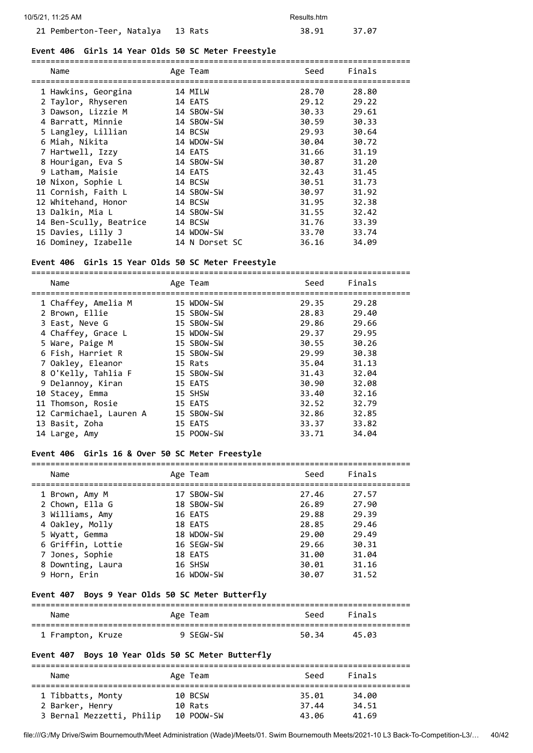| Name | Age | Team | Seed | Finals |
|---|---|---|---|---|
| 21 Pemberton-Teer, Natalya | 13 | Rats | 38.91 | 37.07 |

### Event 406 Girls 14 Year Olds 50 SC Meter Freestyle

| Name | Age | Team | Seed | Finals |
|---|---|---|---|---|
| 1 Hawkins, Georgina | 14 | MILW | 28.70 | 28.80 |
| 2 Taylor, Rhyseren | 14 | EATS | 29.12 | 29.22 |
| 3 Dawson, Lizzie M | 14 | SBOW-SW | 30.33 | 29.61 |
| 4 Barratt, Minnie | 14 | SBOW-SW | 30.59 | 30.33 |
| 5 Langley, Lillian | 14 | BCSW | 29.93 | 30.64 |
| 6 Miah, Nikita | 14 | WDOW-SW | 30.04 | 30.72 |
| 7 Hartwell, Izzy | 14 | EATS | 31.66 | 31.19 |
| 8 Hourigan, Eva S | 14 | SBOW-SW | 30.87 | 31.20 |
| 9 Latham, Maisie | 14 | EATS | 32.43 | 31.45 |
| 10 Nixon, Sophie L | 14 | BCSW | 30.51 | 31.73 |
| 11 Cornish, Faith L | 14 | SBOW-SW | 30.97 | 31.92 |
| 12 Whitehand, Honor | 14 | BCSW | 31.95 | 32.38 |
| 13 Dalkin, Mia L | 14 | SBOW-SW | 31.55 | 32.42 |
| 14 Ben-Scully, Beatrice | 14 | BCSW | 31.76 | 33.39 |
| 15 Davies, Lilly J | 14 | WDOW-SW | 33.70 | 33.74 |
| 16 Dominey, Izabelle | 14 | N Dorset SC | 36.16 | 34.09 |

### Event 406 Girls 15 Year Olds 50 SC Meter Freestyle

| Name | Age | Team | Seed | Finals |
|---|---|---|---|---|
| 1 Chaffey, Amelia M | 15 | WDOW-SW | 29.35 | 29.28 |
| 2 Brown, Ellie | 15 | SBOW-SW | 28.83 | 29.40 |
| 3 East, Neve G | 15 | SBOW-SW | 29.86 | 29.66 |
| 4 Chaffey, Grace L | 15 | WDOW-SW | 29.37 | 29.95 |
| 5 Ware, Paige M | 15 | SBOW-SW | 30.55 | 30.26 |
| 6 Fish, Harriet R | 15 | SBOW-SW | 29.99 | 30.38 |
| 7 Oakley, Eleanor | 15 | Rats | 35.04 | 31.13 |
| 8 O'Kelly, Tahlia F | 15 | SBOW-SW | 31.43 | 32.04 |
| 9 Delannoy, Kiran | 15 | EATS | 30.90 | 32.08 |
| 10 Stacey, Emma | 15 | SHSW | 33.40 | 32.16 |
| 11 Thomson, Rosie | 15 | EATS | 32.52 | 32.79 |
| 12 Carmichael, Lauren A | 15 | SBOW-SW | 32.86 | 32.85 |
| 13 Basit, Zoha | 15 | EATS | 33.37 | 33.82 |
| 14 Large, Amy | 15 | POOW-SW | 33.71 | 34.04 |

### Event 406 Girls 16 & Over 50 SC Meter Freestyle

| Name | Age | Team | Seed | Finals |
|---|---|---|---|---|
| 1 Brown, Amy M | 17 | SBOW-SW | 27.46 | 27.57 |
| 2 Chown, Ella G | 18 | SBOW-SW | 26.89 | 27.90 |
| 3 Williams, Amy | 16 | EATS | 29.88 | 29.39 |
| 4 Oakley, Molly | 18 | EATS | 28.85 | 29.46 |
| 5 Wyatt, Gemma | 18 | WDOW-SW | 29.00 | 29.49 |
| 6 Griffin, Lottie | 16 | SEGW-SW | 29.66 | 30.31 |
| 7 Jones, Sophie | 18 | EATS | 31.00 | 31.04 |
| 8 Downting, Laura | 16 | SHSW | 30.01 | 31.16 |
| 9 Horn, Erin | 16 | WDOW-SW | 30.07 | 31.52 |

### Event 407 Boys 9 Year Olds 50 SC Meter Butterfly

| Name | Age | Team | Seed | Finals |
|---|---|---|---|---|
| 1 Frampton, Kruze | 9 | SEGW-SW | 50.34 | 45.03 |

### Event 407 Boys 10 Year Olds 50 SC Meter Butterfly

| Name | Age | Team | Seed | Finals |
|---|---|---|---|---|
| 1 Tibbatts, Monty | 10 | BCSW | 35.01 | 34.00 |
| 2 Barker, Henry | 10 | Rats | 37.44 | 34.51 |
| 3 Bernal Mezzetti, Philip | 10 | POOW-SW | 43.06 | 41.69 |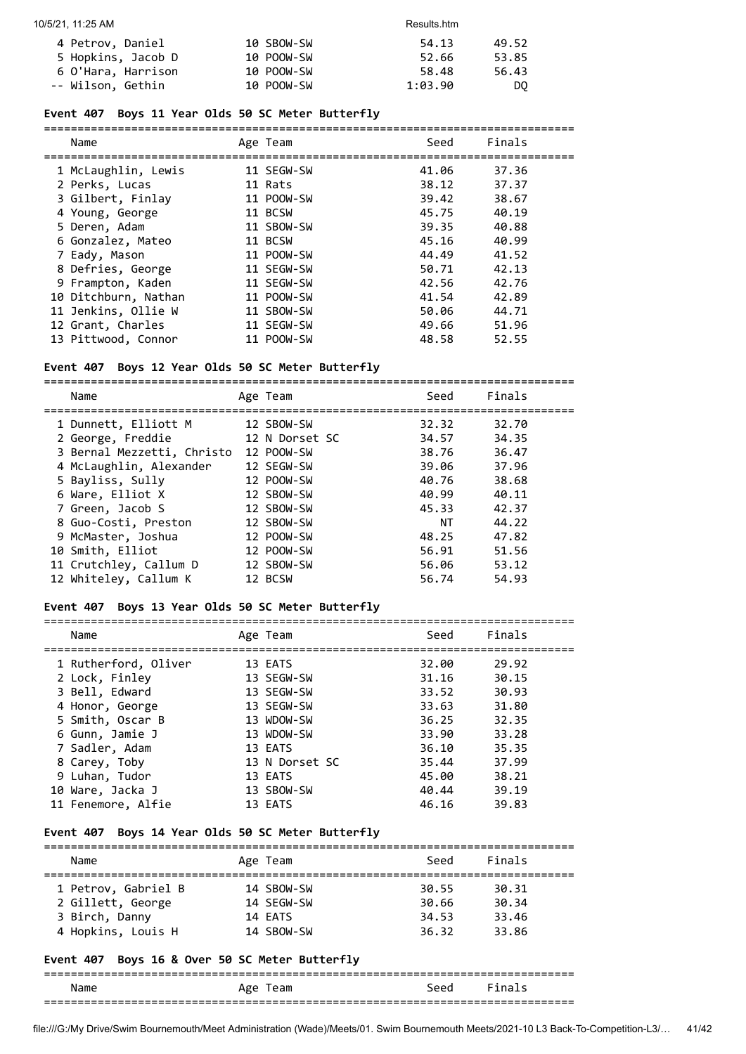| Name | Age | Team | Seed | Finals |
|---|---|---|---|---|
| 4 Petrov, Daniel | 10 | SBOW-SW | 54.13 | 49.52 |
| 5 Hopkins, Jacob D | 10 | POOW-SW | 52.66 | 53.85 |
| 6 O'Hara, Harrison | 10 | POOW-SW | 58.48 | 56.43 |
| -- Wilson, Gethin | 10 | POOW-SW | 1:03.90 | DQ |

### Event 407 Boys 11 Year Olds 50 SC Meter Butterfly

| Name | Age | Team | Seed | Finals |
|---|---|---|---|---|
| 1 McLaughlin, Lewis | 11 | SEGW-SW | 41.06 | 37.36 |
| 2 Perks, Lucas | 11 | Rats | 38.12 | 37.37 |
| 3 Gilbert, Finlay | 11 | POOW-SW | 39.42 | 38.67 |
| 4 Young, George | 11 | BCSW | 45.75 | 40.19 |
| 5 Deren, Adam | 11 | SBOW-SW | 39.35 | 40.88 |
| 6 Gonzalez, Mateo | 11 | BCSW | 45.16 | 40.99 |
| 7 Eady, Mason | 11 | POOW-SW | 44.49 | 41.52 |
| 8 Defries, George | 11 | SEGW-SW | 50.71 | 42.13 |
| 9 Frampton, Kaden | 11 | SEGW-SW | 42.56 | 42.76 |
| 10 Ditchburn, Nathan | 11 | POOW-SW | 41.54 | 42.89 |
| 11 Jenkins, Ollie W | 11 | SBOW-SW | 50.06 | 44.71 |
| 12 Grant, Charles | 11 | SEGW-SW | 49.66 | 51.96 |
| 13 Pittwood, Connor | 11 | POOW-SW | 48.58 | 52.55 |

### Event 407 Boys 12 Year Olds 50 SC Meter Butterfly

| Name | Age | Team | Seed | Finals |
|---|---|---|---|---|
| 1 Dunnett, Elliott M | 12 | SBOW-SW | 32.32 | 32.70 |
| 2 George, Freddie | 12 | N Dorset SC | 34.57 | 34.35 |
| 3 Bernal Mezzetti, Christo | 12 | POOW-SW | 38.76 | 36.47 |
| 4 McLaughlin, Alexander | 12 | SEGW-SW | 39.06 | 37.96 |
| 5 Bayliss, Sully | 12 | POOW-SW | 40.76 | 38.68 |
| 6 Ware, Elliot X | 12 | SBOW-SW | 40.99 | 40.11 |
| 7 Green, Jacob S | 12 | SBOW-SW | 45.33 | 42.37 |
| 8 Guo-Costi, Preston | 12 | SBOW-SW | NT | 44.22 |
| 9 McMaster, Joshua | 12 | POOW-SW | 48.25 | 47.82 |
| 10 Smith, Elliot | 12 | POOW-SW | 56.91 | 51.56 |
| 11 Crutchley, Callum D | 12 | SBOW-SW | 56.06 | 53.12 |
| 12 Whiteley, Callum K | 12 | BCSW | 56.74 | 54.93 |

### Event 407 Boys 13 Year Olds 50 SC Meter Butterfly

| Name | Age | Team | Seed | Finals |
|---|---|---|---|---|
| 1 Rutherford, Oliver | 13 | EATS | 32.00 | 29.92 |
| 2 Lock, Finley | 13 | SEGW-SW | 31.16 | 30.15 |
| 3 Bell, Edward | 13 | SEGW-SW | 33.52 | 30.93 |
| 4 Honor, George | 13 | SEGW-SW | 33.63 | 31.80 |
| 5 Smith, Oscar B | 13 | WDOW-SW | 36.25 | 32.35 |
| 6 Gunn, Jamie J | 13 | WDOW-SW | 33.90 | 33.28 |
| 7 Sadler, Adam | 13 | EATS | 36.10 | 35.35 |
| 8 Carey, Toby | 13 | N Dorset SC | 35.44 | 37.99 |
| 9 Luhan, Tudor | 13 | EATS | 45.00 | 38.21 |
| 10 Ware, Jacka J | 13 | SBOW-SW | 40.44 | 39.19 |
| 11 Fenemore, Alfie | 13 | EATS | 46.16 | 39.83 |

### Event 407 Boys 14 Year Olds 50 SC Meter Butterfly

| Name | Age | Team | Seed | Finals |
|---|---|---|---|---|
| 1 Petrov, Gabriel B | 14 | SBOW-SW | 30.55 | 30.31 |
| 2 Gillett, George | 14 | SEGW-SW | 30.66 | 30.34 |
| 3 Birch, Danny | 14 | EATS | 34.53 | 33.46 |
| 4 Hopkins, Louis H | 14 | SBOW-SW | 36.32 | 33.86 |

### Event 407 Boys 16 & Over 50 SC Meter Butterfly

| Name | Age | Team | Seed | Finals |
|---|---|---|---|---|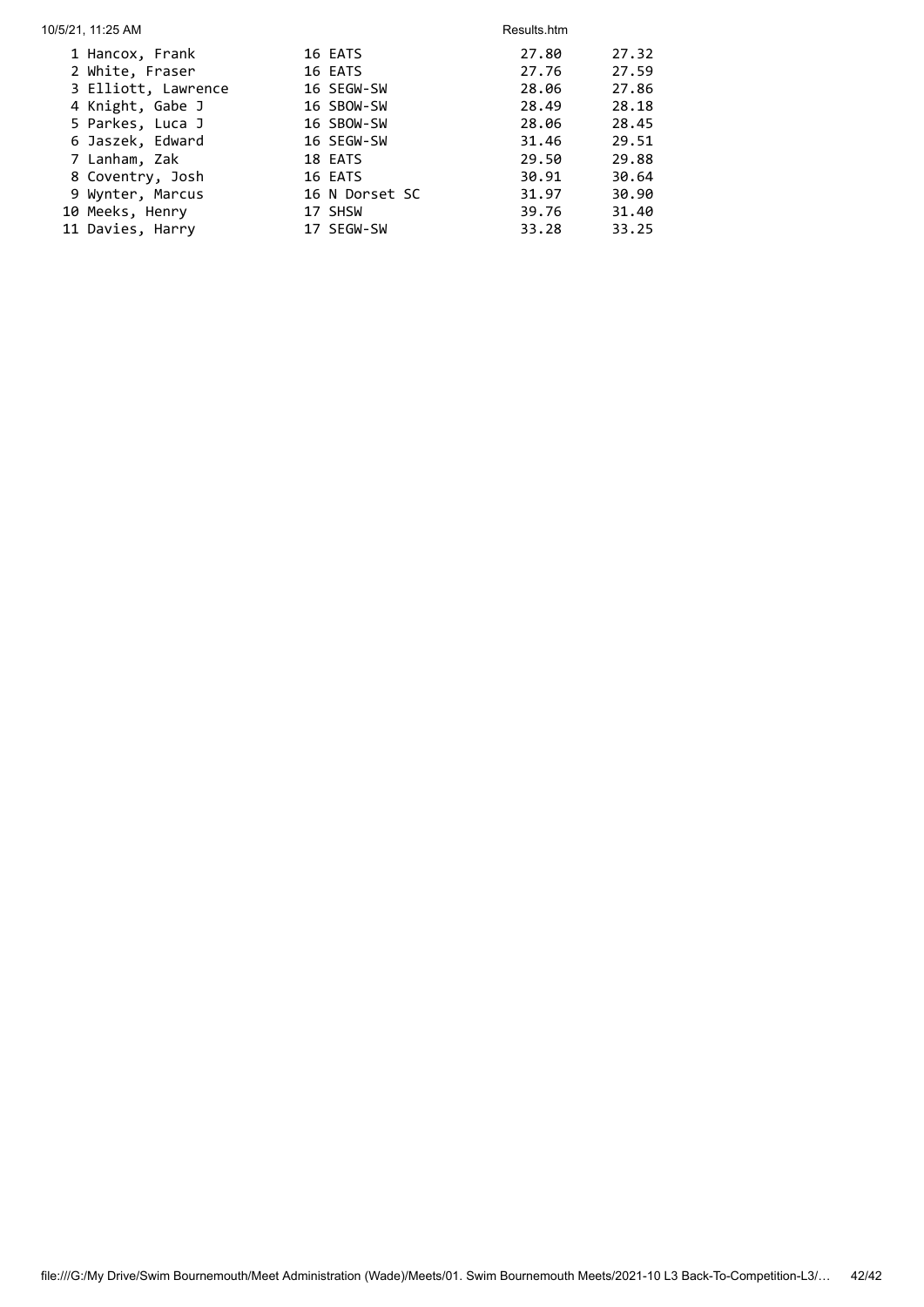| | | | | | |
|---|---|---|---|---|---|
| 1 | Hancox, Frank | 16 | EATS | 27.80 | 27.32 |
| 2 | White, Fraser | 16 | EATS | 27.76 | 27.59 |
| 3 | Elliott, Lawrence | 16 | SEGW-SW | 28.06 | 27.86 |
| 4 | Knight, Gabe J | 16 | SBOW-SW | 28.49 | 28.18 |
| 5 | Parkes, Luca J | 16 | SBOW-SW | 28.06 | 28.45 |
| 6 | Jaszek, Edward | 16 | SEGW-SW | 31.46 | 29.51 |
| 7 | Lanham, Zak | 18 | EATS | 29.50 | 29.88 |
| 8 | Coventry, Josh | 16 | EATS | 30.91 | 30.64 |
| 9 | Wynter, Marcus | 16 | N Dorset SC | 31.97 | 30.90 |
| 10 | Meeks, Henry | 17 | SHSW | 39.76 | 31.40 |
| 11 | Davies, Harry | 17 | SEGW-SW | 33.28 | 33.25 |